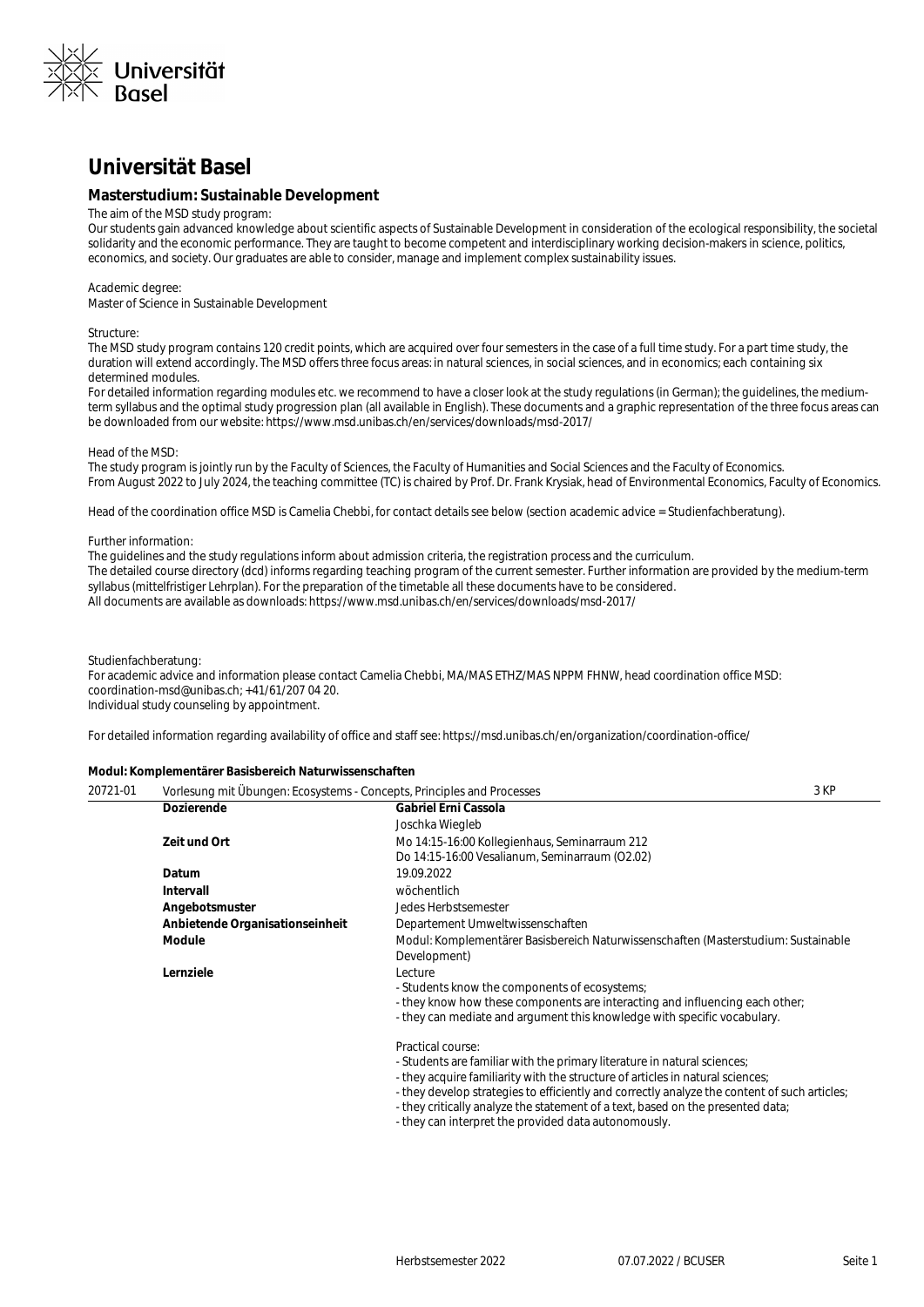# Universität Basel

## Masterstudium: Sustainable Development

The aim of the MSD study program:
Our students gain advanced knowledge about scientific aspects of Sustainable Development in consideration of the ecological responsibility, the societal solidarity and the economic performance. They are taught to become competent and interdisciplinary working decision-makers in science, politics, economics, and society. Our graduates are able to consider, manage and implement complex sustainability issues.

Academic degree:
Master of Science in Sustainable Development

Structure:
The MSD study program contains 120 credit points, which are acquired over four semesters in the case of a full time study. For a part time study, the duration will extend accordingly. The MSD offers three focus areas: in natural sciences, in social sciences, and in economics; each containing six determined modules.
For detailed information regarding modules etc. we recommend to have a closer look at the study regulations (in German); the guidelines, the medium-term syllabus and the optimal study progression plan (all available in English). These documents and a graphic representation of the three focus areas can be downloaded from our website: https://www.msd.unibas.ch/en/services/downloads/msd-2017/

Head of the MSD:
The study program is jointly run by the Faculty of Sciences, the Faculty of Humanities and Social Sciences and the Faculty of Economics.
From August 2022 to July 2024, the teaching committee (TC) is chaired by Prof. Dr. Frank Krysiak, head of Environmental Economics, Faculty of Economics.

Head of the coordination office MSD is Camelia Chebbi, for contact details see below (section academic advice = Studienfachberatung).

Further information:
The guidelines and the study regulations inform about admission criteria, the registration process and the curriculum.
The detailed course directory (dcd) informs regarding teaching program of the current semester. Further information are provided by the medium-term syllabus (mittelfristiger Lehrplan). For the preparation of the timetable all these documents have to be considered.
All documents are available as downloads: https://www.msd.unibas.ch/en/services/downloads/msd-2017/

Studienfachberatung:
For academic advice and information please contact Camelia Chebbi, MA/MAS ETHZ/MAS NPPM FHNW, head coordination office MSD: coordination-msd@unibas.ch; +41/61/207 04 20.
Individual study counseling by appointment.

For detailed information regarding availability of office and staff see: https://msd.unibas.ch/en/organization/coordination-office/

**Modul: Komplementärer Basisbereich Naturwissenschaften**

| 20721-01 | Vorlesung mit Übungen: Ecosystems - Concepts, Principles and Processes | 3 KP |
|---|---|---|

| | |
|---|---|
| **Dozierende** | **Gabriel Erni Cassola**<br>Joschka Wiegleb |
| **Zeit und Ort** | Mo 14:15-16:00 Kollegienhaus, Seminarraum 212<br>Do 14:15-16:00 Vesalianum, Seminarraum (O2.02) |
| **Datum** | 19.09.2022 |
| **Intervall** | wöchentlich |
| **Angebotsmuster** | Jedes Herbstsemester |
| **Anbietende Organisationseinheit** | Departement Umweltwissenschaften |
| **Module** | Modul: Komplementärer Basisbereich Naturwissenschaften (Masterstudium: Sustainable Development) |
| **Lernziele** | Lecture<br>- Students know the components of ecosystems;<br>- they know how these components are interacting and influencing each other;<br>- they can mediate and argument this knowledge with specific vocabulary.<br><br>Practical course:<br>- Students are familiar with the primary literature in natural sciences;<br>- they acquire familiarity with the structure of articles in natural sciences;<br>- they develop strategies to efficiently and correctly analyze the content of such articles;<br>- they critically analyze the statement of a text, based on the presented data;<br>- they can interpret the provided data autonomously. |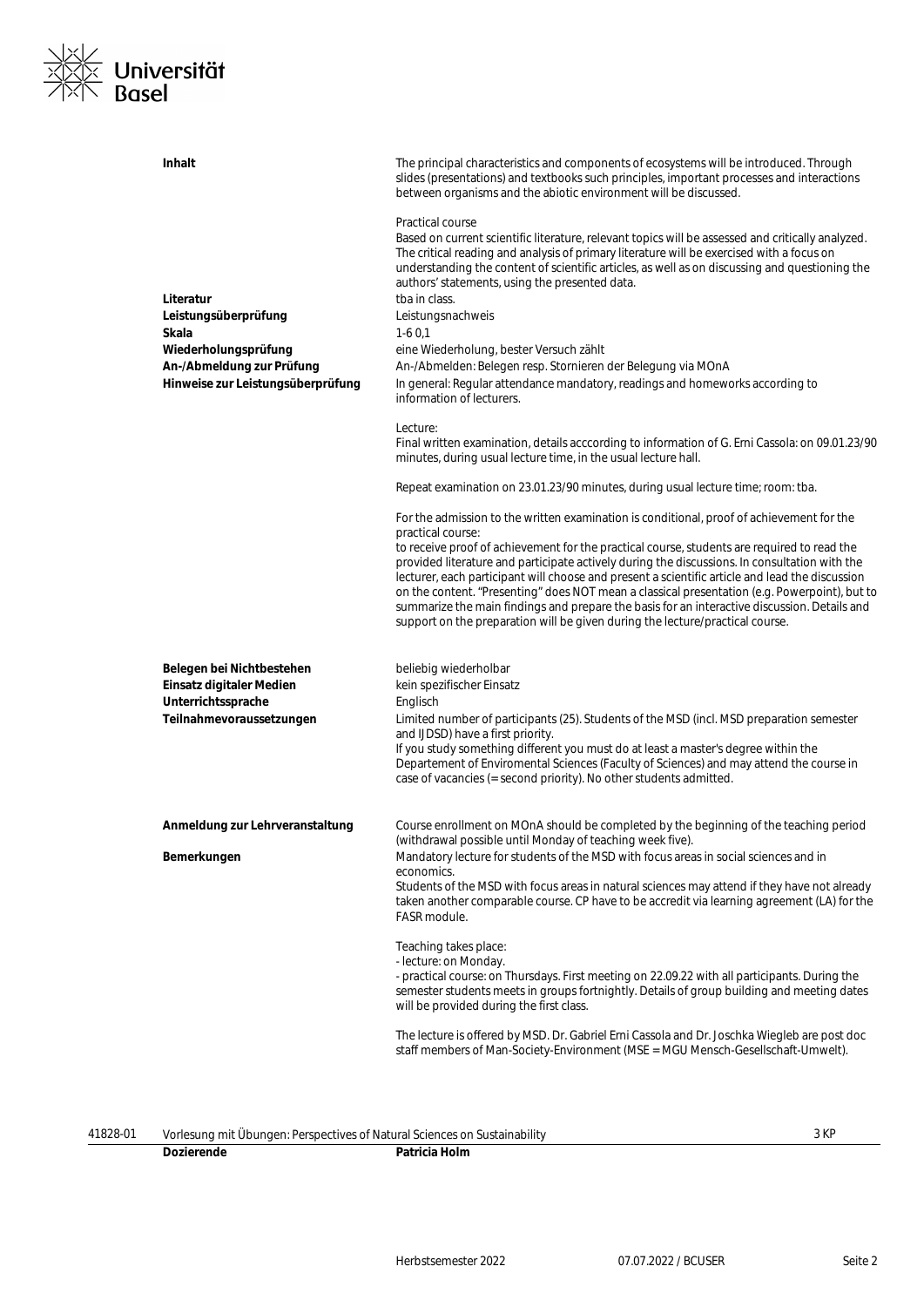| | |
|---|---|
| **Inhalt** | The principal characteristics and components of ecosystems will be introduced. Through slides (presentations) and textbooks such principles, important processes and interactions between organisms and the abiotic environment will be discussed.<br><br>Practical course<br>Based on current scientific literature, relevant topics will be assessed and critically analyzed. The critical reading and analysis of primary literature will be exercised with a focus on understanding the content of scientific articles, as well as on discussing and questioning the authors' statements, using the presented data. |
| **Literatur** | tba in class. |
| **Leistungsüberprüfung** | Leistungsnachweis |
| **Skala** | 1-6 0,1 |
| **Wiederholungsprüfung** | eine Wiederholung, bester Versuch zählt |
| **An-/Abmeldung zur Prüfung** | An-/Abmelden: Belegen resp. Stornieren der Belegung via MOnA |
| **Hinweise zur Leistungsüberprüfung** | In general: Regular attendance mandatory, readings and homeworks according to information of lecturers.<br><br>Lecture:<br>Final written examination, details acccording to information of G. Erni Cassola: on 09.01.23/90 minutes, during usual lecture time, in the usual lecture hall.<br><br>Repeat examination on 23.01.23/90 minutes, during usual lecture time; room: tba.<br><br>For the admission to the written examination is conditional, proof of achievement for the practical course:<br>to receive proof of achievement for the practical course, students are required to read the provided literature and participate actively during the discussions. In consultation with the lecturer, each participant will choose and present a scientific article and lead the discussion on the content. "Presenting" does NOT mean a classical presentation (e.g. Powerpoint), but to summarize the main findings and prepare the basis for an interactive discussion. Details and support on the preparation will be given during the lecture/practical course. |
| **Belegen bei Nichtbestehen** | beliebig wiederholbar |
| **Einsatz digitaler Medien** | kein spezifischer Einsatz |
| **Unterrichtssprache** | Englisch |
| **Teilnahmevoraussetzungen** | Limited number of participants (25). Students of the MSD (incl. MSD preparation semester and IJDSD) have a first priority.<br>If you study something different you must do at least a master's degree within the Departement of Enviromental Sciences (Faculty of Sciences) and may attend the course in case of vacancies (= second priority). No other students admitted. |
| **Anmeldung zur Lehrveranstaltung** | Course enrollment on MOnA should be completed by the beginning of the teaching period (withdrawal possible until Monday of teaching week five). |
| **Bemerkungen** | Mandatory lecture for students of the MSD with focus areas in social sciences and in economics.<br>Students of the MSD with focus areas in natural sciences may attend if they have not already taken another comparable course. CP have to be accredit via learning agreement (LA) for the FASR module.<br><br>Teaching takes place:<br>- lecture: on Monday.<br>- practical course: on Thursdays. First meeting on 22.09.22 with all participants. During the semester students meets in groups fortnightly. Details of group building and meeting dates will be provided during the first class.<br><br>The lecture is offered by MSD. Dr. Gabriel Erni Cassola and Dr. Joschka Wiegleb are post doc staff members of Man-Society-Environment (MSE = MGU Mensch-Gesellschaft-Umwelt). |

41828-01 Vorlesung mit Übungen: Perspectives of Natural Sciences on Sustainability 3 KP

| | |
|---|---|
| **Dozierende** | **Patricia Holm** |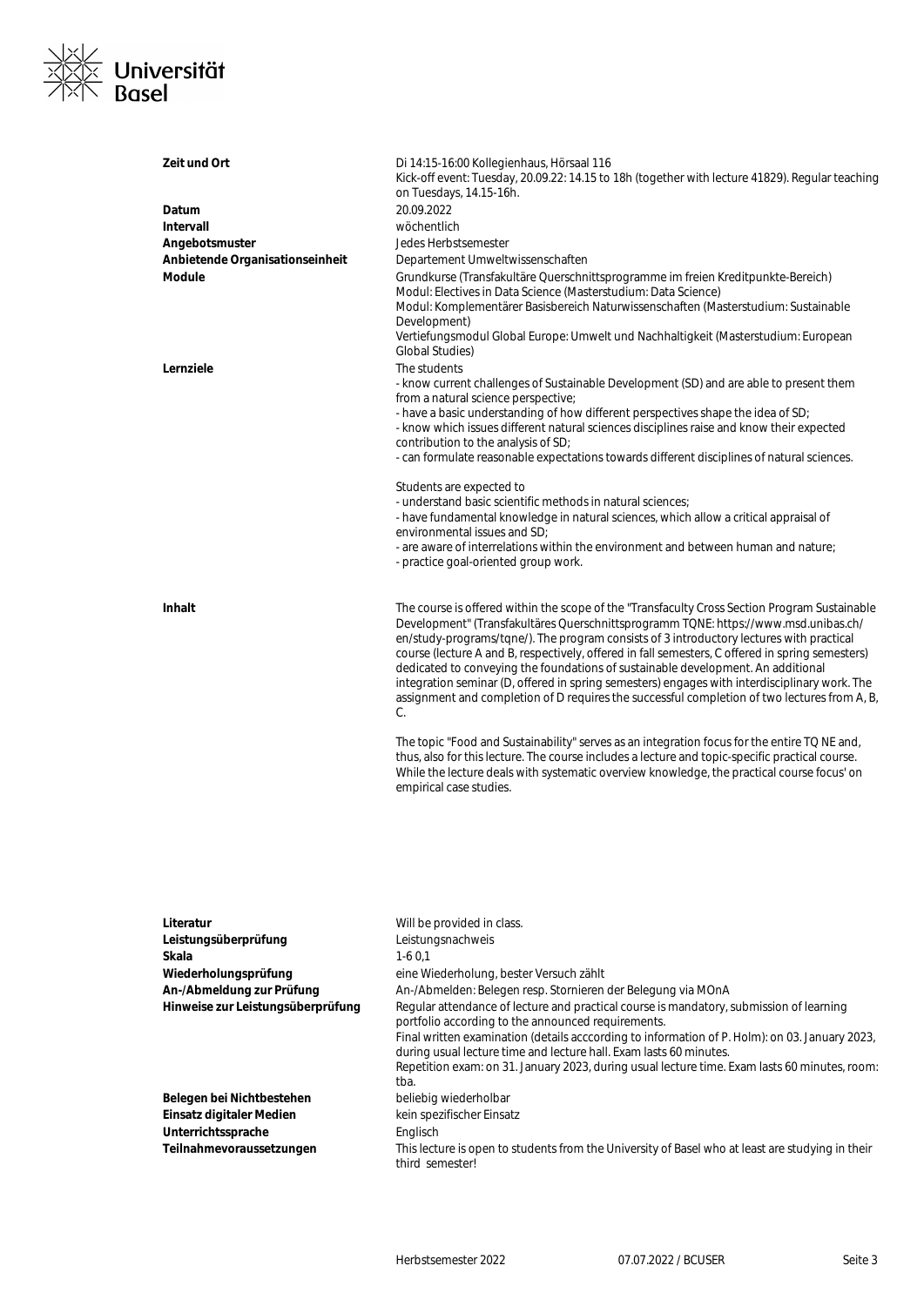**Zeit und Ort** Di 14:15-16:00 Kollegienhaus, Hörsaal 116
Kick-off event: Tuesday, 20.09.22: 14.15 to 18h (together with lecture 41829). Regular teaching on Tuesdays, 14.15-16h.

**Datum** 20.09.2022

**Intervall** wöchentlich

**Angebotsmuster** Jedes Herbstsemester

**Anbietende Organisationseinheit** Departement Umweltwissenschaften

**Module** Grundkurse (Transfakultäre Querschnittsprogramme im freien Kreditpunkte-Bereich)
Modul: Electives in Data Science (Masterstudium: Data Science)
Modul: Komplementärer Basisbereich Naturwissenschaften (Masterstudium: Sustainable Development)
Vertiefungsmodul Global Europe: Umwelt und Nachhaltigkeit (Masterstudium: European Global Studies)

**Lernziele** The students
- know current challenges of Sustainable Development (SD) and are able to present them from a natural science perspective;
- have a basic understanding of how different perspectives shape the idea of SD;
- know which issues different natural sciences disciplines raise and know their expected contribution to the analysis of SD;
- can formulate reasonable expectations towards different disciplines of natural sciences.

Students are expected to
- understand basic scientific methods in natural sciences;
- have fundamental knowledge in natural sciences, which allow a critical appraisal of environmental issues and SD;
- are aware of interrelations within the environment and between human and nature;
- practice goal-oriented group work.

**Inhalt** The course is offered within the scope of the "Transfaculty Cross Section Program Sustainable Development" (Transfakultäres Querschnittsprogramm TQNE: https://www.msd.unibas.ch/en/study-programs/tqne/). The program consists of 3 introductory lectures with practical course (lecture A and B, respectively, offered in fall semesters, C offered in spring semesters) dedicated to conveying the foundations of sustainable development. An additional integration seminar (D, offered in spring semesters) engages with interdisciplinary work. The assignment and completion of D requires the successful completion of two lectures from A, B, C.

The topic "Food and Sustainability" serves as an integration focus for the entire TQ NE and, thus, also for this lecture. The course includes a lecture and topic-specific practical course. While the lecture deals with systematic overview knowledge, the practical course focus' on empirical case studies.

**Literatur** Will be provided in class.

**Leistungsüberprüfung** Leistungsnachweis

**Skala** 1-6 0,1

**Wiederholungsprüfung** eine Wiederholung, bester Versuch zählt

**An-/Abmeldung zur Prüfung** An-/Abmelden: Belegen resp. Stornieren der Belegung via MOnA

**Hinweise zur Leistungsüberprüfung** Regular attendance of lecture and practical course is mandatory, submission of learning portfolio according to the announced requirements.
Final written examination (details acccording to information of P. Holm): on 03. January 2023, during usual lecture time and lecture hall. Exam lasts 60 minutes.
Repetition exam: on 31. January 2023, during usual lecture time. Exam lasts 60 minutes, room: tba.

**Belegen bei Nichtbestehen** beliebig wiederholbar

**Einsatz digitaler Medien** kein spezifischer Einsatz

**Unterrichtssprache** Englisch

**Teilnahmevoraussetzungen** This lecture is open to students from the University of Basel who at least are studying in their third semester!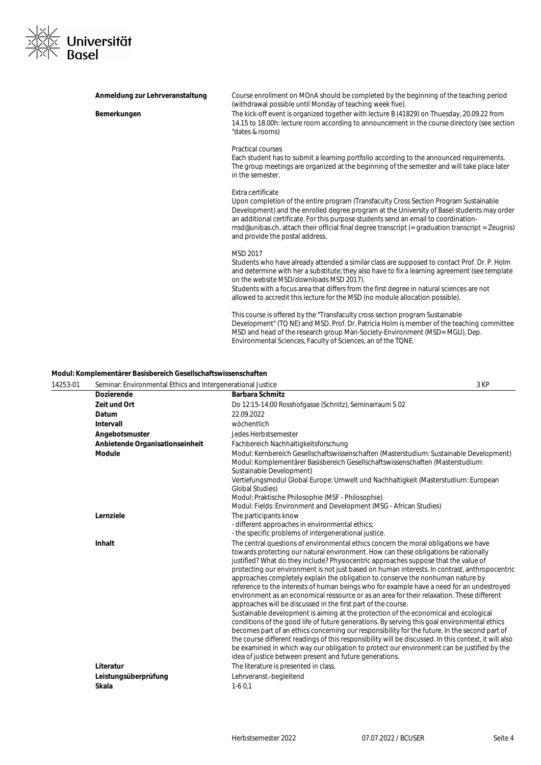| | |
|---|---|
| **Anmeldung zur Lehrveranstaltung** | Course enrollment on MOnA should be completed by the beginning of the teaching period (withdrawal possible until Monday of teaching week five). |
| **Bemerkungen** | The kick-off event is organized together with lecture B (41829) on Tuesday, 20.09.22 from 14.15 to 18.00h: lecture room according to announcement in the course directory (see section "dates & rooms)<br><br>Practical courses<br>Each student has to submit a learning portfolio according to the announced requirements. The group meetings are organized at the beginning of the semester and will take place later in the semester.<br><br>Extra certificate<br>Upon completion of the entire program (Transfaculty Cross Section Program Sustainable Development) and the enrolled degree program at the University of Basel students may order an additional certificate. For this purpose students send an email to coordination-msd@unibas.ch, attach their official final degree transcript (= graduation transcript = Zeugnis) and provide the postal address.<br><br>MSD 2017<br>Students who have already attended a similar class are supposed to contact Prof. Dr. P. Holm and determine with her a substitute; they also have to fix a learning agreement (see template on the website MSD/downloads MSD 2017).<br>Students with a focus area that differs from the first degree in natural sciences are not allowed to accredit this lecture for the MSD (no module allocation possible).<br><br>This course is offered by the "Transfaculty cross section program Sustainable Development" (TQ NE) and MSD. Prof. Dr. Patricia Holm is member of the teaching committee MSD and head of the research group Man-Society-Environment (MSD= MGU), Dep. Environmental Sciences, Faculty of Sciences, an of the TQNE. |

**Modul: Komplementärer Basisbereich Gesellschaftswissenschaften**

| 14253-01 | Seminar: Environmental Ethics and Intergenerational Justice | 3 KP |
|---|---|---|
| | **Dozierende** | **Barbara Schmitz** |
| | **Zeit und Ort** | Do 12:15-14:00 Rosshofgasse (Schnitz), Seminarraum S 02 |
| | **Datum** | 22.09.2022 |
| | **Intervall** | wöchentlich |
| | **Angebotsmuster** | Jedes Herbstsemester |
| | **Anbietende Organisationseinheit** | Fachbereich Nachhaltigkeitsforschung |
| | **Module** | Modul: Kernbereich Gesellschaftswissenschaften (Masterstudium: Sustainable Development)<br>Modul: Komplementärer Basisbereich Gesellschaftswissenschaften (Masterstudium: Sustainable Development)<br>Vertiefungsmodul Global Europe: Umwelt und Nachhaltigkeit (Masterstudium: European Global Studies)<br>Modul: Praktische Philosophie (MSF - Philosophie)<br>Modul: Fields: Environment and Development (MSG - African Studies) |
| | **Lernziele** | The participants know<br>- different approaches in environmental ethics;<br>- the specific problems of intergenerational justice. |
| | **Inhalt** | The central questions of environmental ethics concern the moral obligations we have towards protecting our natural environment. How can these obligations be rationally justified? What do they include? Physiocentric approaches suppose that the value of protecting our environment is not just based on human interests. In contrast, anthropocentric approaches completely explain the obligation to conserve the nonhuman nature by reference to the interests of human beings who for example have a need for an undestroyed environment as an economical ressource or as an area for their relaxation. These different approaches will be discussed in the first part of the course.<br>Sustainable development is aiming at the protection of the economical and ecological conditions of the good life of future generations. By serving this goal environmental ethics becomes part of an ethics concerning our responsibility for the future. In the second part of the course different readings of this responsibility will be discussed. In this context, it will also be examined in which way our obligation to protect our environment can be justified by the idea of justice between present and future generations. |
| | **Literatur** | The literature is presented in class. |
| | **Leistungsüberprüfung** | Lehrveranst.-begleitend |
| | **Skala** | 1-6 0,1 |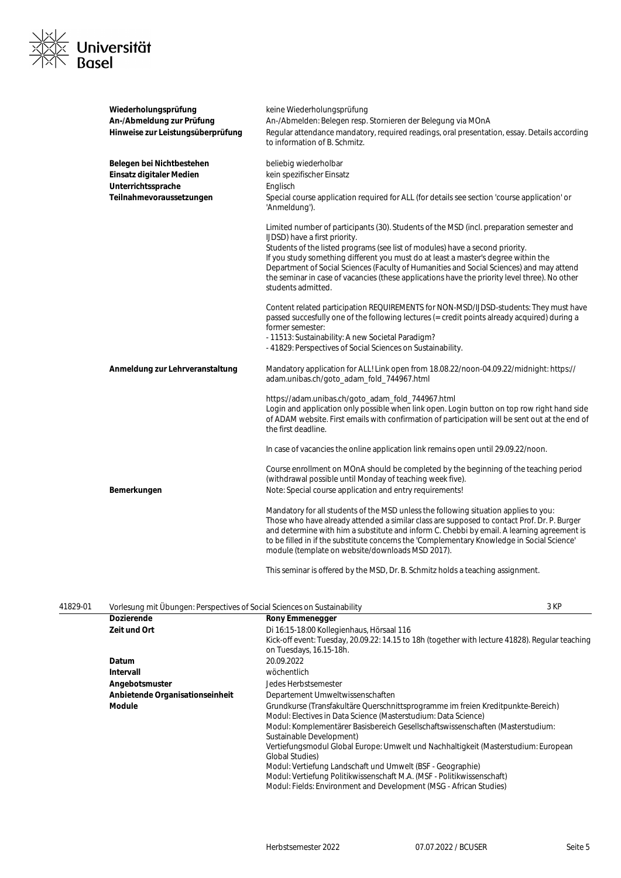| | |
|---|---|
| **Wiederholungsprüfung** | keine Wiederholungsprüfung |
| **An-/Abmeldung zur Prüfung** | An-/Abmelden: Belegen resp. Stornieren der Belegung via MOnA |
| **Hinweise zur Leistungsüberprüfung** | Regular attendance mandatory, required readings, oral presentation, essay. Details according to information of B. Schmitz. |
| **Belegen bei Nichtbestehen** | beliebig wiederholbar |
| **Einsatz digitaler Medien** | kein spezifischer Einsatz |
| **Unterrichtssprache** | Englisch |
| **Teilnahmevoraussetzungen** | Special course application required for ALL (for details see section 'course application' or 'Anmeldung').<br><br>Limited number of participants (30). Students of the MSD (incl. preparation semester and IJDSD) have a first priority.<br>Students of the listed programs (see list of modules) have a second priority.<br>If you study something different you must do at least a master's degree within the Department of Social Sciences (Faculty of Humanities and Social Sciences) and may attend the seminar in case of vacancies (these applications have the priority level three). No other students admitted.<br><br>Content related participation REQUIREMENTS for NON-MSD/IJDSD-students: They must have passed succesfully one of the following lectures (= credit points already acquired) during a former semester:<br>- 11513: Sustainability: A new Societal Paradigm?<br>- 41829: Perspectives of Social Sciences on Sustainability. |
| **Anmeldung zur Lehrveranstaltung** | Mandatory application for ALL! Link open from 18.08.22/noon-04.09.22/midnight: https://adam.unibas.ch/goto_adam_fold_744967.html<br><br>https://adam.unibas.ch/goto_adam_fold_744967.html<br>Login and application only possible when link open. Login button on top row right hand side of ADAM website. First emails with confirmation of participation will be sent out at the end of the first deadline.<br><br>In case of vacancies the online application link remains open until 29.09.22/noon.<br><br>Course enrollment on MOnA should be completed by the beginning of the teaching period (withdrawal possible until Monday of teaching week five). |
| **Bemerkungen** | Note: Special course application and entry requirements!<br><br>Mandatory for all students of the MSD unless the following situation applies to you:<br>Those who have already attended a similar class are supposed to contact Prof. Dr. P. Burger and determine with him a substitute and inform C. Chebbi by email. A learning agreement is to be filled in if the substitute concerns the 'Complementary Knowledge in Social Science' module (template on website/downloads MSD 2017).<br><br>This seminar is offered by the MSD, Dr. B. Schmitz holds a teaching assignment. |

**41829-01 Vorlesung mit Übungen: Perspectives of Social Sciences on Sustainability** — 3 KP

| | |
|---|---|
| **Dozierende** | **Rony Emmenegger** |
| **Zeit und Ort** | Di 16:15-18:00 Kollegienhaus, Hörsaal 116<br>Kick-off event: Tuesday, 20.09.22: 14.15 to 18h (together with lecture 41828). Regular teaching on Tuesdays, 16.15-18h. |
| **Datum** | 20.09.2022 |
| **Intervall** | wöchentlich |
| **Angebotsmuster** | Jedes Herbstsemester |
| **Anbietende Organisationseinheit** | Departement Umweltwissenschaften |
| **Module** | Grundkurse (Transfakultäre Querschnittsprogramme im freien Kreditpunkte-Bereich)<br>Modul: Electives in Data Science (Masterstudium: Data Science)<br>Modul: Komplementärer Basisbereich Gesellschaftswissenschaften (Masterstudium: Sustainable Development)<br>Vertiefungsmodul Global Europe: Umwelt und Nachhaltigkeit (Masterstudium: European Global Studies)<br>Modul: Vertiefung Landschaft und Umwelt (BSF - Geographie)<br>Modul: Vertiefung Politikwissenschaft M.A. (MSF - Politikwissenschaft)<br>Modul: Fields: Environment and Development (MSG - African Studies) |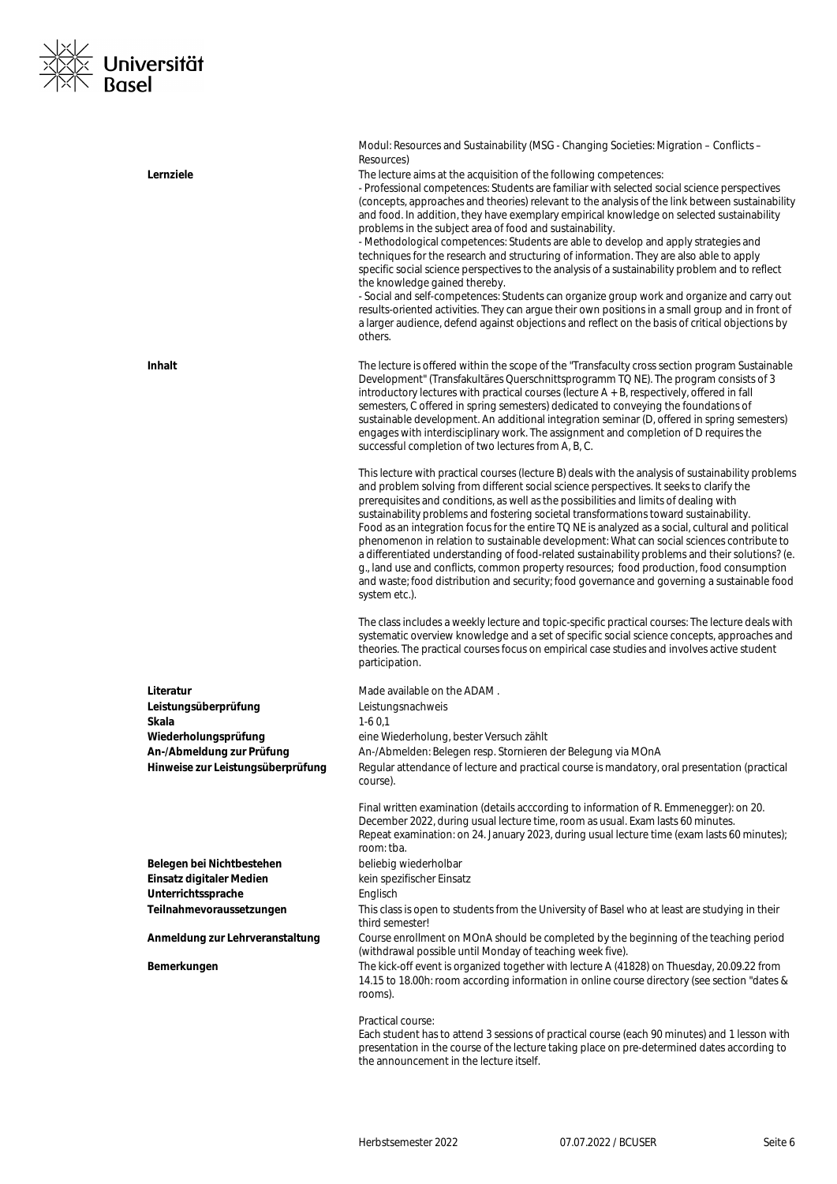Modul: Resources and Sustainability (MSG - Changing Societies: Migration – Conflicts – Resources)

**Lernziele**

The lecture aims at the acquisition of the following competences:
- Professional competences: Students are familiar with selected social science perspectives (concepts, approaches and theories) relevant to the analysis of the link between sustainability and food. In addition, they have exemplary empirical knowledge on selected sustainability problems in the subject area of food and sustainability.
- Methodological competences: Students are able to develop and apply strategies and techniques for the research and structuring of information. They are also able to apply specific social science perspectives to the analysis of a sustainability problem and to reflect the knowledge gained thereby.
- Social and self-competences: Students can organize group work and organize and carry out results-oriented activities. They can argue their own positions in a small group and in front of a larger audience, defend against objections and reflect on the basis of critical objections by others.

**Inhalt**

The lecture is offered within the scope of the "Transfaculty cross section program Sustainable Development" (Transfakultäres Querschnittsprogramm TQ NE). The program consists of 3 introductory lectures with practical courses (lecture A + B, respectively, offered in fall semesters, C offered in spring semesters) dedicated to conveying the foundations of sustainable development. An additional integration seminar (D, offered in spring semesters) engages with interdisciplinary work. The assignment and completion of D requires the successful completion of two lectures from A, B, C.

This lecture with practical courses (lecture B) deals with the analysis of sustainability problems and problem solving from different social science perspectives. It seeks to clarify the prerequisites and conditions, as well as the possibilities and limits of dealing with sustainability problems and fostering societal transformations toward sustainability.
Food as an integration focus for the entire TQ NE is analyzed as a social, cultural and political phenomenon in relation to sustainable development: What can social sciences contribute to a differentiated understanding of food-related sustainability problems and their solutions? (e. g., land use and conflicts, common property resources; food production, food consumption and waste; food distribution and security; food governance and governing a sustainable food system etc.).

The class includes a weekly lecture and topic-specific practical courses: The lecture deals with systematic overview knowledge and a set of specific social science concepts, approaches and theories. The practical courses focus on empirical case studies and involves active student participation.

**Literatur**
Made available on the ADAM .

**Leistungsüberprüfung**
Leistungsnachweis

**Skala**
1-6 0,1

**Wiederholungsprüfung**
eine Wiederholung, bester Versuch zählt

**An-/Abmeldung zur Prüfung**
An-/Abmelden: Belegen resp. Stornieren der Belegung via MOnA

**Hinweise zur Leistungsüberprüfung**

Regular attendance of lecture and practical course is mandatory, oral presentation (practical course).

Final written examination (details acccording to information of R. Emmenegger): on 20. December 2022, during usual lecture time, room as usual. Exam lasts 60 minutes.
Repeat examination: on 24. January 2023, during usual lecture time (exam lasts 60 minutes); room: tba.

**Belegen bei Nichtbestehen**
beliebig wiederholbar

**Einsatz digitaler Medien**
kein spezifischer Einsatz

**Unterrichtssprache**
Englisch

**Teilnahmevoraussetzungen**
This class is open to students from the University of Basel who at least are studying in their third semester!

**Anmeldung zur Lehrveranstaltung**
Course enrollment on MOnA should be completed by the beginning of the teaching period (withdrawal possible until Monday of teaching week five).

**Bemerkungen**

The kick-off event is organized together with lecture A (41828) on Thuesday, 20.09.22 from 14.15 to 18.00h: room according information in online course directory (see section "dates & rooms).

Practical course:
Each student has to attend 3 sessions of practical course (each 90 minutes) and 1 lesson with presentation in the course of the lecture taking place on pre-determined dates according to the announcement in the lecture itself.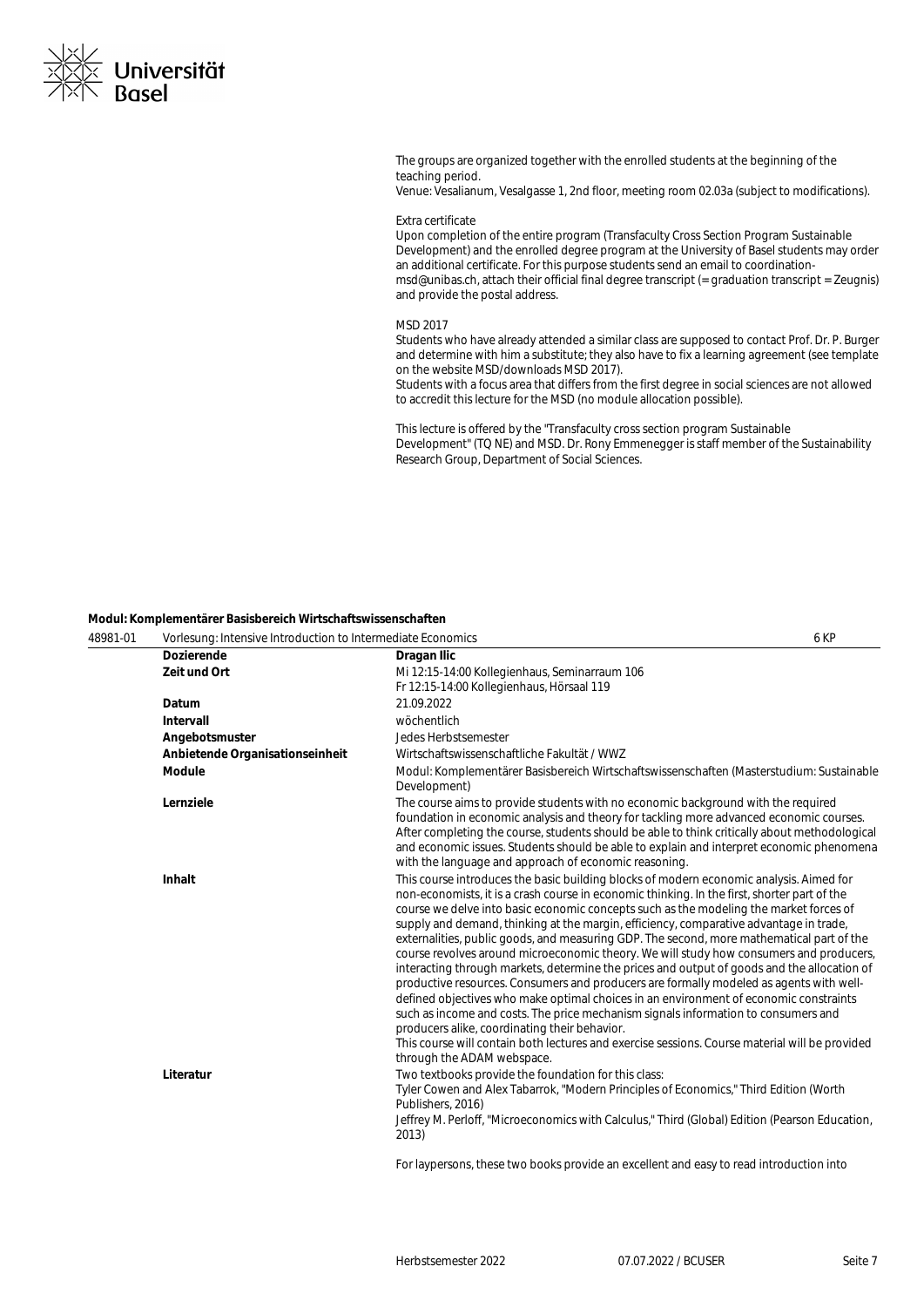The groups are organized together with the enrolled students at the beginning of the teaching period.
Venue: Vesalianum, Vesalgasse 1, 2nd floor, meeting room 02.03a (subject to modifications).

Extra certificate
Upon completion of the entire program (Transfaculty Cross Section Program Sustainable Development) and the enrolled degree program at the University of Basel students may order an additional certificate. For this purpose students send an email to coordination-msd@unibas.ch, attach their official final degree transcript (= graduation transcript = Zeugnis) and provide the postal address.

MSD 2017
Students who have already attended a similar class are supposed to contact Prof. Dr. P. Burger and determine with him a substitute; they also have to fix a learning agreement (see template on the website MSD/downloads MSD 2017).
Students with a focus area that differs from the first degree in social sciences are not allowed to accredit this lecture for the MSD (no module allocation possible).

This lecture is offered by the "Transfaculty cross section program Sustainable Development" (TQ NE) and MSD. Dr. Rony Emmenegger is staff member of the Sustainability Research Group, Department of Social Sciences.

**Modul: Komplementärer Basisbereich Wirtschaftswissenschaften**

| 48981-01 | Vorlesung: Intensive Introduction to Intermediate Economics | 6 KP |
|---|---|---|
| | **Dozierende** | **Dragan Ilic** |
| | **Zeit und Ort** | Mi 12:15-14:00 Kollegienhaus, Seminarraum 106<br>Fr 12:15-14:00 Kollegienhaus, Hörsaal 119 |
| | **Datum** | 21.09.2022 |
| | **Intervall** | wöchentlich |
| | **Angebotsmuster** | Jedes Herbstsemester |
| | **Anbietende Organisationseinheit** | Wirtschaftswissenschaftliche Fakultät / WWZ |
| | **Module** | Modul: Komplementärer Basisbereich Wirtschaftswissenschaften (Masterstudium: Sustainable Development) |
| | **Lernziele** | The course aims to provide students with no economic background with the required foundation in economic analysis and theory for tackling more advanced economic courses. After completing the course, students should be able to think critically about methodological and economic issues. Students should be able to explain and interpret economic phenomena with the language and approach of economic reasoning. |
| | **Inhalt** | This course introduces the basic building blocks of modern economic analysis. Aimed for non-economists, it is a crash course in economic thinking. In the first, shorter part of the course we delve into basic economic concepts such as the modeling the market forces of supply and demand, thinking at the margin, efficiency, comparative advantage in trade, externalities, public goods, and measuring GDP. The second, more mathematical part of the course revolves around microeconomic theory. We will study how consumers and producers, interacting through markets, determine the prices and output of goods and the allocation of productive resources. Consumers and producers are formally modeled as agents with well-defined objectives who make optimal choices in an environment of economic constraints such as income and costs. The price mechanism signals information to consumers and producers alike, coordinating their behavior.<br>This course will contain both lectures and exercise sessions. Course material will be provided through the ADAM webspace. |
| | **Literatur** | Two textbooks provide the foundation for this class:<br>Tyler Cowen and Alex Tabarrok, "Modern Principles of Economics," Third Edition (Worth Publishers, 2016)<br>Jeffrey M. Perloff, "Microeconomics with Calculus," Third (Global) Edition (Pearson Education, 2013)<br><br>For laypersons, these two books provide an excellent and easy to read introduction into |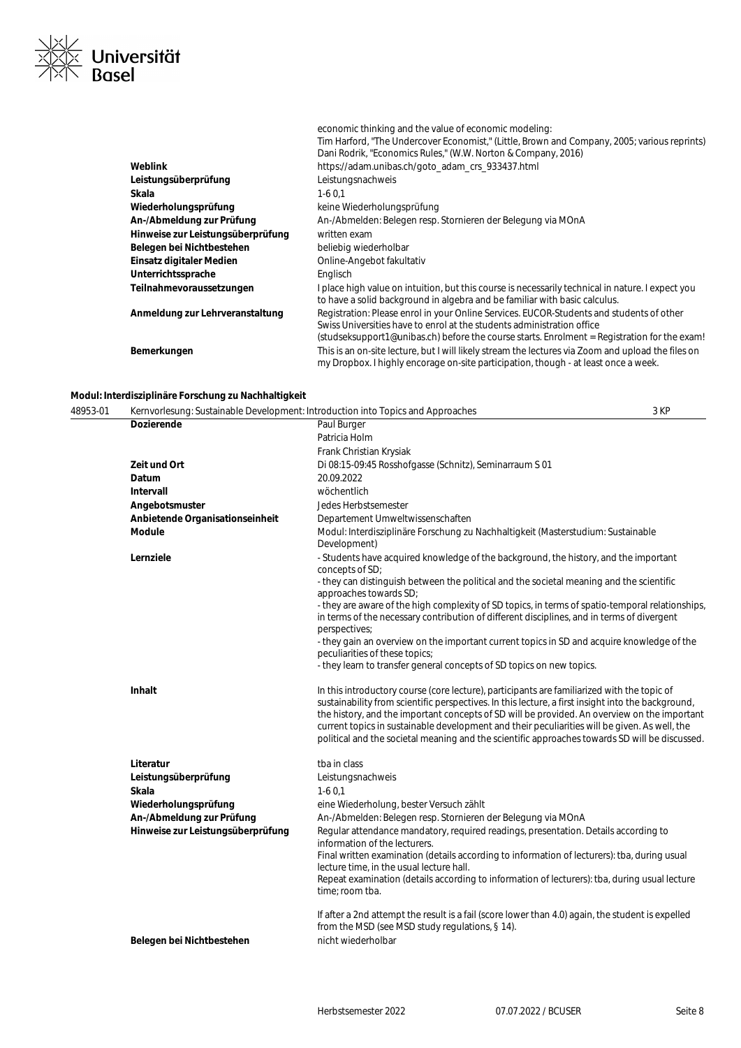| | |
|---|---|
| | economic thinking and the value of economic modeling:<br>Tim Harford, "The Undercover Economist," (Little, Brown and Company, 2005; various reprints)<br>Dani Rodrik, "Economics Rules," (W.W. Norton & Company, 2016) |
| **Weblink** | https://adam.unibas.ch/goto_adam_crs_933437.html |
| **Leistungsüberprüfung** | Leistungsnachweis |
| **Skala** | 1-6 0,1 |
| **Wiederholungsprüfung** | keine Wiederholungsprüfung |
| **An-/Abmeldung zur Prüfung** | An-/Abmelden: Belegen resp. Stornieren der Belegung via MOnA |
| **Hinweise zur Leistungsüberprüfung** | written exam |
| **Belegen bei Nichtbestehen** | beliebig wiederholbar |
| **Einsatz digitaler Medien** | Online-Angebot fakultativ |
| **Unterrichtssprache** | Englisch |
| **Teilnahmevoraussetzungen** | I place high value on intuition, but this course is necessarily technical in nature. I expect you to have a solid background in algebra and be familiar with basic calculus. |
| **Anmeldung zur Lehrveranstaltung** | Registration: Please enrol in your Online Services. EUCOR-Students and students of other Swiss Universities have to enrol at the students administration office (studseksupport1@unibas.ch) before the course starts. Enrolment = Registration for the exam! |
| **Bemerkungen** | This is an on-site lecture, but I will likely stream the lectures via Zoom and upload the files on my Dropbox. I highly encorage on-site participation, though - at least once a week. |

**Modul: Interdisziplinäre Forschung zu Nachhaltigkeit**

**48953-01** Kernvorlesung: Sustainable Development: Introduction into Topics and Approaches — 3 KP

| | |
|---|---|
| **Dozierende** | Paul Burger<br>Patricia Holm<br>Frank Christian Krysiak |
| **Zeit und Ort** | Di 08:15-09:45 Rosshofgasse (Schnitz), Seminarraum S 01 |
| **Datum** | 20.09.2022 |
| **Intervall** | wöchentlich |
| **Angebotsmuster** | Jedes Herbstsemester |
| **Anbietende Organisationseinheit** | Departement Umweltwissenschaften |
| **Module** | Modul: Interdisziplinäre Forschung zu Nachhaltigkeit (Masterstudium: Sustainable Development) |
| **Lernziele** | - Students have acquired knowledge of the background, the history, and the important concepts of SD;<br>- they can distinguish between the political and the societal meaning and the scientific approaches towards SD;<br>- they are aware of the high complexity of SD topics, in terms of spatio-temporal relationships, in terms of the necessary contribution of different disciplines, and in terms of divergent perspectives;<br>- they gain an overview on the important current topics in SD and acquire knowledge of the peculiarities of these topics;<br>- they learn to transfer general concepts of SD topics on new topics. |
| **Inhalt** | In this introductory course (core lecture), participants are familiarized with the topic of sustainability from scientific perspectives. In this lecture, a first insight into the background, the history, and the important concepts of SD will be provided. An overview on the important current topics in sustainable development and their peculiarities will be given. As well, the political and the societal meaning and the scientific approaches towards SD will be discussed. |
| **Literatur** | tba in class |
| **Leistungsüberprüfung** | Leistungsnachweis |
| **Skala** | 1-6 0,1 |
| **Wiederholungsprüfung** | eine Wiederholung, bester Versuch zählt |
| **An-/Abmeldung zur Prüfung** | An-/Abmelden: Belegen resp. Stornieren der Belegung via MOnA |
| **Hinweise zur Leistungsüberprüfung** | Regular attendance mandatory, required readings, presentation. Details according to information of the lecturers.<br>Final written examination (details according to information of lecturers): tba, during usual lecture time, in the usual lecture hall.<br>Repeat examination (details according to information of lecturers): tba, during usual lecture time; room tba.<br><br>If after a 2nd attempt the result is a fail (score lower than 4.0) again, the student is expelled from the MSD (see MSD study regulations, § 14). |
| **Belegen bei Nichtbestehen** | nicht wiederholbar |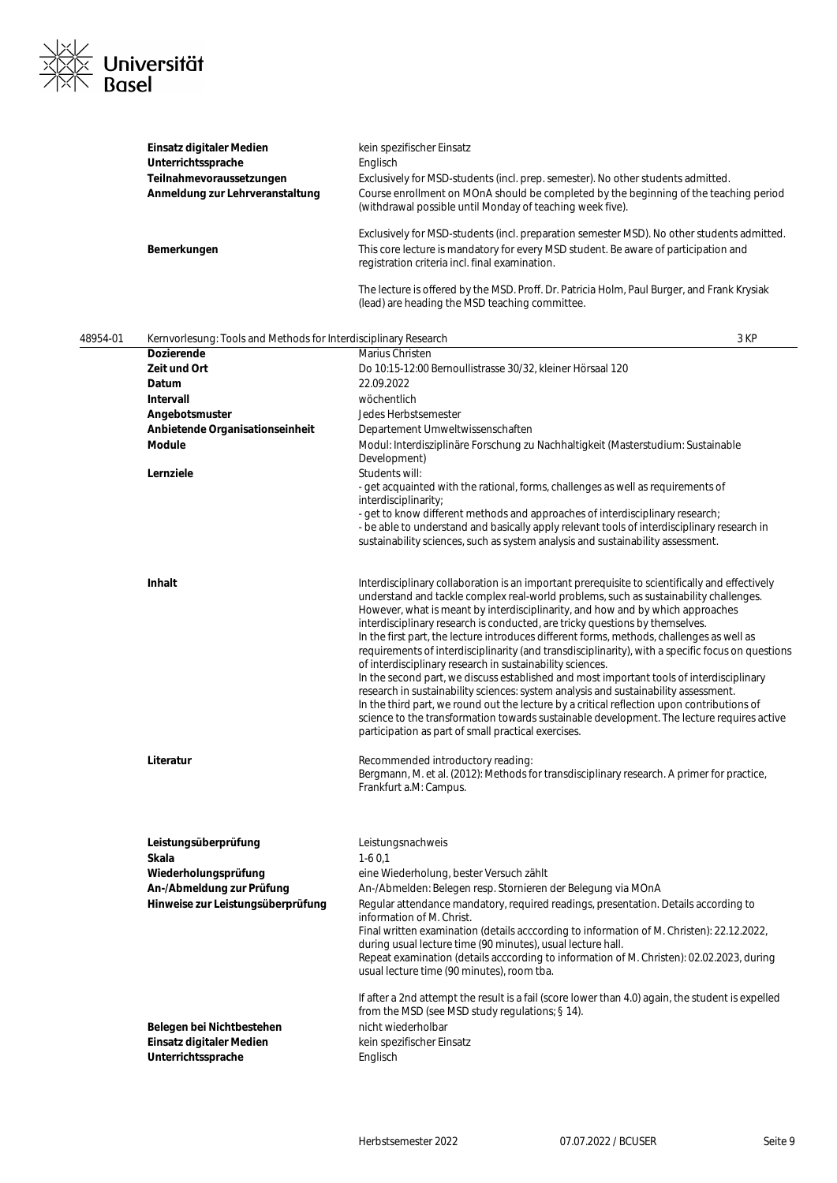| | |
|---|---|
| **Einsatz digitaler Medien** | kein spezifischer Einsatz |
| **Unterrichtssprache** | Englisch |
| **Teilnahmevoraussetzungen** | Exclusively for MSD-students (incl. prep. semester). No other students admitted. |
| **Anmeldung zur Lehrveranstaltung** | Course enrollment on MOnA should be completed by the beginning of the teaching period (withdrawal possible until Monday of teaching week five).<br><br>Exclusively for MSD-students (incl. preparation semester MSD). No other students admitted. |
| **Bemerkungen** | This core lecture is mandatory for every MSD student. Be aware of participation and registration criteria incl. final examination.<br><br>The lecture is offered by the MSD. Proff. Dr. Patricia Holm, Paul Burger, and Frank Krysiak (lead) are heading the MSD teaching committee. |

## 48954-01 Kernvorlesung: Tools and Methods for Interdisciplinary Research — 3 KP

| | |
|---|---|
| **Dozierende** | Marius Christen |
| **Zeit und Ort** | Do 10:15-12:00 Bernoullistrasse 30/32, kleiner Hörsaal 120 |
| **Datum** | 22.09.2022 |
| **Intervall** | wöchentlich |
| **Angebotsmuster** | Jedes Herbstsemester |
| **Anbietende Organisationseinheit** | Departement Umweltwissenschaften |
| **Module** | Modul: Interdisziplinäre Forschung zu Nachhaltigkeit (Masterstudium: Sustainable Development) |
| **Lernziele** | Students will:<br>- get acquainted with the rational, forms, challenges as well as requirements of interdisciplinarity;<br>- get to know different methods and approaches of interdisciplinary research;<br>- be able to understand and basically apply relevant tools of interdisciplinary research in sustainability sciences, such as system analysis and sustainability assessment. |
| **Inhalt** | Interdisciplinary collaboration is an important prerequisite to scientifically and effectively understand and tackle complex real-world problems, such as sustainability challenges. However, what is meant by interdisciplinarity, and how and by which approaches interdisciplinary research is conducted, are tricky questions by themselves.<br>In the first part, the lecture introduces different forms, methods, challenges as well as requirements of interdisciplinarity (and transdisciplinarity), with a specific focus on questions of interdisciplinary research in sustainability sciences.<br>In the second part, we discuss established and most important tools of interdisciplinary research in sustainability sciences: system analysis and sustainability assessment.<br>In the third part, we round out the lecture by a critical reflection upon contributions of science to the transformation towards sustainable development. The lecture requires active participation as part of small practical exercises. |
| **Literatur** | Recommended introductory reading:<br>Bergmann, M. et al. (2012): Methods for transdisciplinary research. A primer for practice, Frankfurt a.M: Campus. |
| **Leistungsüberprüfung** | Leistungsnachweis |
| **Skala** | 1-6 0,1 |
| **Wiederholungsprüfung** | eine Wiederholung, bester Versuch zählt |
| **An-/Abmeldung zur Prüfung** | An-/Abmelden: Belegen resp. Stornieren der Belegung via MOnA |
| **Hinweise zur Leistungsüberprüfung** | Regular attendance mandatory, required readings, presentation. Details according to information of M. Christ.<br>Final written examination (details acccording to information of M. Christen): 22.12.2022, during usual lecture time (90 minutes), usual lecture hall.<br>Repeat examination (details acccording to information of M. Christen): 02.02.2023, during usual lecture time (90 minutes), room tba.<br><br>If after a 2nd attempt the result is a fail (score lower than 4.0) again, the student is expelled from the MSD (see MSD study regulations; § 14). |
| **Belegen bei Nichtbestehen** | nicht wiederholbar |
| **Einsatz digitaler Medien** | kein spezifischer Einsatz |
| **Unterrichtssprache** | Englisch |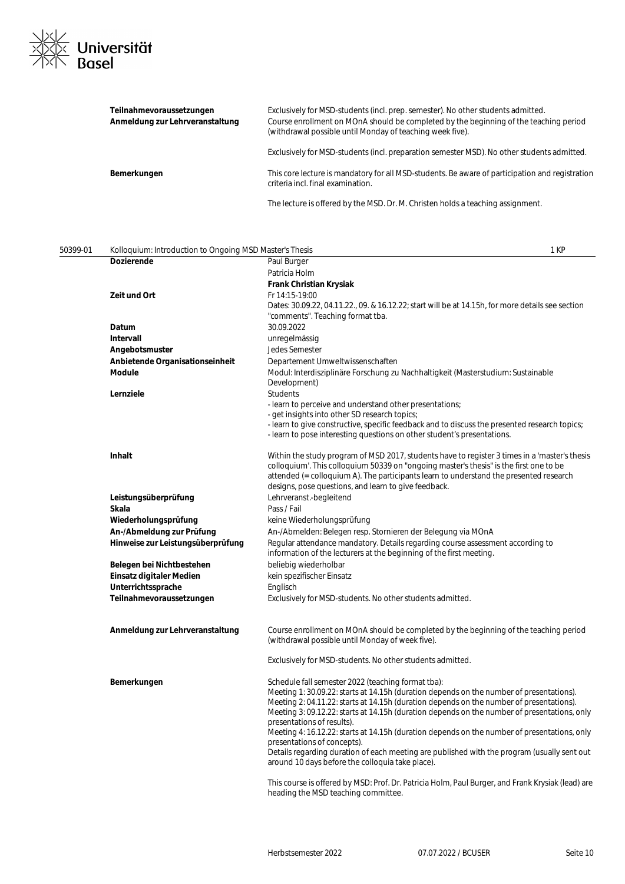| | |
|---|---|
| **Teilnahmevoraussetzungen** | Exclusively for MSD-students (incl. prep. semester). No other students admitted. |
| **Anmeldung zur Lehrveranstaltung** | Course enrollment on MOnA should be completed by the beginning of the teaching period (withdrawal possible until Monday of teaching week five).<br><br>Exclusively for MSD-students (incl. preparation semester MSD). No other students admitted. |
| **Bemerkungen** | This core lecture is mandatory for all MSD-students. Be aware of participation and registration criteria incl. final examination.<br><br>The lecture is offered by the MSD. Dr. M. Christen holds a teaching assignment. |

## 50399-01 Kolloquium: Introduction to Ongoing MSD Master's Thesis — 1 KP

| | |
|---|---|
| **Dozierende** | Paul Burger<br>Patricia Holm<br>**Frank Christian Krysiak** |
| **Zeit und Ort** | Fr 14:15-19:00<br>Dates: 30.09.22, 04.11.22., 09. & 16.12.22; start will be at 14.15h, for more details see section "comments". Teaching format tba. |
| **Datum** | 30.09.2022 |
| **Intervall** | unregelmässig |
| **Angebotsmuster** | Jedes Semester |
| **Anbietende Organisationseinheit** | Departement Umweltwissenschaften |
| **Module** | Modul: Interdisziplinäre Forschung zu Nachhaltigkeit (Masterstudium: Sustainable Development) |
| **Lernziele** | Students<br>- learn to perceive and understand other presentations;<br>- get insights into other SD research topics;<br>- learn to give constructive, specific feedback and to discuss the presented research topics;<br>- learn to pose interesting questions on other student's presentations. |
| **Inhalt** | Within the study program of MSD 2017, students have to register 3 times in a 'master's thesis colloquium'. This colloquium 50339 on "ongoing master's thesis" is the first one to be attended (= colloquium A). The participants learn to understand the presented research designs, pose questions, and learn to give feedback. |
| **Leistungsüberprüfung** | Lehrveranst.-begleitend |
| **Skala** | Pass / Fail |
| **Wiederholungsprüfung** | keine Wiederholungsprüfung |
| **An-/Abmeldung zur Prüfung** | An-/Abmelden: Belegen resp. Stornieren der Belegung via MOnA |
| **Hinweise zur Leistungsüberprüfung** | Regular attendance mandatory. Details regarding course assessment according to information of the lecturers at the beginning of the first meeting. |
| **Belegen bei Nichtbestehen** | beliebig wiederholbar |
| **Einsatz digitaler Medien** | kein spezifischer Einsatz |
| **Unterrichtssprache** | Englisch |
| **Teilnahmevoraussetzungen** | Exclusively for MSD-students. No other students admitted. |
| **Anmeldung zur Lehrveranstaltung** | Course enrollment on MOnA should be completed by the beginning of the teaching period (withdrawal possible until Monday of week five).<br><br>Exclusively for MSD-students. No other students admitted. |
| **Bemerkungen** | Schedule fall semester 2022 (teaching format tba):<br>Meeting 1: 30.09.22: starts at 14.15h (duration depends on the number of presentations).<br>Meeting 2: 04.11.22: starts at 14.15h (duration depends on the number of presentations).<br>Meeting 3: 09.12.22: starts at 14.15h (duration depends on the number of presentations, only presentations of results).<br>Meeting 4: 16.12.22: starts at 14.15h (duration depends on the number of presentations, only presentations of concepts).<br>Details regarding duration of each meeting are published with the program (usually sent out around 10 days before the colloquia take place).<br><br>This course is offered by MSD: Prof. Dr. Patricia Holm, Paul Burger, and Frank Krysiak (lead) are heading the MSD teaching committee. |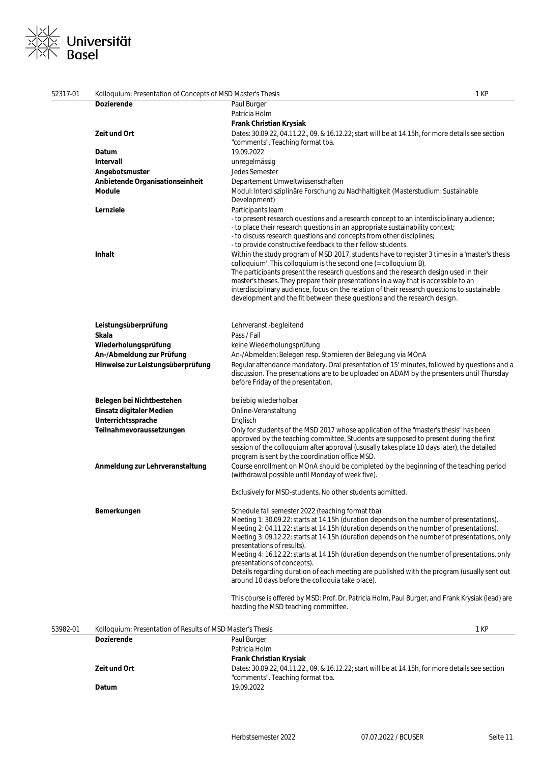## 52317-01 Kolloquium: Presentation of Concepts of MSD Master's Thesis — 1 KP

| | |
|---|---|
| **Dozierende** | Paul Burger<br>Patricia Holm<br>**Frank Christian Krysiak** |
| **Zeit und Ort** | Dates: 30.09.22, 04.11.22., 09. & 16.12.22; start will be at 14.15h, for more details see section "comments". Teaching format tba. |
| **Datum** | 19.09.2022 |
| **Intervall** | unregelmässig |
| **Angebotsmuster** | Jedes Semester |
| **Anbietende Organisationseinheit** | Departement Umweltwissenschaften |
| **Module** | Modul: Interdisziplinäre Forschung zu Nachhaltigkeit (Masterstudium: Sustainable Development) |
| **Lernziele** | Participants learn<br>- to present research questions and a research concept to an interdisciplinary audience;<br>- to place their research questions in an appropriate sustainability context;<br>- to discuss research questions and concepts from other disciplines;<br>- to provide constructive feedback to their fellow students. |
| **Inhalt** | Within the study program of MSD 2017, students have to register 3 times in a 'master's thesis colloquium'. This colloquium is the second one (= colloquium B).<br>The participants present the research questions and the research design used in their master's theses. They prepare their presentations in a way that is accessible to an interdisciplinary audience, focus on the relation of their research questions to sustainable development and the fit between these questions and the research design. |
| **Leistungsüberprüfung** | Lehrveranst.-begleitend |
| **Skala** | Pass / Fail |
| **Wiederholungsprüfung** | keine Wiederholungsprüfung |
| **An-/Abmeldung zur Prüfung** | An-/Abmelden: Belegen resp. Stornieren der Belegung via MOnA |
| **Hinweise zur Leistungsüberprüfung** | Regular attendance mandatory. Oral presentation of 15' minutes, followed by questions and a discussion. The presentations are to be uploaded on ADAM by the presenters until Thursday before Friday of the presentation. |
| **Belegen bei Nichtbestehen** | beliebig wiederholbar |
| **Einsatz digitaler Medien** | Online-Veranstaltung |
| **Unterrichtssprache** | Englisch |
| **Teilnahmevoraussetzungen** | Only for students of the MSD 2017 whose application of the "master's thesis" has been approved by the teaching committee. Students are supposed to present during the first session of the colloquium after approval (ususally takes place 10 days later), the detailed program is sent by the coordination office MSD. |
| **Anmeldung zur Lehrveranstaltung** | Course enrollment on MOnA should be completed by the beginning of the teaching period (withdrawal possible until Monday of week five).<br><br>Exclusively for MSD-students. No other students admitted. |
| **Bemerkungen** | Schedule fall semester 2022 (teaching format tba):<br>Meeting 1: 30.09.22: starts at 14.15h (duration depends on the number of presentations).<br>Meeting 2: 04.11.22: starts at 14.15h (duration depends on the number of presentations).<br>Meeting 3: 09.12.22: starts at 14.15h (duration depends on the number of presentations, only presentations of results).<br>Meeting 4: 16.12.22: starts at 14.15h (duration depends on the number of presentations, only presentations of concepts).<br>Details regarding duration of each meeting are published with the program (usually sent out around 10 days before the colloquia take place).<br><br>This course is offered by MSD: Prof. Dr. Patricia Holm, Paul Burger, and Frank Krysiak (lead) are heading the MSD teaching committee. |

## 53982-01 Kolloquium: Presentation of Results of MSD Master's Thesis — 1 KP

| | |
|---|---|
| **Dozierende** | Paul Burger<br>Patricia Holm<br>**Frank Christian Krysiak** |
| **Zeit und Ort** | Dates: 30.09.22, 04.11.22., 09. & 16.12.22; start will be at 14.15h, for more details see section "comments". Teaching format tba. |
| **Datum** | 19.09.2022 |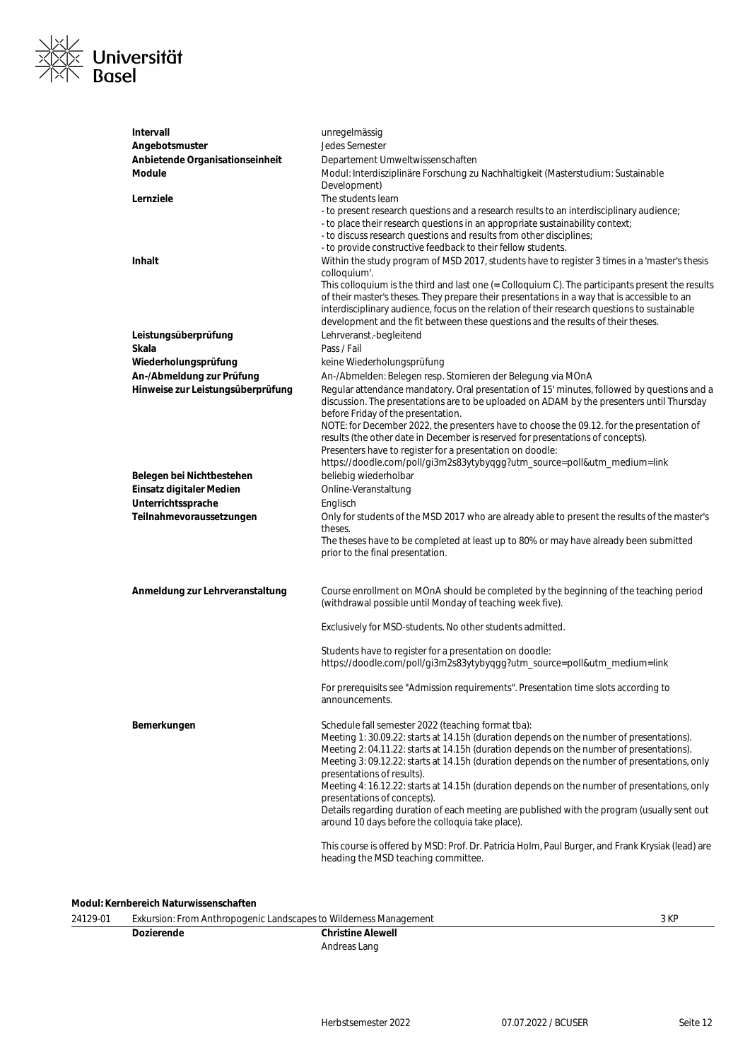| | |
|---|---|
| **Intervall** | unregelmässig |
| **Angebotsmuster** | Jedes Semester |
| **Anbietende Organisationseinheit** | Departement Umweltwissenschaften |
| **Module** | Modul: Interdisziplinäre Forschung zu Nachhaltigkeit (Masterstudium: Sustainable Development) |
| **Lernziele** | The students learn<br>- to present research questions and a research results to an interdisciplinary audience;<br>- to place their research questions in an appropriate sustainability context;<br>- to discuss research questions and results from other disciplines;<br>- to provide constructive feedback to their fellow students. |
| **Inhalt** | Within the study program of MSD 2017, students have to register 3 times in a 'master's thesis colloquium'.<br>This colloquium is the third and last one (= Colloquium C). The participants present the results of their master's theses. They prepare their presentations in a way that is accessible to an interdisciplinary audience, focus on the relation of their research questions to sustainable development and the fit between these questions and the results of their theses. |
| **Leistungsüberprüfung** | Lehrveranst.-begleitend |
| **Skala** | Pass / Fail |
| **Wiederholungsprüfung** | keine Wiederholungsprüfung |
| **An-/Abmeldung zur Prüfung** | An-/Abmelden: Belegen resp. Stornieren der Belegung via MOnA |
| **Hinweise zur Leistungsüberprüfung** | Regular attendance mandatory. Oral presentation of 15' minutes, followed by questions and a discussion. The presentations are to be uploaded on ADAM by the presenters until Thursday before Friday of the presentation.<br>NOTE: for December 2022, the presenters have to choose the 09.12. for the presentation of results (the other date in December is reserved for presentations of concepts).<br>Presenters have to register for a presentation on doodle:<br>https://doodle.com/poll/gi3m2s83ytybyqgg?utm_source=poll&utm_medium=link |
| **Belegen bei Nichtbestehen** | beliebig wiederholbar |
| **Einsatz digitaler Medien** | Online-Veranstaltung |
| **Unterrichtssprache** | Englisch |
| **Teilnahmevoraussetzungen** | Only for students of the MSD 2017 who are already able to present the results of the master's theses.<br>The theses have to be completed at least up to 80% or may have already been submitted prior to the final presentation. |
| **Anmeldung zur Lehrveranstaltung** | Course enrollment on MOnA should be completed by the beginning of the teaching period (withdrawal possible until Monday of teaching week five).<br><br>Exclusively for MSD-students. No other students admitted.<br><br>Students have to register for a presentation on doodle:<br>https://doodle.com/poll/gi3m2s83ytybyqgg?utm_source=poll&utm_medium=link<br><br>For prerequisits see "Admission requirements". Presentation time slots according to announcements. |
| **Bemerkungen** | Schedule fall semester 2022 (teaching format tba):<br>Meeting 1: 30.09.22: starts at 14.15h (duration depends on the number of presentations).<br>Meeting 2: 04.11.22: starts at 14.15h (duration depends on the number of presentations).<br>Meeting 3: 09.12.22: starts at 14.15h (duration depends on the number of presentations, only presentations of results).<br>Meeting 4: 16.12.22: starts at 14.15h (duration depends on the number of presentations, only presentations of concepts).<br>Details regarding duration of each meeting are published with the program (usually sent out around 10 days before the colloquia take place).<br><br>This course is offered by MSD: Prof. Dr. Patricia Holm, Paul Burger, and Frank Krysiak (lead) are heading the MSD teaching committee. |

**Modul: Kernbereich Naturwissenschaften**

| 24129-01 | Exkursion: From Anthropogenic Landscapes to Wilderness Management | 3 KP |
|---|---|---|
| **Dozierende** | **Christine Alewell**<br>Andreas Lang | |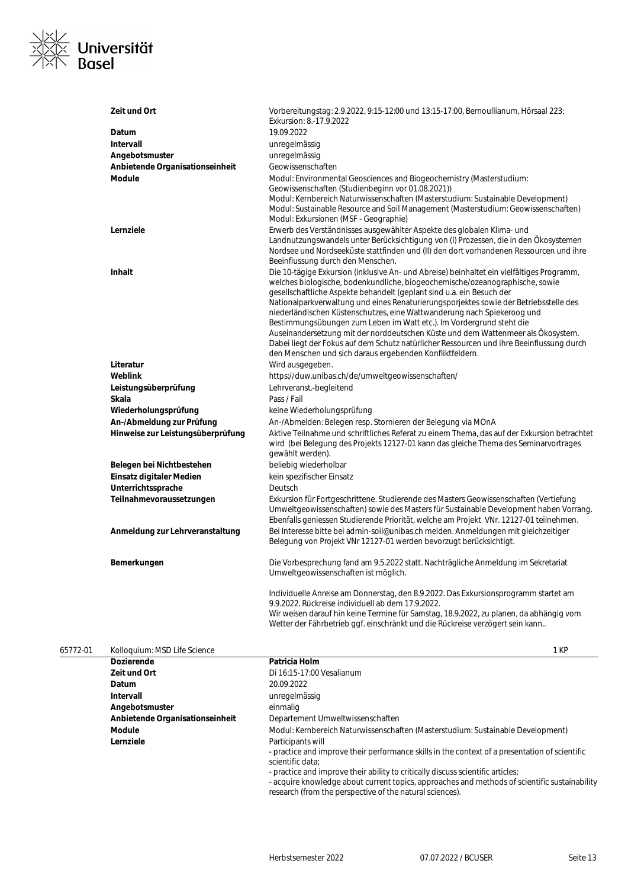| | |
|---|---|
| **Zeit und Ort** | Vorbereitungstag: 2.9.2022, 9:15-12:00 und 13:15-17:00, Bernoullianum, Hörsaal 223; Exkursion: 8.-17.9.2022 |
| **Datum** | 19.09.2022 |
| **Intervall** | unregelmässig |
| **Angebotsmuster** | unregelmässig |
| **Anbietende Organisationseinheit** | Geowissenschaften |
| **Module** | Modul: Environmental Geosciences and Biogeochemistry (Masterstudium: Geowissenschaften (Studienbeginn vor 01.08.2021))<br>Modul: Kernbereich Naturwissenschaften (Masterstudium: Sustainable Development)<br>Modul: Sustainable Resource and Soil Management (Masterstudium: Geowissenschaften)<br>Modul: Exkursionen (MSF - Geographie) |
| **Lernziele** | Erwerb des Verständnisses ausgewählter Aspekte des globalen Klima- und Landnutzungswandels unter Berücksichtigung von (I) Prozessen, die in den Ökosystemen Nordsee und Nordseeküste stattfinden und (II) den dort vorhandenen Ressourcen und ihre Beeinflussung durch den Menschen. |
| **Inhalt** | Die 10-tägige Exkursion (inklusive An- und Abreise) beinhaltet ein vielfältiges Programm, welches biologische, bodenkundliche, biogeochemische/ozeanographische, sowie gesellschaftliche Aspekte behandelt (geplant sind u.a. ein Besuch der Nationalparkverwaltung und eines Renaturierungsporjektes sowie der Betriebsstelle des niederländischen Küstenschutzes, eine Wattwanderung nach Spiekeroog und Bestimmungsübungen zum Leben im Watt etc.). Im Vordergrund steht die Auseinandersetzung mit der norddeutschen Küste und dem Wattenmeer als Ökosystem. Dabei liegt der Fokus auf dem Schutz natürlicher Ressourcen und ihre Beeinflussung durch den Menschen und sich daraus ergebenden Konfliktfeldern. |
| **Literatur** | Wird ausgegeben. |
| **Weblink** | https://duw.unibas.ch/de/umweltgeowissenschaften/ |
| **Leistungsüberprüfung** | Lehrveranst.-begleitend |
| **Skala** | Pass / Fail |
| **Wiederholungsprüfung** | keine Wiederholungsprüfung |
| **An-/Abmeldung zur Prüfung** | An-/Abmelden: Belegen resp. Stornieren der Belegung via MOnA |
| **Hinweise zur Leistungsüberprüfung** | Aktive Teilnahme und schriftliches Referat zu einem Thema, das auf der Exkursion betrachtet wird (bei Belegung des Projekts 12127-01 kann das gleiche Thema des Seminarvortrages gewählt werden). |
| **Belegen bei Nichtbestehen** | beliebig wiederholbar |
| **Einsatz digitaler Medien** | kein spezifischer Einsatz |
| **Unterrichtssprache** | Deutsch |
| **Teilnahmevoraussetzungen** | Exkursion für Fortgeschrittene. Studierende des Masters Geowissenschaften (Vertiefung Umweltgeowissenschaften) sowie des Masters für Sustainable Development haben Vorrang. Ebenfalls geniessen Studierende Priorität, welche am Projekt VNr. 12127-01 teilnehmen. |
| **Anmeldung zur Lehrveranstaltung** | Bei Interesse bitte bei admin-soil@unibas.ch melden. Anmeldungen mit gleichzeitiger Belegung von Projekt VNr 12127-01 werden bevorzugt berücksichtigt. |
| **Bemerkungen** | Die Vorbesprechung fand am 9.5.2022 statt. Nachträgliche Anmeldung im Sekretariat Umweltgeowissenschaften ist möglich.<br><br>Individuelle Anreise am Donnerstag, den 8.9.2022. Das Exkursionsprogramm startet am 9.9.2022. Rückreise individuell ab dem 17.9.2022.<br>Wir weisen darauf hin keine Termine für Samstag, 18.9.2022, zu planen, da abhängig vom Wetter der Fährbetrieb ggf. eingeschränkt und die Rückreise verzögert sein kann.. |

**65772-01 Kolloquium: MSD Life Science** — 1 KP

| | |
|---|---|
| **Dozierende** | **Patricia Holm** |
| **Zeit und Ort** | Di 16:15-17:00 Vesalianum |
| **Datum** | 20.09.2022 |
| **Intervall** | unregelmässig |
| **Angebotsmuster** | einmalig |
| **Anbietende Organisationseinheit** | Departement Umweltwissenschaften |
| **Module** | Modul: Kernbereich Naturwissenschaften (Masterstudium: Sustainable Development) |
| **Lernziele** | Participants will<br>- practice and improve their performance skills in the context of a presentation of scientific scientific data;<br>- practice and improve their ability to critically discuss scientific articles;<br>- acquire knowledge about current topics, approaches and methods of scientific sustainability research (from the perspective of the natural sciences). |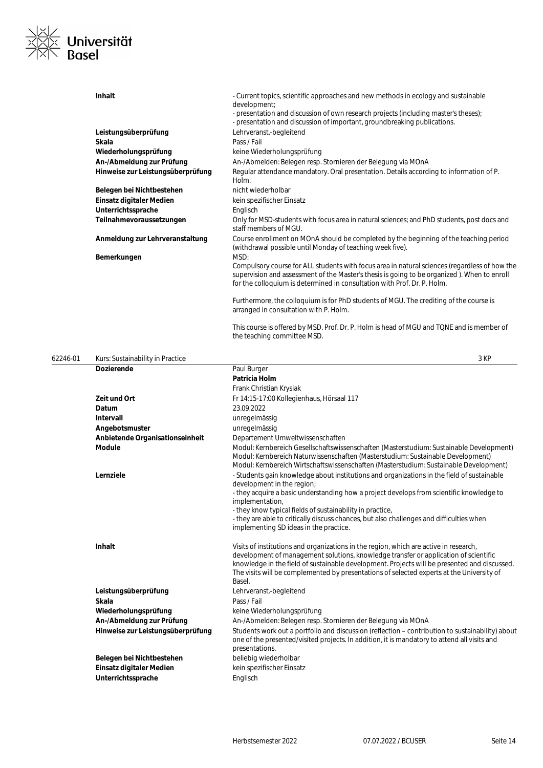| | |
|---|---|
| **Inhalt** | - Current topics, scientific approaches and new methods in ecology and sustainable development;<br>- presentation and discussion of own research projects (including master's theses);<br>- presentation and discussion of important, groundbreaking publications. |
| **Leistungsüberprüfung** | Lehrveranst.-begleitend |
| **Skala** | Pass / Fail |
| **Wiederholungsprüfung** | keine Wiederholungsprüfung |
| **An-/Abmeldung zur Prüfung** | An-/Abmelden: Belegen resp. Stornieren der Belegung via MOnA |
| **Hinweise zur Leistungsüberprüfung** | Regular attendance mandatory. Oral presentation. Details according to information of P. Holm. |
| **Belegen bei Nichtbestehen** | nicht wiederholbar |
| **Einsatz digitaler Medien** | kein spezifischer Einsatz |
| **Unterrichtssprache** | Englisch |
| **Teilnahmevoraussetzungen** | Only for MSD-students with focus area in natural sciences; and PhD students, post docs and staff members of MGU. |
| **Anmeldung zur Lehrveranstaltung** | Course enrollment on MOnA should be completed by the beginning of the teaching period (withdrawal possible until Monday of teaching week five). |
| **Bemerkungen** | MSD:<br>Compulsory course for ALL students with focus area in natural sciences (regardless of how the supervision and assessment of the Master's thesis is going to be organized ). When to enroll for the colloquium is determined in consultation with Prof. Dr. P. Holm.<br><br>Furthermore, the colloquium is for PhD students of MGU. The crediting of the course is arranged in consultation with P. Holm.<br><br>This course is offered by MSD. Prof. Dr. P. Holm is head of MGU and TQNE and is member of the teaching committee MSD. |

**62246-01 Kurs: Sustainability in Practice — 3 KP**

| | |
|---|---|
| **Dozierende** | Paul Burger<br>**Patricia Holm**<br>Frank Christian Krysiak |
| **Zeit und Ort** | Fr 14:15-17:00 Kollegienhaus, Hörsaal 117 |
| **Datum** | 23.09.2022 |
| **Intervall** | unregelmässig |
| **Angebotsmuster** | unregelmässig |
| **Anbietende Organisationseinheit** | Departement Umweltwissenschaften |
| **Module** | Modul: Kernbereich Gesellschaftswissenschaften (Masterstudium: Sustainable Development)<br>Modul: Kernbereich Naturwissenschaften (Masterstudium: Sustainable Development)<br>Modul: Kernbereich Wirtschaftswissenschaften (Masterstudium: Sustainable Development) |
| **Lernziele** | - Students gain knowledge about institutions and organizations in the field of sustainable development in the region;<br>- they acquire a basic understanding how a project develops from scientific knowledge to implementation,<br>- they know typical fields of sustainability in practice,<br>- they are able to critically discuss chances, but also challenges and difficulties when implementing SD ideas in the practice. |
| **Inhalt** | Visits of institutions and organizations in the region, which are active in research, development of management solutions, knowledge transfer or application of scientific knowledge in the field of sustainable development. Projects will be presented and discussed. The visits will be complemented by presentations of selected experts at the University of Basel. |
| **Leistungsüberprüfung** | Lehrveranst.-begleitend |
| **Skala** | Pass / Fail |
| **Wiederholungsprüfung** | keine Wiederholungsprüfung |
| **An-/Abmeldung zur Prüfung** | An-/Abmelden: Belegen resp. Stornieren der Belegung via MOnA |
| **Hinweise zur Leistungsüberprüfung** | Students work out a portfolio and discussion (reflection – contribution to sustainability) about one of the presented/visited projects. In addition, it is mandatory to attend all visits and presentations. |
| **Belegen bei Nichtbestehen** | beliebig wiederholbar |
| **Einsatz digitaler Medien** | kein spezifischer Einsatz |
| **Unterrichtssprache** | Englisch |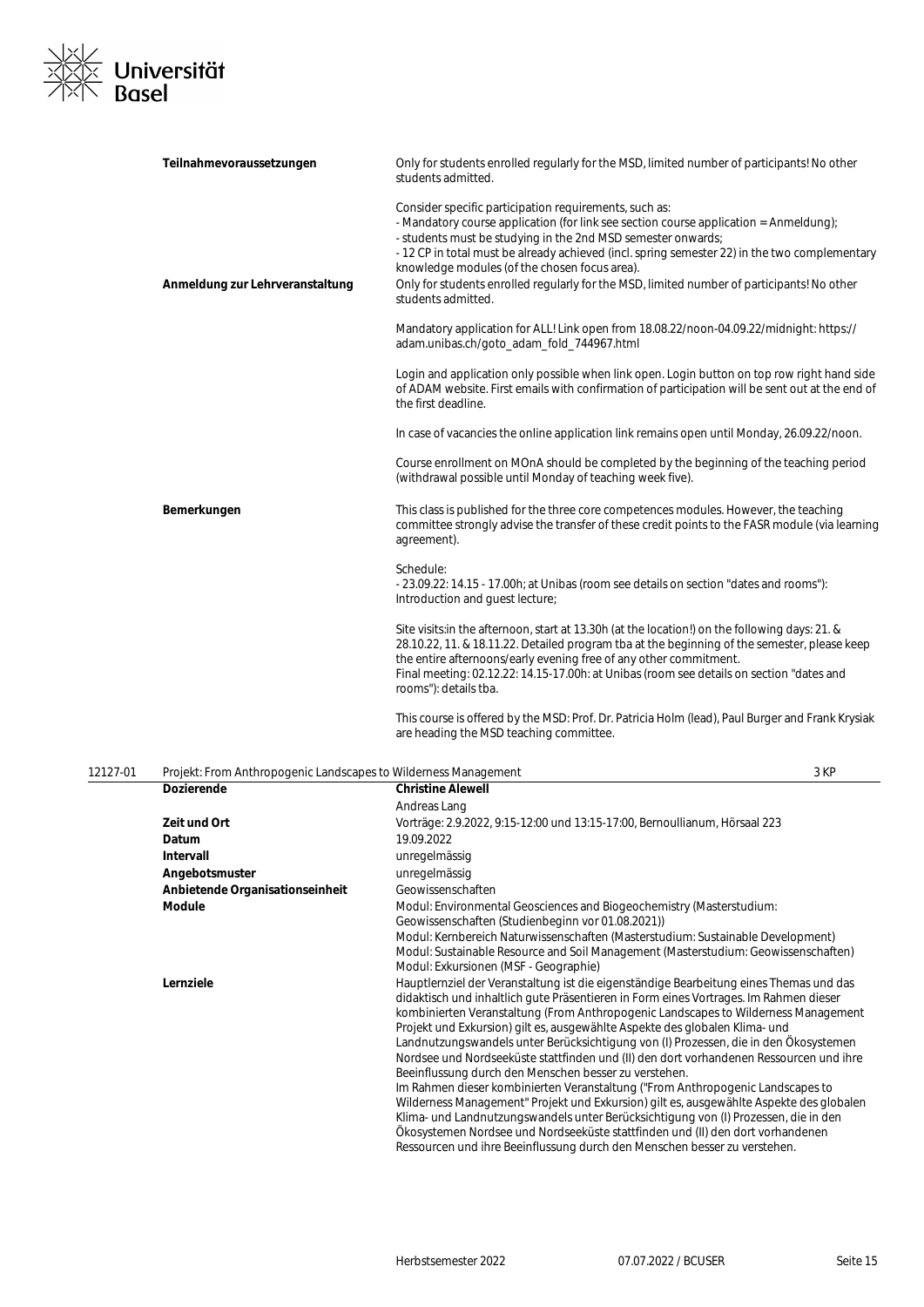| | |
|---|---|
| **Teilnahmevoraussetzungen** | Only for students enrolled regularly for the MSD, limited number of participants! No other students admitted.<br><br>Consider specific participation requirements, such as:<br>- Mandatory course application (for link see section course application = Anmeldung);<br>- students must be studying in the 2nd MSD semester onwards;<br>- 12 CP in total must be already achieved (incl. spring semester 22) in the two complementary knowledge modules (of the chosen focus area). |
| **Anmeldung zur Lehrveranstaltung** | Only for students enrolled regularly for the MSD, limited number of participants! No other students admitted.<br><br>Mandatory application for ALL! Link open from 18.08.22/noon-04.09.22/midnight: https://adam.unibas.ch/goto_adam_fold_744967.html<br><br>Login and application only possible when link open. Login button on top row right hand side of ADAM website. First emails with confirmation of participation will be sent out at the end of the first deadline.<br><br>In case of vacancies the online application link remains open until Monday, 26.09.22/noon.<br><br>Course enrollment on MOnA should be completed by the beginning of the teaching period (withdrawal possible until Monday of teaching week five). |
| **Bemerkungen** | This class is published for the three core competences modules. However, the teaching committee strongly advise the transfer of these credit points to the FASR module (via learning agreement).<br><br>Schedule:<br>- 23.09.22: 14.15 - 17.00h; at Unibas (room see details on section "dates and rooms"): Introduction and guest lecture;<br><br>Site visits:in the afternoon, start at 13.30h (at the location!) on the following days: 21. & 28.10.22, 11. & 18.11.22. Detailed program tba at the beginning of the semester, please keep the entire afternoons/early evening free of any other commitment.<br>Final meeting: 02.12.22: 14.15-17.00h: at Unibas (room see details on section "dates and rooms"): details tba.<br><br>This course is offered by the MSD: Prof. Dr. Patricia Holm (lead), Paul Burger and Frank Krysiak are heading the MSD teaching committee. |

**12127-01 Projekt: From Anthropogenic Landscapes to Wilderness Management — 3 KP**

| | |
|---|---|
| **Dozierende** | **Christine Alewell**<br>Andreas Lang |
| **Zeit und Ort** | Vorträge: 2.9.2022, 9:15-12:00 und 13:15-17:00, Bernoullianum, Hörsaal 223 |
| **Datum** | 19.09.2022 |
| **Intervall** | unregelmässig |
| **Angebotsmuster** | unregelmässig |
| **Anbietende Organisationseinheit** | Geowissenschaften |
| **Module** | Modul: Environmental Geosciences and Biogeochemistry (Masterstudium: Geowissenschaften (Studienbeginn vor 01.08.2021))<br>Modul: Kernbereich Naturwissenschaften (Masterstudium: Sustainable Development)<br>Modul: Sustainable Resource and Soil Management (Masterstudium: Geowissenschaften)<br>Modul: Exkursionen (MSF - Geographie) |
| **Lernziele** | Hauptlernziel der Veranstaltung ist die eigenständige Bearbeitung eines Themas und das didaktisch und inhaltlich gute Präsentieren in Form eines Vortrages. Im Rahmen dieser kombinierten Veranstaltung (From Anthropogenic Landscapes to Wilderness Management Projekt und Exkursion) gilt es, ausgewählte Aspekte des globalen Klima- und Landnutzungswandels unter Berücksichtigung von (I) Prozessen, die in den Ökosystemen Nordsee und Nordseeküste stattfinden und (II) den dort vorhandenen Ressourcen und ihre Beeinflussung durch den Menschen besser zu verstehen.<br>Im Rahmen dieser kombinierten Veranstaltung ("From Anthropogenic Landscapes to Wilderness Management" Projekt und Exkursion) gilt es, ausgewählte Aspekte des globalen Klima- und Landnutzungswandels unter Berücksichtigung von (I) Prozessen, die in den Ökosystemen Nordsee und Nordseeküste stattfinden und (II) den dort vorhandenen Ressourcen und ihre Beeinflussung durch den Menschen besser zu verstehen. |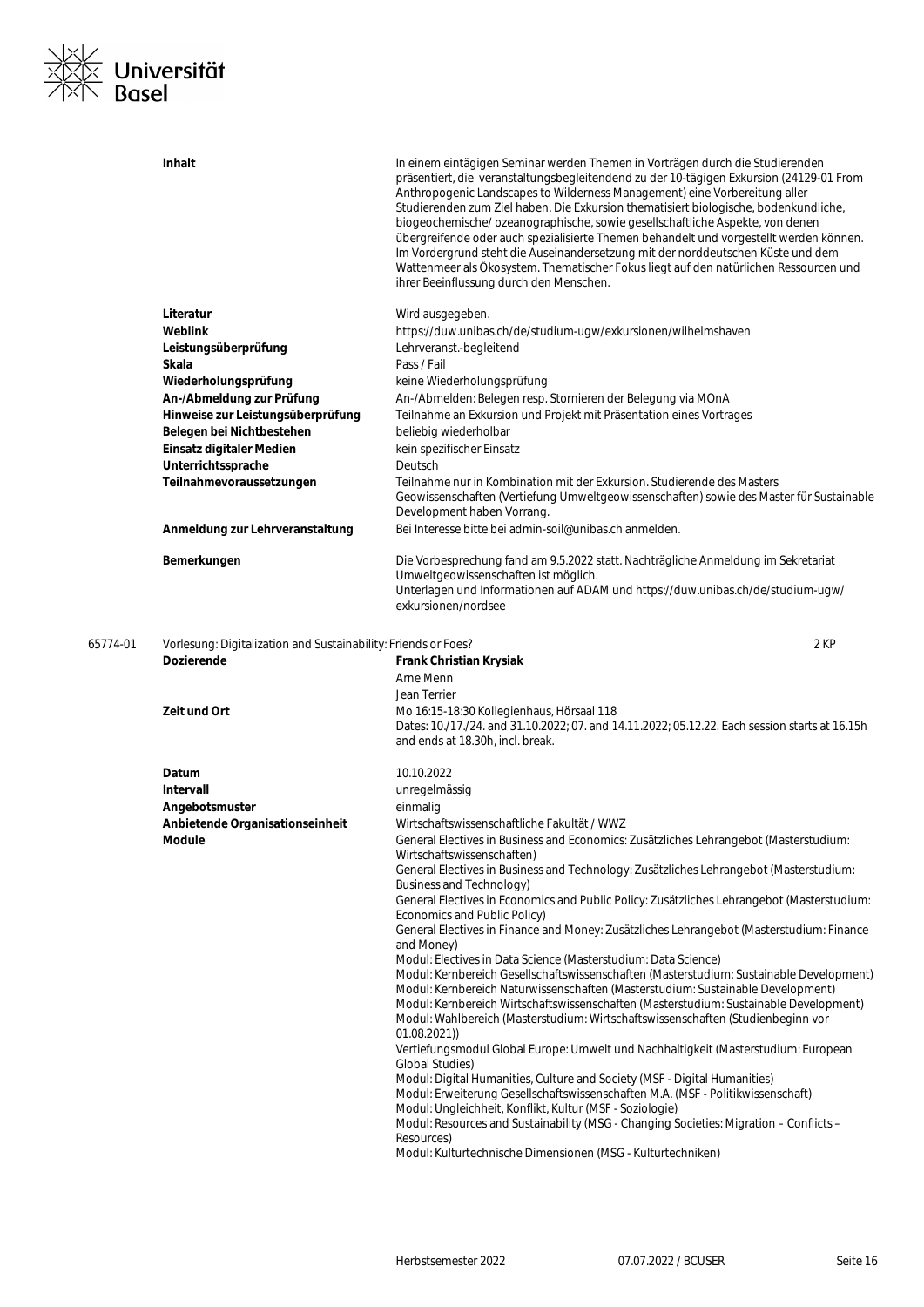| | |
|---|---|
| **Inhalt** | In einem eintägigen Seminar werden Themen in Vorträgen durch die Studierenden präsentiert, die veranstaltungsbegleitendend zu der 10-tägigen Exkursion (24129-01 From Anthropogenic Landscapes to Wilderness Management) eine Vorbereitung aller Studierenden zum Ziel haben. Die Exkursion thematisiert biologische, bodenkundliche, biogeochemische/ ozeanographische, sowie gesellschaftliche Aspekte, von denen übergreifende oder auch spezialisierte Themen behandelt und vorgestellt werden können. Im Vordergrund steht die Auseinandersetzung mit der norddeutschen Küste und dem Wattenmeer als Ökosystem. Thematischer Fokus liegt auf den natürlichen Ressourcen und ihrer Beeinflussung durch den Menschen. |
| **Literatur** | Wird ausgegeben. |
| **Weblink** | https://duw.unibas.ch/de/studium-ugw/exkursionen/wilhelmshaven |
| **Leistungsüberprüfung** | Lehrveranst.-begleitend |
| **Skala** | Pass / Fail |
| **Wiederholungsprüfung** | keine Wiederholungsprüfung |
| **An-/Abmeldung zur Prüfung** | An-/Abmelden: Belegen resp. Stornieren der Belegung via MOnA |
| **Hinweise zur Leistungsüberprüfung** | Teilnahme an Exkursion und Projekt mit Präsentation eines Vortrages |
| **Belegen bei Nichtbestehen** | beliebig wiederholbar |
| **Einsatz digitaler Medien** | kein spezifischer Einsatz |
| **Unterrichtssprache** | Deutsch |
| **Teilnahmevoraussetzungen** | Teilnahme nur in Kombination mit der Exkursion. Studierende des Masters Geowissenschaften (Vertiefung Umweltgeowissenschaften) sowie des Master für Sustainable Development haben Vorrang. |
| **Anmeldung zur Lehrveranstaltung** | Bei Interesse bitte bei admin-soil@unibas.ch anmelden. |
| **Bemerkungen** | Die Vorbesprechung fand am 9.5.2022 statt. Nachträgliche Anmeldung im Sekretariat Umweltgeowissenschaften ist möglich.<br>Unterlagen und Informationen auf ADAM und https://duw.unibas.ch/de/studium-ugw/exkursionen/nordsee |

## 65774-01 Vorlesung: Digitalization and Sustainability: Friends or Foes? — 2 KP

| | |
|---|---|
| **Dozierende** | **Frank Christian Krysiak**<br>Arne Menn<br>Jean Terrier |
| **Zeit und Ort** | Mo 16:15-18:30 Kollegienhaus, Hörsaal 118<br>Dates: 10./17./24. and 31.10.2022; 07. and 14.11.2022; 05.12.22. Each session starts at 16.15h and ends at 18.30h, incl. break. |
| **Datum** | 10.10.2022 |
| **Intervall** | unregelmässig |
| **Angebotsmuster** | einmalig |
| **Anbietende Organisationseinheit** | Wirtschaftswissenschaftliche Fakultät / WWZ |
| **Module** | General Electives in Business and Economics: Zusätzliches Lehrangebot (Masterstudium: Wirtschaftswissenschaften)<br>General Electives in Business and Technology: Zusätzliches Lehrangebot (Masterstudium: Business and Technology)<br>General Electives in Economics and Public Policy: Zusätzliches Lehrangebot (Masterstudium: Economics and Public Policy)<br>General Electives in Finance and Money: Zusätzliches Lehrangebot (Masterstudium: Finance and Money)<br>Modul: Electives in Data Science (Masterstudium: Data Science)<br>Modul: Kernbereich Gesellschaftswissenschaften (Masterstudium: Sustainable Development)<br>Modul: Kernbereich Naturwissenschaften (Masterstudium: Sustainable Development)<br>Modul: Kernbereich Wirtschaftswissenschaften (Masterstudium: Sustainable Development)<br>Modul: Wahlbereich (Masterstudium: Wirtschaftswissenschaften (Studienbeginn vor 01.08.2021))<br>Vertiefungsmodul Global Europe: Umwelt und Nachhaltigkeit (Masterstudium: European Global Studies)<br>Modul: Digital Humanities, Culture and Society (MSF - Digital Humanities)<br>Modul: Erweiterung Gesellschaftswissenschaften M.A. (MSF - Politikwissenschaft)<br>Modul: Ungleichheit, Konflikt, Kultur (MSF - Soziologie)<br>Modul: Resources and Sustainability (MSG - Changing Societies: Migration – Conflicts – Resources)<br>Modul: Kulturtechnische Dimensionen (MSG - Kulturtechniken) |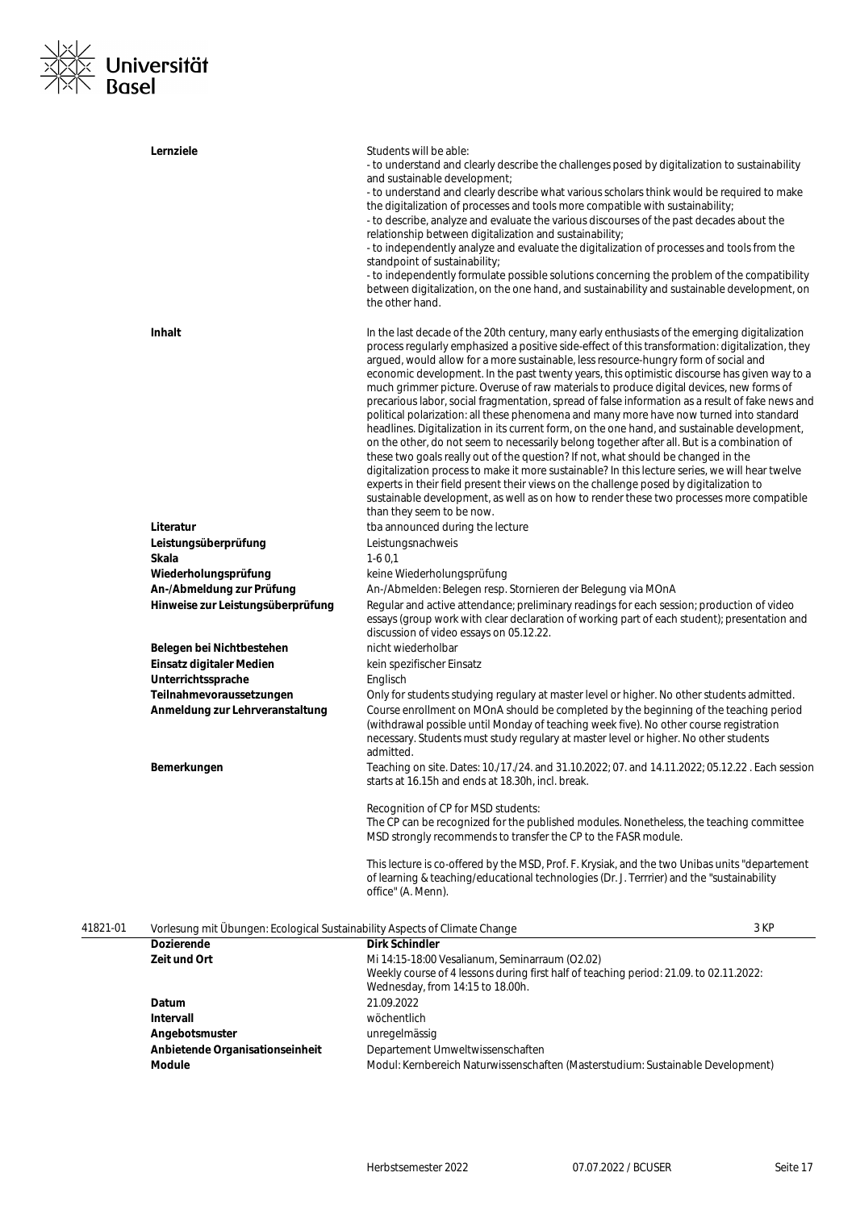| | |
|---|---|
| **Lernziele** | Students will be able:<br>- to understand and clearly describe the challenges posed by digitalization to sustainability and sustainable development;<br>- to understand and clearly describe what various scholars think would be required to make the digitalization of processes and tools more compatible with sustainability;<br>- to describe, analyze and evaluate the various discourses of the past decades about the relationship between digitalization and sustainability;<br>- to independently analyze and evaluate the digitalization of processes and tools from the standpoint of sustainability;<br>- to independently formulate possible solutions concerning the problem of the compatibility between digitalization, on the one hand, and sustainability and sustainable development, on the other hand. |
| **Inhalt** | In the last decade of the 20th century, many early enthusiasts of the emerging digitalization process regularly emphasized a positive side-effect of this transformation: digitalization, they argued, would allow for a more sustainable, less resource-hungry form of social and economic development. In the past twenty years, this optimistic discourse has given way to a much grimmer picture. Overuse of raw materials to produce digital devices, new forms of precarious labor, social fragmentation, spread of false information as a result of fake news and political polarization: all these phenomena and many more have now turned into standard headlines. Digitalization in its current form, on the one hand, and sustainable development, on the other, do not seem to necessarily belong together after all. But is a combination of these two goals really out of the question? If not, what should be changed in the digitalization process to make it more sustainable? In this lecture series, we will hear twelve experts in their field present their views on the challenge posed by digitalization to sustainable development, as well as on how to render these two processes more compatible than they seem to be now. |
| **Literatur** | tba announced during the lecture |
| **Leistungsüberprüfung** | Leistungsnachweis |
| **Skala** | 1-6 0,1 |
| **Wiederholungsprüfung** | keine Wiederholungsprüfung |
| **An-/Abmeldung zur Prüfung** | An-/Abmelden: Belegen resp. Stornieren der Belegung via MOnA |
| **Hinweise zur Leistungsüberprüfung** | Regular and active attendance; preliminary readings for each session; production of video essays (group work with clear declaration of working part of each student); presentation and discussion of video essays on 05.12.22. |
| **Belegen bei Nichtbestehen** | nicht wiederholbar |
| **Einsatz digitaler Medien** | kein spezifischer Einsatz |
| **Unterrichtssprache** | Englisch |
| **Teilnahmevoraussetzungen** | Only for students studying regulary at master level or higher. No other students admitted. |
| **Anmeldung zur Lehrveranstaltung** | Course enrollment on MOnA should be completed by the beginning of the teaching period (withdrawal possible until Monday of teaching week five). No other course registration necessary. Students must study regulary at master level or higher. No other students admitted. |
| **Bemerkungen** | Teaching on site. Dates: 10./17./24. and 31.10.2022; 07. and 14.11.2022; 05.12.22 . Each session starts at 16.15h and ends at 18.30h, incl. break.<br><br>Recognition of CP for MSD students:<br>The CP can be recognized for the published modules. Nonetheless, the teaching committee MSD strongly recommends to transfer the CP to the FASR module.<br><br>This lecture is co-offered by the MSD, Prof. F. Krysiak, and the two Unibas units "departement of learning & teaching/educational technologies (Dr. J. Terrrier) and the "sustainability office" (A. Menn). |

**41821-01** Vorlesung mit Übungen: Ecological Sustainability Aspects of Climate Change — 3 KP

| | |
|---|---|
| **Dozierende** | **Dirk Schindler** |
| **Zeit und Ort** | Mi 14:15-18:00 Vesalianum, Seminarraum (O2.02)<br>Weekly course of 4 lessons during first half of teaching period: 21.09. to 02.11.2022: Wednesday, from 14:15 to 18.00h. |
| **Datum** | 21.09.2022 |
| **Intervall** | wöchentlich |
| **Angebotsmuster** | unregelmässig |
| **Anbietende Organisationseinheit** | Departement Umweltwissenschaften |
| **Module** | Modul: Kernbereich Naturwissenschaften (Masterstudium: Sustainable Development) |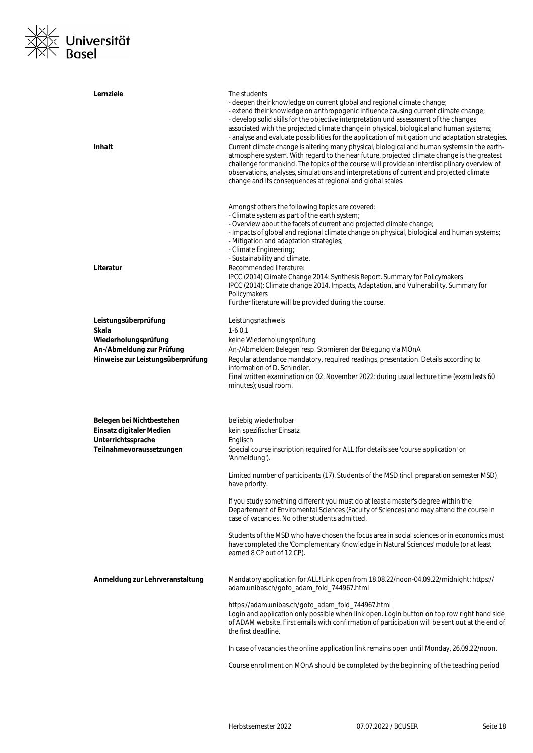**Lernziele**

The students
- deepen their knowledge on current global and regional climate change;
- extend their knowledge on anthropogenic influence causing current climate change;
- develop solid skills for the objective interpretation und assessment of the changes associated with the projected climate change in physical, biological and human systems;
- analyse and evaluate possibilities for the application of mitigation und adaptation strategies.

**Inhalt**

Current climate change is altering many physical, biological and human systems in the earth-atmosphere system. With regard to the near future, projected climate change is the greatest challenge for mankind. The topics of the course will provide an interdisciplinary overview of observations, analyses, simulations and interpretations of current and projected climate change and its consequences at regional and global scales.

Amongst others the following topics are covered:
- Climate system as part of the earth system;
- Overview about the facets of current and projected climate change;
- Impacts of global and regional climate change on physical, biological and human systems;
- Mitigation and adaptation strategies;
- Climate Engineering;
- Sustainability and climate.

**Literatur**

Recommended literature:
IPCC (2014) Climate Change 2014: Synthesis Report. Summary for Policymakers
IPCC (2014): Climate change 2014. Impacts, Adaptation, and Vulnerability. Summary for Policymakers
Further literature will be provided during the course.

**Leistungsüberprüfung** Leistungsnachweis

**Skala** 1-6 0,1

**Wiederholungsprüfung** keine Wiederholungsprüfung

**An-/Abmeldung zur Prüfung** An-/Abmelden: Belegen resp. Stornieren der Belegung via MOnA

**Hinweise zur Leistungsüberprüfung**

Regular attendance mandatory, required readings, presentation. Details according to information of D. Schindler.
Final written examination on 02. November 2022: during usual lecture time (exam lasts 60 minutes); usual room.

**Belegen bei Nichtbestehen** beliebig wiederholbar

**Einsatz digitaler Medien** kein spezifischer Einsatz

**Unterrichtssprache** Englisch

**Teilnahmevoraussetzungen**

Special course inscription required for ALL (for details see 'course application' or 'Anmeldung').

Limited number of participants (17). Students of the MSD (incl. preparation semester MSD) have priority.

If you study something different you must do at least a master's degree within the Departement of Enviromental Sciences (Faculty of Sciences) and may attend the course in case of vacancies. No other students admitted.

Students of the MSD who have chosen the focus area in social sciences or in economics must have completed the 'Complementary Knowledge in Natural Sciences' module (or at least earned 8 CP out of 12 CP).

**Anmeldung zur Lehrveranstaltung**

Mandatory application for ALL! Link open from 18.08.22/noon-04.09.22/midnight: https://adam.unibas.ch/goto_adam_fold_744967.html

https://adam.unibas.ch/goto_adam_fold_744967.html
Login and application only possible when link open. Login button on top row right hand side of ADAM website. First emails with confirmation of participation will be sent out at the end of the first deadline.

In case of vacancies the online application link remains open until Monday, 26.09.22/noon.

Course enrollment on MOnA should be completed by the beginning of the teaching period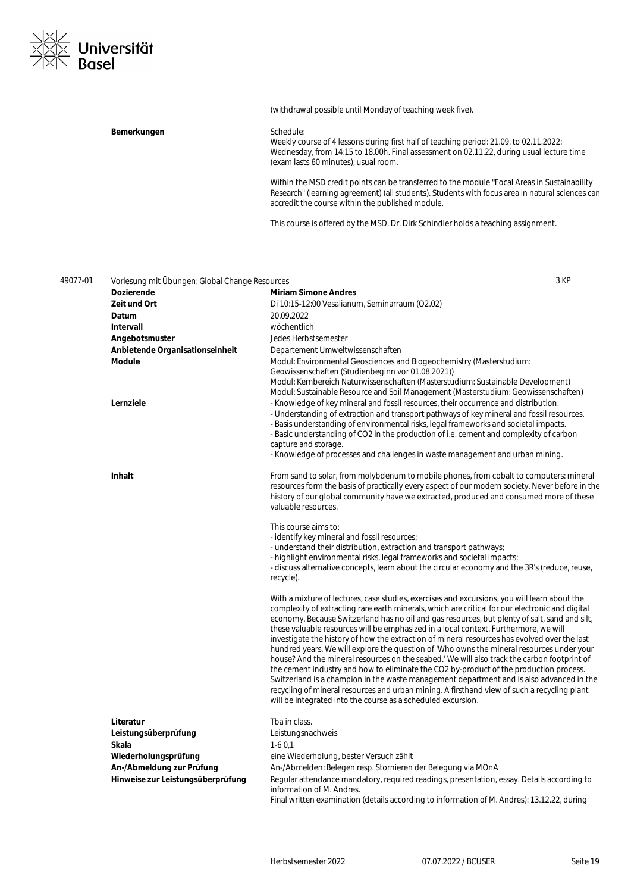(withdrawal possible until Monday of teaching week five).

| | |
|---|---|
| **Bemerkungen** | Schedule:<br>Weekly course of 4 lessons during first half of teaching period: 21.09. to 02.11.2022: Wednesday, from 14:15 to 18.00h. Final assessment on 02.11.22, during usual lecture time (exam lasts 60 minutes); usual room.<br><br>Within the MSD credit points can be transferred to the module "Focal Areas in Sustainability Research" (learning agreement) (all students). Students with focus area in natural sciences can accredit the course within the published module.<br><br>This course is offered by the MSD. Dr. Dirk Schindler holds a teaching assignment. |

## 49077-01 Vorlesung mit Übungen: Global Change Resources — 3 KP

| | |
|---|---|
| **Dozierende** | **Miriam Simone Andres** |
| **Zeit und Ort** | Di 10:15-12:00 Vesalianum, Seminarraum (O2.02) |
| **Datum** | 20.09.2022 |
| **Intervall** | wöchentlich |
| **Angebotsmuster** | Jedes Herbstsemester |
| **Anbietende Organisationseinheit** | Departement Umweltwissenschaften |
| **Module** | Modul: Environmental Geosciences and Biogeochemistry (Masterstudium: Geowissenschaften (Studienbeginn vor 01.08.2021))<br>Modul: Kernbereich Naturwissenschaften (Masterstudium: Sustainable Development)<br>Modul: Sustainable Resource and Soil Management (Masterstudium: Geowissenschaften) |
| **Lernziele** | - Knowledge of key mineral and fossil resources, their occurrence and distribution.<br>- Understanding of extraction and transport pathways of key mineral and fossil resources.<br>- Basis understanding of environmental risks, legal frameworks and societal impacts.<br>- Basic understanding of $CO_2$ in the production of i.e. cement and complexity of carbon capture and storage.<br>- Knowledge of processes and challenges in waste management and urban mining. |
| **Inhalt** | From sand to solar, from molybdenum to mobile phones, from cobalt to computers: mineral resources form the basis of practically every aspect of our modern society. Never before in the history of our global community have we extracted, produced and consumed more of these valuable resources.<br><br>This course aims to:<br>- identify key mineral and fossil resources;<br>- understand their distribution, extraction and transport pathways;<br>- highlight environmental risks, legal frameworks and societal impacts;<br>- discuss alternative concepts, learn about the circular economy and the 3R's (reduce, reuse, recycle).<br><br>With a mixture of lectures, case studies, exercises and excursions, you will learn about the complexity of extracting rare earth minerals, which are critical for our electronic and digital economy. Because Switzerland has no oil and gas resources, but plenty of salt, sand and silt, these valuable resources will be emphasized in a local context. Furthermore, we will investigate the history of how the extraction of mineral resources has evolved over the last hundred years. We will explore the question of 'Who owns the mineral resources under your house? And the mineral resources on the seabed.' We will also track the carbon footprint of the cement industry and how to eliminate the $CO_2$ by-product of the production process. Switzerland is a champion in the waste management department and is also advanced in the recycling of mineral resources and urban mining. A firsthand view of such a recycling plant will be integrated into the course as a scheduled excursion. |
| **Literatur** | Tba in class. |
| **Leistungsüberprüfung** | Leistungsnachweis |
| **Skala** | 1-6 0,1 |
| **Wiederholungsprüfung** | eine Wiederholung, bester Versuch zählt |
| **An-/Abmeldung zur Prüfung** | An-/Abmelden: Belegen resp. Stornieren der Belegung via MOnA |
| **Hinweise zur Leistungsüberprüfung** | Regular attendance mandatory, required readings, presentation, essay. Details according to information of M. Andres.<br>Final written examination (details according to information of M. Andres): 13.12.22, during |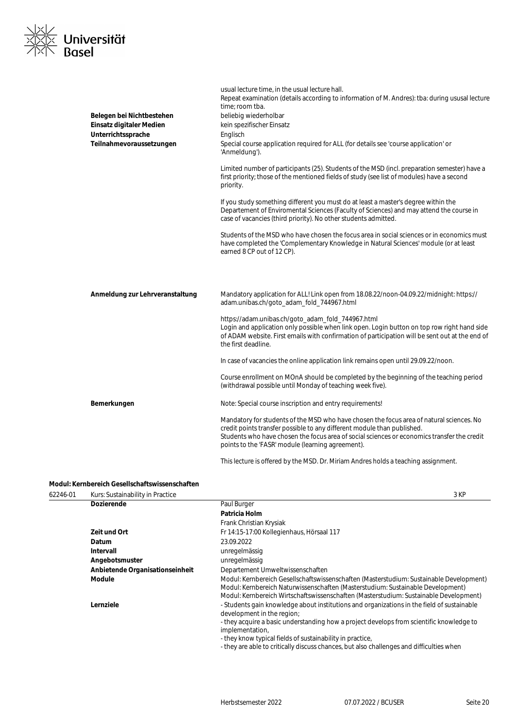| | |
|---|---|
| | usual lecture time, in the usual lecture hall.<br>Repeat examination (details according to information of M. Andres): tba: during ususal lecture time; room tba. |
| **Belegen bei Nichtbestehen** | beliebig wiederholbar |
| **Einsatz digitaler Medien** | kein spezifischer Einsatz |
| **Unterrichtssprache** | Englisch |
| **Teilnahmevoraussetzungen** | Special course application required for ALL (for details see 'course application' or 'Anmeldung').<br><br>Limited number of participants (25). Students of the MSD (incl. preparation semester) have a first priority; those of the mentioned fields of study (see list of modules) have a second priority.<br><br>If you study something different you must do at least a master's degree within the Departement of Enviromental Sciences (Faculty of Sciences) and may attend the course in case of vacancies (third priority). No other students admitted.<br><br>Students of the MSD who have chosen the focus area in social sciences or in economics must have completed the 'Complementary Knowledge in Natural Sciences' module (or at least earned 8 CP out of 12 CP). |
| **Anmeldung zur Lehrveranstaltung** | Mandatory application for ALL! Link open from 18.08.22/noon-04.09.22/midnight: https://adam.unibas.ch/goto_adam_fold_744967.html<br><br>https://adam.unibas.ch/goto_adam_fold_744967.html<br>Login and application only possible when link open. Login button on top row right hand side of ADAM website. First emails with confirmation of participation will be sent out at the end of the first deadline.<br><br>In case of vacancies the online application link remains open until 29.09.22/noon.<br><br>Course enrollment on MOnA should be completed by the beginning of the teaching period (withdrawal possible until Monday of teaching week five). |
| **Bemerkungen** | Note: Special course inscription and entry requirements!<br><br>Mandatory for students of the MSD who have chosen the focus area of natural sciences. No credit points transfer possible to any different module than published.<br>Students who have chosen the focus area of social sciences or economics transfer the credit points to the 'FASR' module (learning agreement).<br><br>This lecture is offered by the MSD. Dr. Miriam Andres holds a teaching assignment. |

**Modul: Kernbereich Gesellschaftswissenschaften**

62246-01 Kurs: Sustainability in Practice — 3 KP

| | |
|---|---|
| **Dozierende** | Paul Burger<br>**Patricia Holm**<br>Frank Christian Krysiak |
| **Zeit und Ort** | Fr 14:15-17:00 Kollegienhaus, Hörsaal 117 |
| **Datum** | 23.09.2022 |
| **Intervall** | unregelmässig |
| **Angebotsmuster** | unregelmässig |
| **Anbietende Organisationseinheit** | Departement Umweltwissenschaften |
| **Module** | Modul: Kernbereich Gesellschaftswissenschaften (Masterstudium: Sustainable Development)<br>Modul: Kernbereich Naturwissenschaften (Masterstudium: Sustainable Development)<br>Modul: Kernbereich Wirtschaftswissenschaften (Masterstudium: Sustainable Development) |
| **Lernziele** | - Students gain knowledge about institutions and organizations in the field of sustainable development in the region;<br>- they acquire a basic understanding how a project develops from scientific knowledge to implementation,<br>- they know typical fields of sustainability in practice,<br>- they are able to critically discuss chances, but also challenges and difficulties when |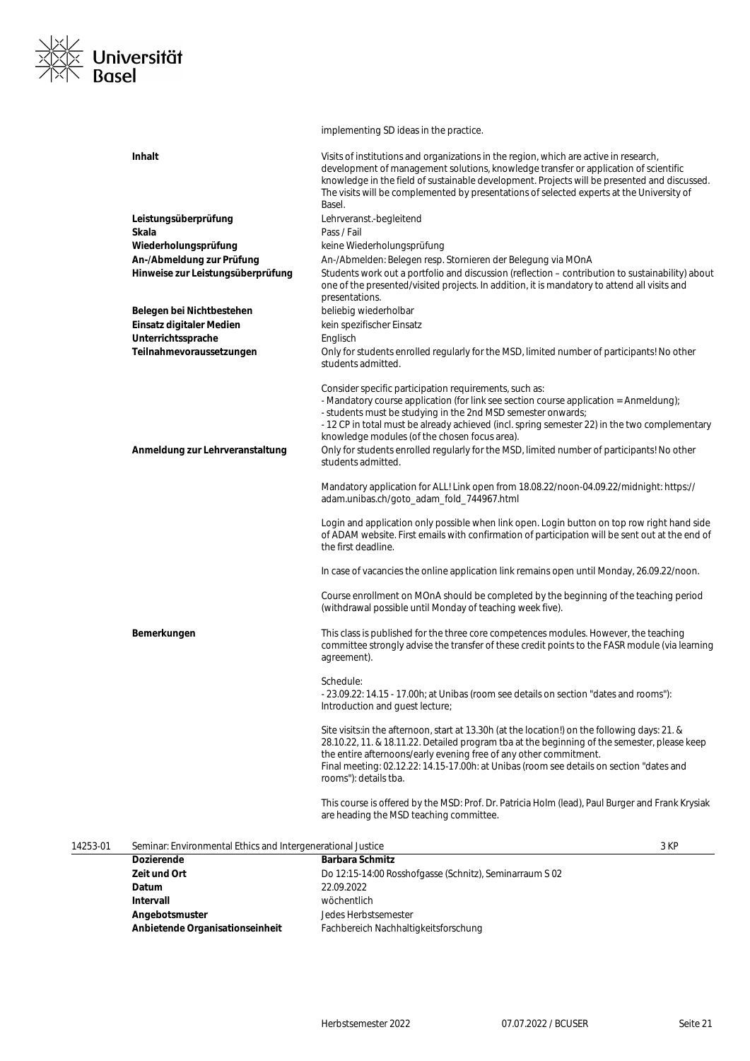| | |
|---|---|
| | implementing SD ideas in the practice. |
| **Inhalt** | Visits of institutions and organizations in the region, which are active in research, development of management solutions, knowledge transfer or application of scientific knowledge in the field of sustainable development. Projects will be presented and discussed. The visits will be complemented by presentations of selected experts at the University of Basel. |
| **Leistungsüberprüfung** | Lehrveranst.-begleitend |
| **Skala** | Pass / Fail |
| **Wiederholungsprüfung** | keine Wiederholungsprüfung |
| **An-/Abmeldung zur Prüfung** | An-/Abmelden: Belegen resp. Stornieren der Belegung via MOnA |
| **Hinweise zur Leistungsüberprüfung** | Students work out a portfolio and discussion (reflection – contribution to sustainability) about one of the presented/visited projects. In addition, it is mandatory to attend all visits and presentations. |
| **Belegen bei Nichtbestehen** | beliebig wiederholbar |
| **Einsatz digitaler Medien** | kein spezifischer Einsatz |
| **Unterrichtssprache** | Englisch |
| **Teilnahmevoraussetzungen** | Only for students enrolled regularly for the MSD, limited number of participants! No other students admitted.<br><br>Consider specific participation requirements, such as:<br>- Mandatory course application (for link see section course application = Anmeldung);<br>- students must be studying in the 2nd MSD semester onwards;<br>- 12 CP in total must be already achieved (incl. spring semester 22) in the two complementary knowledge modules (of the chosen focus area). |
| **Anmeldung zur Lehrveranstaltung** | Only for students enrolled regularly for the MSD, limited number of participants! No other students admitted.<br><br>Mandatory application for ALL! Link open from 18.08.22/noon-04.09.22/midnight: https://adam.unibas.ch/goto_adam_fold_744967.html<br><br>Login and application only possible when link open. Login button on top row right hand side of ADAM website. First emails with confirmation of participation will be sent out at the end of the first deadline.<br><br>In case of vacancies the online application link remains open until Monday, 26.09.22/noon.<br><br>Course enrollment on MOnA should be completed by the beginning of the teaching period (withdrawal possible until Monday of teaching week five). |
| **Bemerkungen** | This class is published for the three core competences modules. However, the teaching committee strongly advise the transfer of these credit points to the FASR module (via learning agreement).<br><br>Schedule:<br>- 23.09.22: 14.15 - 17.00h; at Unibas (room see details on section "dates and rooms"): Introduction and guest lecture;<br><br>Site visits:in the afternoon, start at 13.30h (at the location!) on the following days: 21. & 28.10.22, 11. & 18.11.22. Detailed program tba at the beginning of the semester, please keep the entire afternoons/early evening free of any other commitment.<br>Final meeting: 02.12.22: 14.15-17.00h: at Unibas (room see details on section "dates and rooms"): details tba.<br><br>This course is offered by the MSD: Prof. Dr. Patricia Holm (lead), Paul Burger and Frank Krysiak are heading the MSD teaching committee. |

## 14253-01 Seminar: Environmental Ethics and Intergenerational Justice — 3 KP

| | |
|---|---|
| **Dozierende** | **Barbara Schmitz** |
| **Zeit und Ort** | Do 12:15-14:00 Rosshofgasse (Schnitz), Seminarraum S 02 |
| **Datum** | 22.09.2022 |
| **Intervall** | wöchentlich |
| **Angebotsmuster** | Jedes Herbstsemester |
| **Anbietende Organisationseinheit** | Fachbereich Nachhaltigkeitsforschung |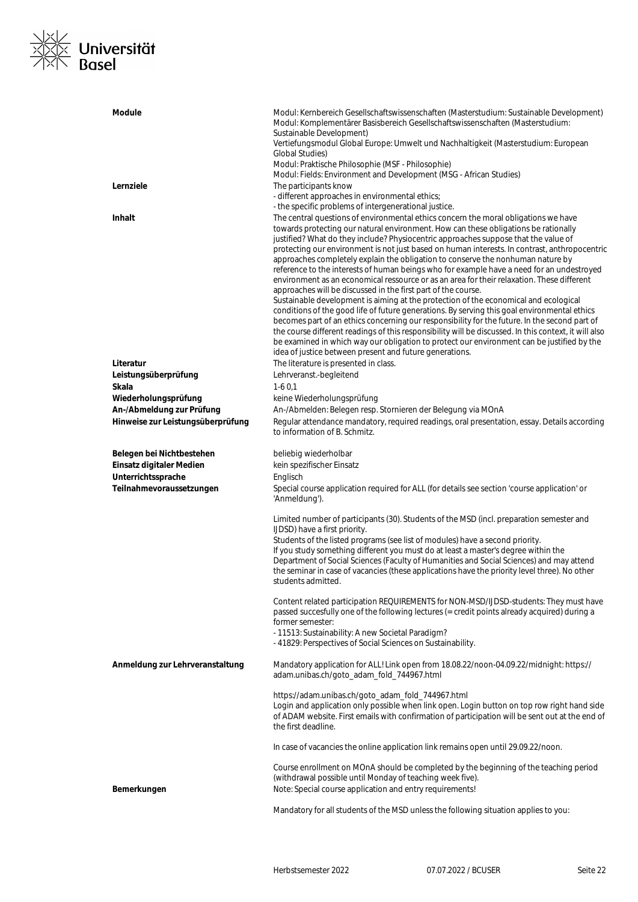**Module**
Modul: Kernbereich Gesellschaftswissenschaften (Masterstudium: Sustainable Development)
Modul: Komplementärer Basisbereich Gesellschaftswissenschaften (Masterstudium: Sustainable Development)
Vertiefungsmodul Global Europe: Umwelt und Nachhaltigkeit (Masterstudium: European Global Studies)
Modul: Praktische Philosophie (MSF - Philosophie)
Modul: Fields: Environment and Development (MSG - African Studies)

**Lernziele**
The participants know
- different approaches in environmental ethics;
- the specific problems of intergenerational justice.

**Inhalt**
The central questions of environmental ethics concern the moral obligations we have towards protecting our natural environment. How can these obligations be rationally justified? What do they include? Physiocentric approaches suppose that the value of protecting our environment is not just based on human interests. In contrast, anthropocentric approaches completely explain the obligation to conserve the nonhuman nature by reference to the interests of human beings who for example have a need for an undestroyed environment as an economical ressource or as an area for their relaxation. These different approaches will be discussed in the first part of the course.
Sustainable development is aiming at the protection of the economical and ecological conditions of the good life of future generations. By serving this goal environmental ethics becomes part of an ethics concerning our responsibility for the future. In the second part of the course different readings of this responsibility will be discussed. In this context, it will also be examined in which way our obligation to protect our environment can be justified by the idea of justice between present and future generations.

**Literatur**
The literature is presented in class.

**Leistungsüberprüfung**
Lehrveranst.-begleitend

**Skala**
1-6 0,1

**Wiederholungsprüfung**
keine Wiederholungsprüfung

**An-/Abmeldung zur Prüfung**
An-/Abmelden: Belegen resp. Stornieren der Belegung via MOnA

**Hinweise zur Leistungsüberprüfung**
Regular attendance mandatory, required readings, oral presentation, essay. Details according to information of B. Schmitz.

**Belegen bei Nichtbestehen**
beliebig wiederholbar

**Einsatz digitaler Medien**
kein spezifischer Einsatz

**Unterrichtssprache**
Englisch

**Teilnahmevoraussetzungen**
Special course application required for ALL (for details see section 'course application' or 'Anmeldung').

Limited number of participants (30). Students of the MSD (incl. preparation semester and IJDSD) have a first priority.
Students of the listed programs (see list of modules) have a second priority.
If you study something different you must do at least a master's degree within the Department of Social Sciences (Faculty of Humanities and Social Sciences) and may attend the seminar in case of vacancies (these applications have the priority level three). No other students admitted.

Content related participation REQUIREMENTS for NON-MSD/IJDSD-students: They must have passed succesfully one of the following lectures (= credit points already acquired) during a former semester:
- 11513: Sustainability: A new Societal Paradigm?
- 41829: Perspectives of Social Sciences on Sustainability.

**Anmeldung zur Lehrveranstaltung**
Mandatory application for ALL! Link open from 18.08.22/noon-04.09.22/midnight: https://adam.unibas.ch/goto_adam_fold_744967.html

https://adam.unibas.ch/goto_adam_fold_744967.html
Login and application only possible when link open. Login button on top row right hand side of ADAM website. First emails with confirmation of participation will be sent out at the end of the first deadline.

In case of vacancies the online application link remains open until 29.09.22/noon.

Course enrollment on MOnA should be completed by the beginning of the teaching period (withdrawal possible until Monday of teaching week five).

**Bemerkungen**
Note: Special course application and entry requirements!

Mandatory for all students of the MSD unless the following situation applies to you: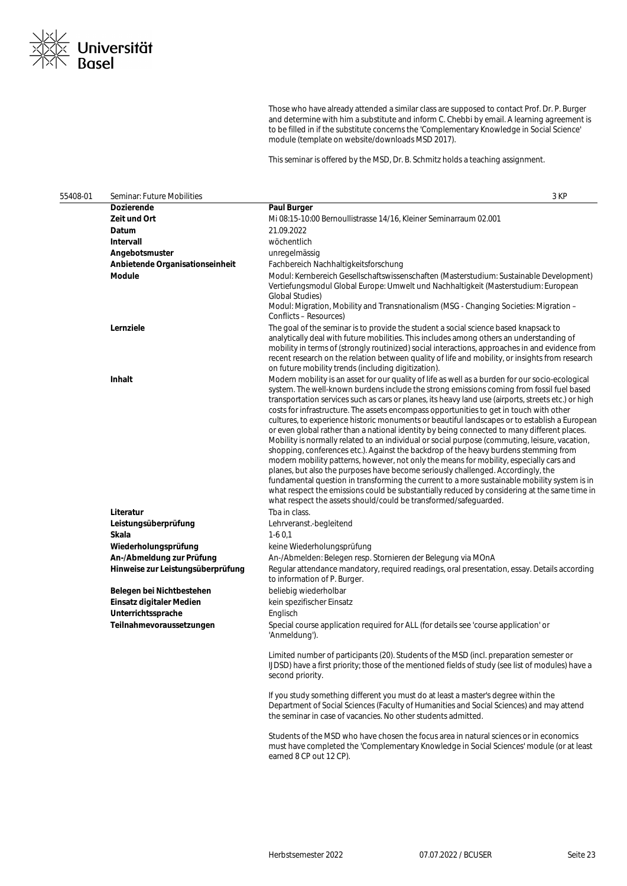Those who have already attended a similar class are supposed to contact Prof. Dr. P. Burger and determine with him a substitute and inform C. Chebbi by email. A learning agreement is to be filled in if the substitute concerns the 'Complementary Knowledge in Social Science' module (template on website/downloads MSD 2017).

This seminar is offered by the MSD, Dr. B. Schmitz holds a teaching assignment.

## 55408-01 Seminar: Future Mobilities — 3 KP

| | |
|---|---|
| **Dozierende** | **Paul Burger** |
| **Zeit und Ort** | Mi 08:15-10:00 Bernoullistrasse 14/16, Kleiner Seminarraum 02.001 |
| **Datum** | 21.09.2022 |
| **Intervall** | wöchentlich |
| **Angebotsmuster** | unregelmässig |
| **Anbietende Organisationseinheit** | Fachbereich Nachhaltigkeitsforschung |
| **Module** | Modul: Kernbereich Gesellschaftswissenschaften (Masterstudium: Sustainable Development)<br>Vertiefungsmodul Global Europe: Umwelt und Nachhaltigkeit (Masterstudium: European Global Studies)<br>Modul: Migration, Mobility and Transnationalism (MSG - Changing Societies: Migration – Conflicts – Resources) |
| **Lernziele** | The goal of the seminar is to provide the student a social science based knapsack to analytically deal with future mobilities. This includes among others an understanding of mobility in terms of (strongly routinized) social interactions, approaches in and evidence from recent research on the relation between quality of life and mobility, or insights from research on future mobility trends (including digitization). |
| **Inhalt** | Modern mobility is an asset for our quality of life as well as a burden for our socio-ecological system. The well-known burdens include the strong emissions coming from fossil fuel based transportation services such as cars or planes, its heavy land use (airports, streets etc.) or high costs for infrastructure. The assets encompass opportunities to get in touch with other cultures, to experience historic monuments or beautiful landscapes or to establish a European or even global rather than a national identity by being connected to many different places. Mobility is normally related to an individual or social purpose (commuting, leisure, vacation, shopping, conferences etc.). Against the backdrop of the heavy burdens stemming from modern mobility patterns, however, not only the means for mobility, especially cars and planes, but also the purposes have become seriously challenged. Accordingly, the fundamental question in transforming the current to a more sustainable mobility system is in what respect the emissions could be substantially reduced by considering at the same time in what respect the assets should/could be transformed/safeguarded. |
| **Literatur** | Tba in class. |
| **Leistungsüberprüfung** | Lehrveranst.-begleitend |
| **Skala** | 1-6 0,1 |
| **Wiederholungsprüfung** | keine Wiederholungsprüfung |
| **An-/Abmeldung zur Prüfung** | An-/Abmelden: Belegen resp. Stornieren der Belegung via MOnA |
| **Hinweise zur Leistungsüberprüfung** | Regular attendance mandatory, required readings, oral presentation, essay. Details according to information of P. Burger. |
| **Belegen bei Nichtbestehen** | beliebig wiederholbar |
| **Einsatz digitaler Medien** | kein spezifischer Einsatz |
| **Unterrichtssprache** | Englisch |
| **Teilnahmevoraussetzungen** | Special course application required for ALL (for details see 'course application' or 'Anmeldung').<br><br>Limited number of participants (20). Students of the MSD (incl. preparation semester or IJDSD) have a first priority; those of the mentioned fields of study (see list of modules) have a second priority.<br><br>If you study something different you must do at least a master's degree within the Department of Social Sciences (Faculty of Humanities and Social Sciences) and may attend the seminar in case of vacancies. No other students admitted.<br><br>Students of the MSD who have chosen the focus area in natural sciences or in economics must have completed the 'Complementary Knowledge in Social Sciences' module (or at least earned 8 CP out 12 CP). |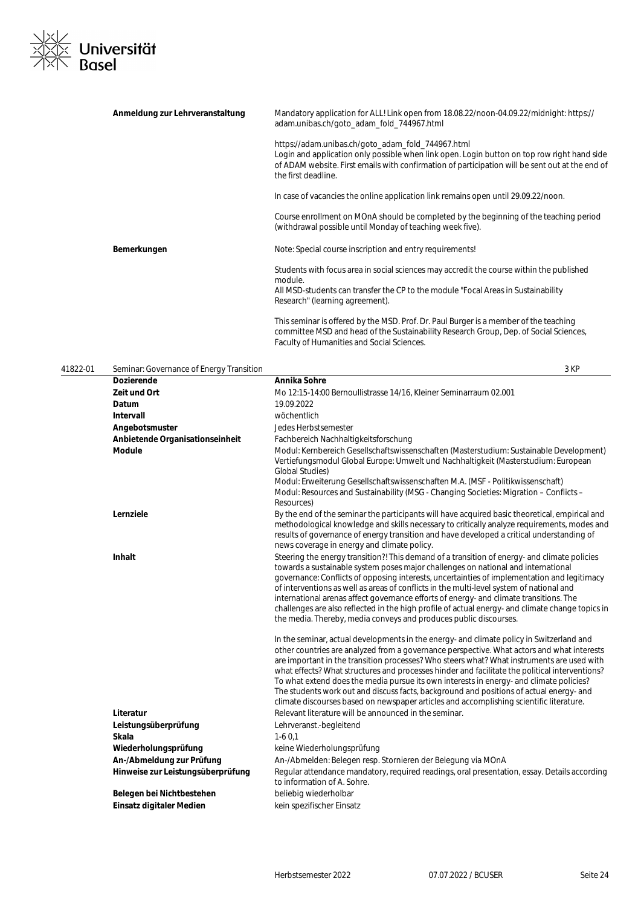| | |
|---|---|
| **Anmeldung zur Lehrveranstaltung** | Mandatory application for ALL! Link open from 18.08.22/noon-04.09.22/midnight: https://adam.unibas.ch/goto_adam_fold_744967.html<br><br>https://adam.unibas.ch/goto_adam_fold_744967.html<br>Login and application only possible when link open. Login button on top row right hand side of ADAM website. First emails with confirmation of participation will be sent out at the end of the first deadline.<br><br>In case of vacancies the online application link remains open until 29.09.22/noon.<br><br>Course enrollment on MOnA should be completed by the beginning of the teaching period (withdrawal possible until Monday of teaching week five). |
| **Bemerkungen** | Note: Special course inscription and entry requirements!<br><br>Students with focus area in social sciences may accredit the course within the published module.<br>All MSD-students can transfer the CP to the module "Focal Areas in Sustainability Research" (learning agreement).<br><br>This seminar is offered by the MSD. Prof. Dr. Paul Burger is a member of the teaching committee MSD and head of the Sustainability Research Group, Dep. of Social Sciences, Faculty of Humanities and Social Sciences. |

## 41822-01 Seminar: Governance of Energy Transition — 3 KP

| | |
|---|---|
| **Dozierende** | **Annika Sohre** |
| **Zeit und Ort** | Mo 12:15-14:00 Bernoullistrasse 14/16, Kleiner Seminarraum 02.001 |
| **Datum** | 19.09.2022 |
| **Intervall** | wöchentlich |
| **Angebotsmuster** | Jedes Herbstsemester |
| **Anbietende Organisationseinheit** | Fachbereich Nachhaltigkeitsforschung |
| **Module** | Modul: Kernbereich Gesellschaftswissenschaften (Masterstudium: Sustainable Development)<br>Vertiefungsmodul Global Europe: Umwelt und Nachhaltigkeit (Masterstudium: European Global Studies)<br>Modul: Erweiterung Gesellschaftswissenschaften M.A. (MSF - Politikwissenschaft)<br>Modul: Resources and Sustainability (MSG - Changing Societies: Migration – Conflicts – Resources) |
| **Lernziele** | By the end of the seminar the participants will have acquired basic theoretical, empirical and methodological knowledge and skills necessary to critically analyze requirements, modes and results of governance of energy transition and have developed a critical understanding of news coverage in energy and climate policy. |
| **Inhalt** | Steering the energy transition?! This demand of a transition of energy- and climate policies towards a sustainable system poses major challenges on national and international governance: Conflicts of opposing interests, uncertainties of implementation and legitimacy of interventions as well as areas of conflicts in the multi-level system of national and international arenas affect governance efforts of energy- and climate transitions. The challenges are also reflected in the high profile of actual energy- and climate change topics in the media. Thereby, media conveys and produces public discourses.<br><br>In the seminar, actual developments in the energy- and climate policy in Switzerland and other countries are analyzed from a governance perspective. What actors and what interests are important in the transition processes? Who steers what? What instruments are used with what effects? What structures and processes hinder and facilitate the political interventions? To what extend does the media pursue its own interests in energy- and climate policies? The students work out and discuss facts, background and positions of actual energy- and climate discourses based on newspaper articles and accomplishing scientific literature. |
| **Literatur** | Relevant literature will be announced in the seminar. |
| **Leistungsüberprüfung** | Lehrveranst.-begleitend |
| **Skala** | 1-6 0,1 |
| **Wiederholungsprüfung** | keine Wiederholungsprüfung |
| **An-/Abmeldung zur Prüfung** | An-/Abmelden: Belegen resp. Stornieren der Belegung via MOnA |
| **Hinweise zur Leistungsüberprüfung** | Regular attendance mandatory, required readings, oral presentation, essay. Details according to information of A. Sohre. |
| **Belegen bei Nichtbestehen** | beliebig wiederholbar |
| **Einsatz digitaler Medien** | kein spezifischer Einsatz |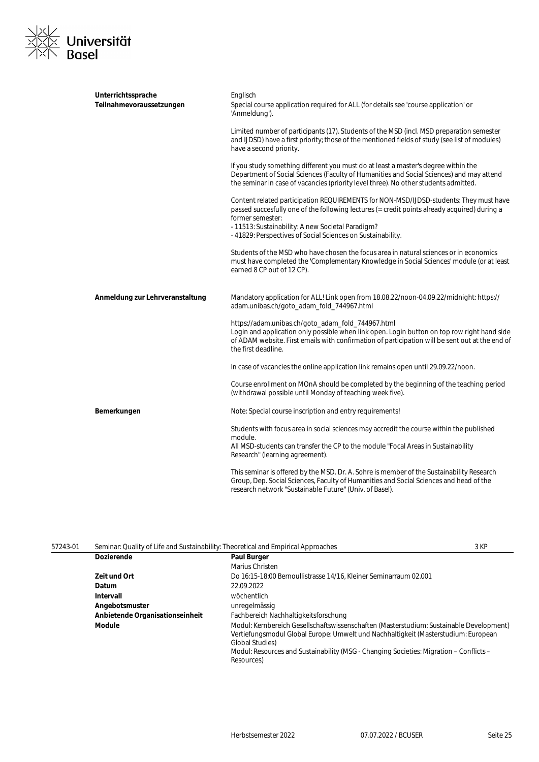| | |
|---|---|
| **Unterrichtssprache** | Englisch |
| **Teilnahmevoraussetzungen** | Special course application required for ALL (for details see 'course application' or 'Anmeldung').<br><br>Limited number of participants (17). Students of the MSD (incl. MSD preparation semester and IJDSD) have a first priority; those of the mentioned fields of study (see list of modules) have a second priority.<br><br>If you study something different you must do at least a master's degree within the Department of Social Sciences (Faculty of Humanities and Social Sciences) and may attend the seminar in case of vacancies (priority level three). No other students admitted.<br><br>Content related participation REQUIREMENTS for NON-MSD/IJDSD-students: They must have passed succesfully one of the following lectures (= credit points already acquired) during a former semester:<br>- 11513: Sustainability: A new Societal Paradigm?<br>- 41829: Perspectives of Social Sciences on Sustainability.<br><br>Students of the MSD who have chosen the focus area in natural sciences or in economics must have completed the 'Complementary Knowledge in Social Sciences' module (or at least earned 8 CP out of 12 CP). |
| **Anmeldung zur Lehrveranstaltung** | Mandatory application for ALL! Link open from 18.08.22/noon-04.09.22/midnight: https://adam.unibas.ch/goto_adam_fold_744967.html<br><br>https://adam.unibas.ch/goto_adam_fold_744967.html<br>Login and application only possible when link open. Login button on top row right hand side of ADAM website. First emails with confirmation of participation will be sent out at the end of the first deadline.<br><br>In case of vacancies the online application link remains open until 29.09.22/noon.<br><br>Course enrollment on MOnA should be completed by the beginning of the teaching period (withdrawal possible until Monday of teaching week five). |
| **Bemerkungen** | Note: Special course inscription and entry requirements!<br><br>Students with focus area in social sciences may accredit the course within the published module.<br>All MSD-students can transfer the CP to the module "Focal Areas in Sustainability Research" (learning agreement).<br><br>This seminar is offered by the MSD. Dr. A. Sohre is member of the Sustainability Research Group, Dep. Social Sciences, Faculty of Humanities and Social Sciences and head of the research network "Sustainable Future" (Univ. of Basel). |

**57243-01 Seminar: Quality of Life and Sustainability: Theoretical and Empirical Approaches — 3 KP**

| | |
|---|---|
| **Dozierende** | **Paul Burger**<br>Marius Christen |
| **Zeit und Ort** | Do 16:15-18:00 Bernoullistrasse 14/16, Kleiner Seminarraum 02.001 |
| **Datum** | 22.09.2022 |
| **Intervall** | wöchentlich |
| **Angebotsmuster** | unregelmässig |
| **Anbietende Organisationseinheit** | Fachbereich Nachhaltigkeitsforschung |
| **Module** | Modul: Kernbereich Gesellschaftswissenschaften (Masterstudium: Sustainable Development)<br>Vertiefungsmodul Global Europe: Umwelt und Nachhaltigkeit (Masterstudium: European Global Studies)<br>Modul: Resources and Sustainability (MSG - Changing Societies: Migration – Conflicts – Resources) |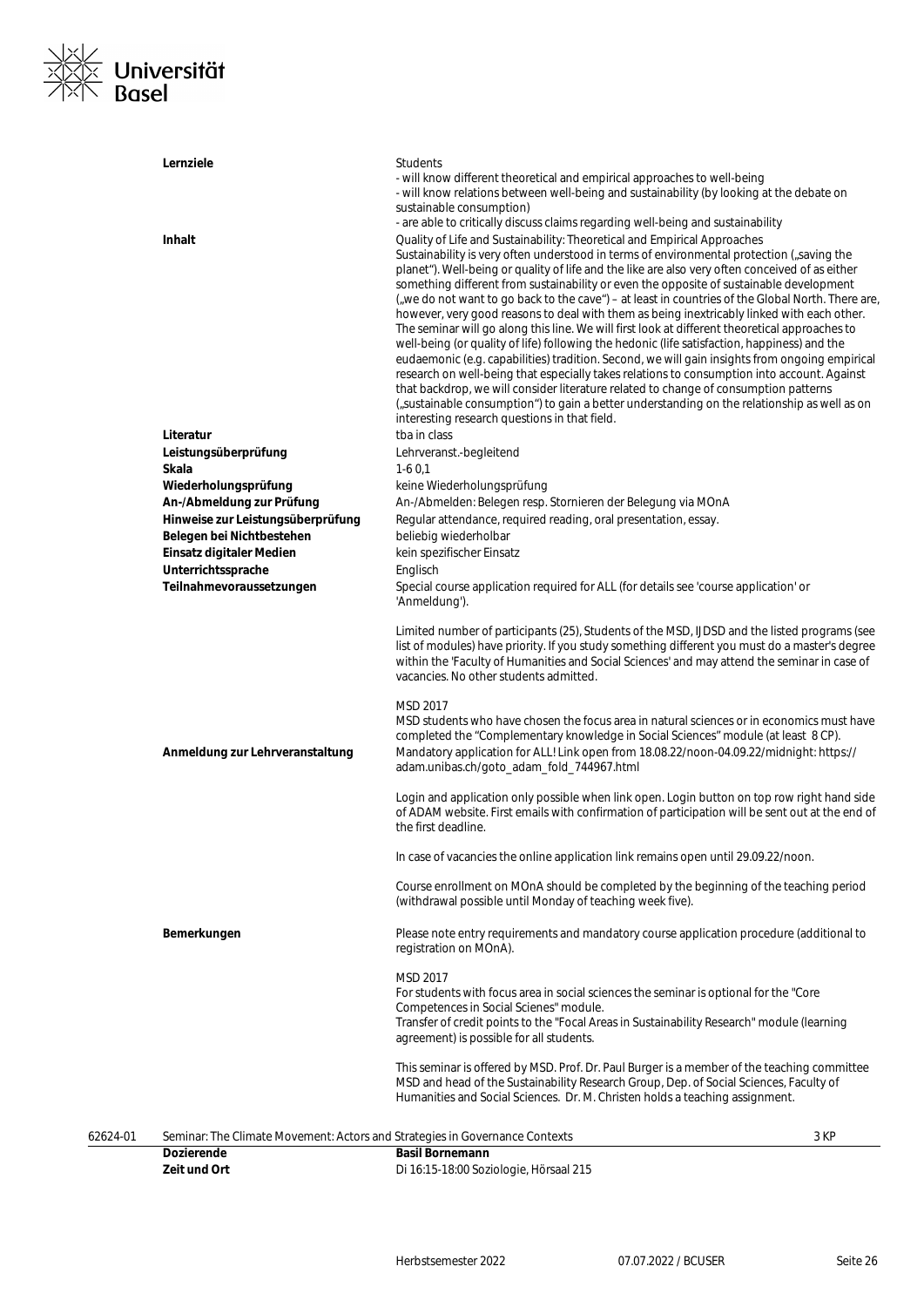| | |
|---|---|
| **Lernziele** | Students<br>- will know different theoretical and empirical approaches to well-being<br>- will know relations between well-being and sustainability (by looking at the debate on sustainable consumption)<br>- are able to critically discuss claims regarding well-being and sustainability |
| **Inhalt** | Quality of Life and Sustainability: Theoretical and Empirical Approaches<br>Sustainability is very often understood in terms of environmental protection („saving the planet"). Well-being or quality of life and the like are also very often conceived of as either something different from sustainability or even the opposite of sustainable development („we do not want to go back to the cave") – at least in countries of the Global North. There are, however, very good reasons to deal with them as being inextricably linked with each other. The seminar will go along this line. We will first look at different theoretical approaches to well-being (or quality of life) following the hedonic (life satisfaction, happiness) and the eudaemonic (e.g. capabilities) tradition. Second, we will gain insights from ongoing empirical research on well-being that especially takes relations to consumption into account. Against that backdrop, we will consider literature related to change of consumption patterns („sustainable consumption") to gain a better understanding on the relationship as well as on interesting research questions in that field. |
| **Literatur** | tba in class |
| **Leistungsüberprüfung** | Lehrveranst.-begleitend |
| **Skala** | 1-6 0,1 |
| **Wiederholungsprüfung** | keine Wiederholungsprüfung |
| **An-/Abmeldung zur Prüfung** | An-/Abmelden: Belegen resp. Stornieren der Belegung via MOnA |
| **Hinweise zur Leistungsüberprüfung** | Regular attendance, required reading, oral presentation, essay. |
| **Belegen bei Nichtbestehen** | beliebig wiederholbar |
| **Einsatz digitaler Medien** | kein spezifischer Einsatz |
| **Unterrichtssprache** | Englisch |
| **Teilnahmevoraussetzungen** | Special course application required for ALL (for details see 'course application' or 'Anmeldung').<br><br>Limited number of participants (25), Students of the MSD, IJDSD and the listed programs (see list of modules) have priority. If you study something different you must do a master's degree within the 'Faculty of Humanities and Social Sciences' and may attend the seminar in case of vacancies. No other students admitted.<br><br>MSD 2017<br>MSD students who have chosen the focus area in natural sciences or in economics must have completed the "Complementary knowledge in Social Sciences" module (at least 8 CP). |
| **Anmeldung zur Lehrveranstaltung** | Mandatory application for ALL! Link open from 18.08.22/noon-04.09.22/midnight: https://adam.unibas.ch/goto_adam_fold_744967.html<br><br>Login and application only possible when link open. Login button on top row right hand side of ADAM website. First emails with confirmation of participation will be sent out at the end of the first deadline.<br><br>In case of vacancies the online application link remains open until 29.09.22/noon.<br><br>Course enrollment on MOnA should be completed by the beginning of the teaching period (withdrawal possible until Monday of teaching week five). |
| **Bemerkungen** | Please note entry requirements and mandatory course application procedure (additional to registration on MOnA).<br><br>MSD 2017<br>For students with focus area in social sciences the seminar is optional for the "Core Competences in Social Scienes" module.<br>Transfer of credit points to the "Focal Areas in Sustainability Research" module (learning agreement) is possible for all students.<br><br>This seminar is offered by MSD. Prof. Dr. Paul Burger is a member of the teaching committee MSD and head of the Sustainability Research Group, Dep. of Social Sciences, Faculty of Humanities and Social Sciences. Dr. M. Christen holds a teaching assignment. |

| 62624-01 | Seminar: The Climate Movement: Actors and Strategies in Governance Contexts | 3 KP |
|---|---|---|
| | **Dozierende** | **Basil Bornemann** |
| | **Zeit und Ort** | Di 16:15-18:00 Soziologie, Hörsaal 215 |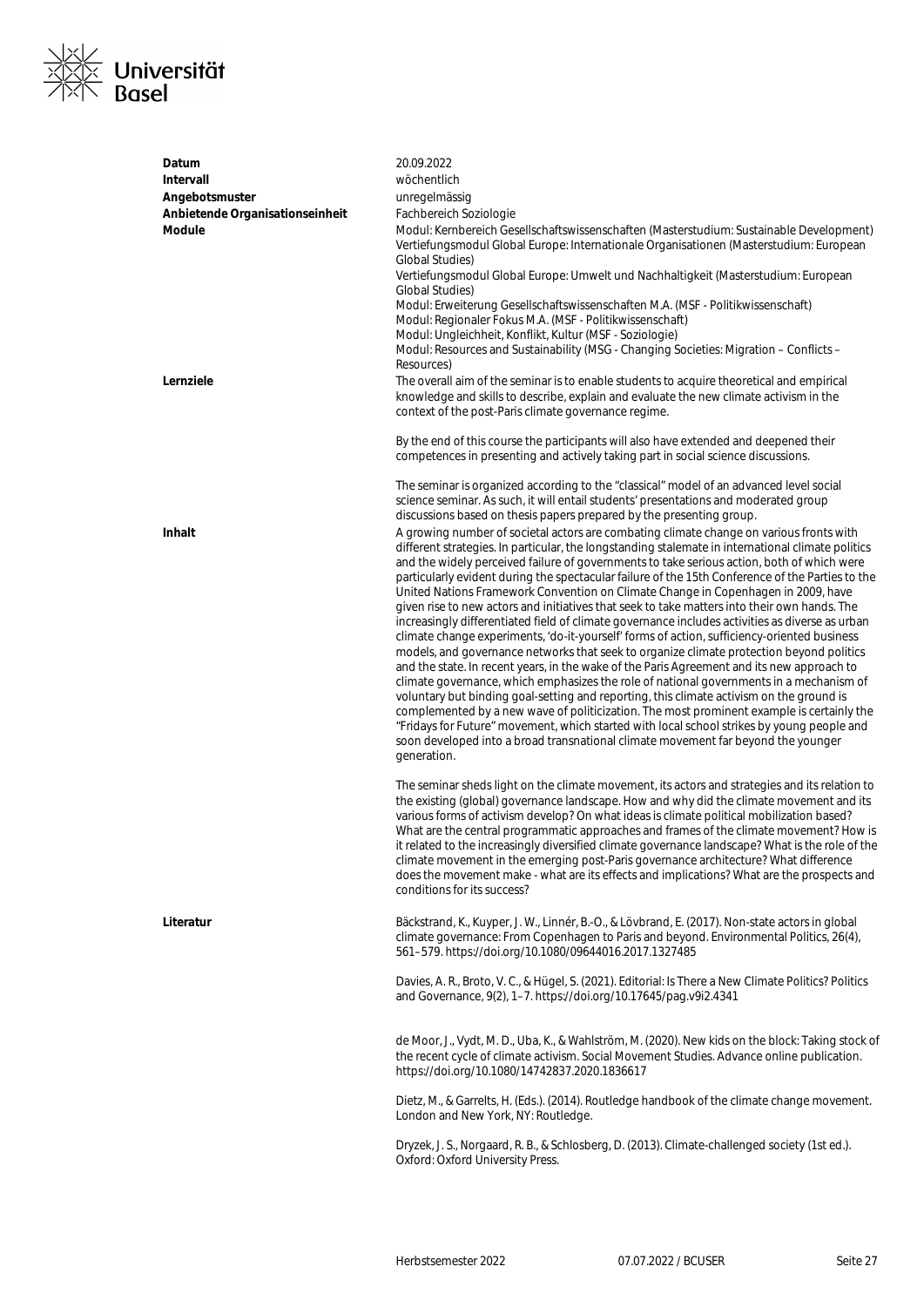| | |
|---|---|
| **Datum** | 20.09.2022 |
| **Intervall** | wöchentlich |
| **Angebotsmuster** | unregelmässig |
| **Anbietende Organisationseinheit** | Fachbereich Soziologie |
| **Module** | Modul: Kernbereich Gesellschaftswissenschaften (Masterstudium: Sustainable Development)<br>Vertiefungsmodul Global Europe: Internationale Organisationen (Masterstudium: European Global Studies)<br>Vertiefungsmodul Global Europe: Umwelt und Nachhaltigkeit (Masterstudium: European Global Studies)<br>Modul: Erweiterung Gesellschaftswissenschaften M.A. (MSF - Politikwissenschaft)<br>Modul: Regionaler Fokus M.A. (MSF - Politikwissenschaft)<br>Modul: Ungleichheit, Konflikt, Kultur (MSF - Soziologie)<br>Modul: Resources and Sustainability (MSG - Changing Societies: Migration – Conflicts – Resources) |
| **Lernziele** | The overall aim of the seminar is to enable students to acquire theoretical and empirical knowledge and skills to describe, explain and evaluate the new climate activism in the context of the post-Paris climate governance regime.<br><br>By the end of this course the participants will also have extended and deepened their competences in presenting and actively taking part in social science discussions.<br><br>The seminar is organized according to the "classical" model of an advanced level social science seminar. As such, it will entail students' presentations and moderated group discussions based on thesis papers prepared by the presenting group. |
| **Inhalt** | A growing number of societal actors are combating climate change on various fronts with different strategies. In particular, the longstanding stalemate in international climate politics and the widely perceived failure of governments to take serious action, both of which were particularly evident during the spectacular failure of the 15th Conference of the Parties to the United Nations Framework Convention on Climate Change in Copenhagen in 2009, have given rise to new actors and initiatives that seek to take matters into their own hands. The increasingly differentiated field of climate governance includes activities as diverse as urban climate change experiments, 'do-it-yourself' forms of action, sufficiency-oriented business models, and governance networks that seek to organize climate protection beyond politics and the state. In recent years, in the wake of the Paris Agreement and its new approach to climate governance, which emphasizes the role of national governments in a mechanism of voluntary but binding goal-setting and reporting, this climate activism on the ground is complemented by a new wave of politicization. The most prominent example is certainly the "Fridays for Future" movement, which started with local school strikes by young people and soon developed into a broad transnational climate movement far beyond the younger generation.<br><br>The seminar sheds light on the climate movement, its actors and strategies and its relation to the existing (global) governance landscape. How and why did the climate movement and its various forms of activism develop? On what ideas is climate political mobilization based? What are the central programmatic approaches and frames of the climate movement? How is it related to the increasingly diversified climate governance landscape? What is the role of the climate movement in the emerging post-Paris governance architecture? What difference does the movement make - what are its effects and implications? What are the prospects and conditions for its success? |
| **Literatur** | Bäckstrand, K., Kuyper, J. W., Linnér, B.-O., & Lövbrand, E. (2017). Non-state actors in global climate governance: From Copenhagen to Paris and beyond. Environmental Politics, 26(4), 561–579. https://doi.org/10.1080/09644016.2017.1327485<br><br>Davies, A. R., Broto, V. C., & Hügel, S. (2021). Editorial: Is There a New Climate Politics? Politics and Governance, 9(2), 1–7. https://doi.org/10.17645/pag.v9i2.4341<br><br>de Moor, J., Vydt, M. D., Uba, K., & Wahlström, M. (2020). New kids on the block: Taking stock of the recent cycle of climate activism. Social Movement Studies. Advance online publication. https://doi.org/10.1080/14742837.2020.1836617<br><br>Dietz, M., & Garrelts, H. (Eds.). (2014). Routledge handbook of the climate change movement. London and New York, NY: Routledge.<br><br>Dryzek, J. S., Norgaard, R. B., & Schlosberg, D. (2013). Climate-challenged society (1st ed.). Oxford: Oxford University Press. |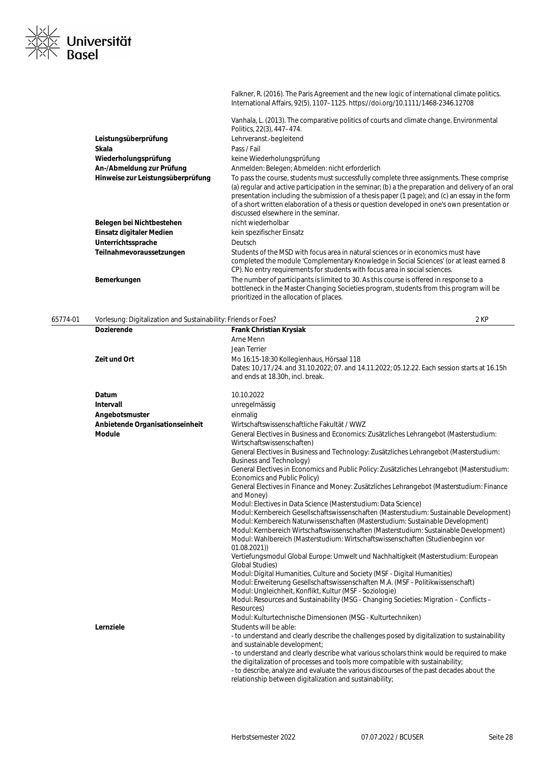| | |
|---|---|
| | Falkner, R. (2016). The Paris Agreement and the new logic of international climate politics. International Affairs, 92(5), 1107–1125. https://doi.org/10.1111/1468-2346.12708 |
| | Vanhala, L. (2013). The comparative politics of courts and climate change. Environmental Politics, 22(3), 447–474. |
| **Leistungsüberprüfung** | Lehrveranst.-begleitend |
| **Skala** | Pass / Fail |
| **Wiederholungsprüfung** | keine Wiederholungsprüfung |
| **An-/Abmeldung zur Prüfung** | Anmelden: Belegen; Abmelden: nicht erforderlich |
| **Hinweise zur Leistungsüberprüfung** | To pass the course, students must successfully complete three assignments. These comprise (a) regular and active participation in the seminar; (b) a the preparation and delivery of an oral presentation including the submission of a thesis paper (1 page); and (c) an essay in the form of a short written elaboration of a thesis or question developed in one's own presentation or discussed elsewhere in the seminar. |
| **Belegen bei Nichtbestehen** | nicht wiederholbar |
| **Einsatz digitaler Medien** | kein spezifischer Einsatz |
| **Unterrichtssprache** | Deutsch |
| **Teilnahmevoraussetzungen** | Students of the MSD with focus area in natural sciences or in economics must have completed the module 'Complementary Knowledge in Social Sciences' (or at least earned 8 CP). No entry requirements for students with focus area in social sciences. |
| **Bemerkungen** | The number of participants is limited to 30. As this course is offered in response to a bottleneck in the Master Changing Societies program, students from this program will be prioritized in the allocation of places. |

## 65774-01 Vorlesung: Digitalization and Sustainability: Friends or Foes? — 2 KP

| | |
|---|---|
| **Dozierende** | **Frank Christian Krysiak**<br>Arne Menn<br>Jean Terrier |
| **Zeit und Ort** | Mo 16:15-18:30 Kollegienhaus, Hörsaal 118<br>Dates: 10./17./24. and 31.10.2022; 07. and 14.11.2022; 05.12.22. Each session starts at 16.15h and ends at 18.30h, incl. break. |
| **Datum** | 10.10.2022 |
| **Intervall** | unregelmässig |
| **Angebotsmuster** | einmalig |
| **Anbietende Organisationseinheit** | Wirtschaftswissenschaftliche Fakultät / WWZ |
| **Module** | General Electives in Business and Economics: Zusätzliches Lehrangebot (Masterstudium: Wirtschaftswissenschaften)<br>General Electives in Business and Technology: Zusätzliches Lehrangebot (Masterstudium: Business and Technology)<br>General Electives in Economics and Public Policy: Zusätzliches Lehrangebot (Masterstudium: Economics and Public Policy)<br>General Electives in Finance and Money: Zusätzliches Lehrangebot (Masterstudium: Finance and Money)<br>Modul: Electives in Data Science (Masterstudium: Data Science)<br>Modul: Kernbereich Gesellschaftswissenschaften (Masterstudium: Sustainable Development)<br>Modul: Kernbereich Naturwissenschaften (Masterstudium: Sustainable Development)<br>Modul: Kernbereich Wirtschaftswissenschaften (Masterstudium: Sustainable Development)<br>Modul: Wahlbereich (Masterstudium: Wirtschaftswissenschaften (Studienbeginn vor 01.08.2021))<br>Vertiefungsmodul Global Europe: Umwelt und Nachhaltigkeit (Masterstudium: European Global Studies)<br>Modul: Digital Humanities, Culture and Society (MSF - Digital Humanities)<br>Modul: Erweiterung Gesellschaftswissenschaften M.A. (MSF - Politikwissenschaft)<br>Modul: Ungleichheit, Konflikt, Kultur (MSF - Soziologie)<br>Modul: Resources and Sustainability (MSG - Changing Societies: Migration – Conflicts – Resources)<br>Modul: Kulturtechnische Dimensionen (MSG - Kulturtechniken) |
| **Lernziele** | Students will be able:<br>- to understand and clearly describe the challenges posed by digitalization to sustainability and sustainable development;<br>- to understand and clearly describe what various scholars think would be required to make the digitalization of processes and tools more compatible with sustainability;<br>- to describe, analyze and evaluate the various discourses of the past decades about the relationship between digitalization and sustainability; |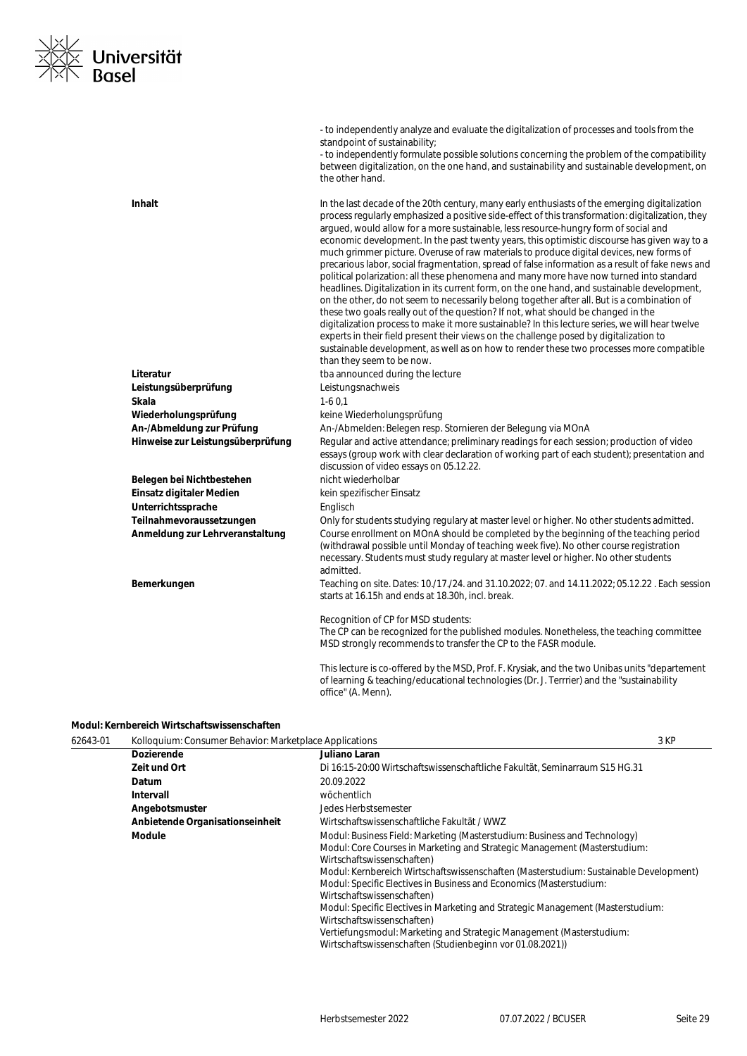- to independently analyze and evaluate the digitalization of processes and tools from the standpoint of sustainability;
- to independently formulate possible solutions concerning the problem of the compatibility between digitalization, on the one hand, and sustainability and sustainable development, on the other hand.

| | |
|---|---|
| **Inhalt** | In the last decade of the 20th century, many early enthusiasts of the emerging digitalization process regularly emphasized a positive side-effect of this transformation: digitalization, they argued, would allow for a more sustainable, less resource-hungry form of social and economic development. In the past twenty years, this optimistic discourse has given way to a much grimmer picture. Overuse of raw materials to produce digital devices, new forms of precarious labor, social fragmentation, spread of false information as a result of fake news and political polarization: all these phenomena and many more have now turned into standard headlines. Digitalization in its current form, on the one hand, and sustainable development, on the other, do not seem to necessarily belong together after all. But is a combination of these two goals really out of the question? If not, what should be changed in the digitalization process to make it more sustainable? In this lecture series, we will hear twelve experts in their field present their views on the challenge posed by digitalization to sustainable development, as well as on how to render these two processes more compatible than they seem to be now. |
| **Literatur** | tba announced during the lecture |
| **Leistungsüberprüfung** | Leistungsnachweis |
| **Skala** | 1-6 0,1 |
| **Wiederholungsprüfung** | keine Wiederholungsprüfung |
| **An-/Abmeldung zur Prüfung** | An-/Abmelden: Belegen resp. Stornieren der Belegung via MOnA |
| **Hinweise zur Leistungsüberprüfung** | Regular and active attendance; preliminary readings for each session; production of video essays (group work with clear declaration of working part of each student); presentation and discussion of video essays on 05.12.22. |
| **Belegen bei Nichtbestehen** | nicht wiederholbar |
| **Einsatz digitaler Medien** | kein spezifischer Einsatz |
| **Unterrichtssprache** | Englisch |
| **Teilnahmevoraussetzungen** | Only for students studying regulary at master level or higher. No other students admitted. |
| **Anmeldung zur Lehrveranstaltung** | Course enrollment on MOnA should be completed by the beginning of the teaching period (withdrawal possible until Monday of teaching week five). No other course registration necessary. Students must study regulary at master level or higher. No other students admitted. |
| **Bemerkungen** | Teaching on site. Dates: 10./17./24. and 31.10.2022; 07. and 14.11.2022; 05.12.22 . Each session starts at 16.15h and ends at 18.30h, incl. break.<br><br>Recognition of CP for MSD students:<br>The CP can be recognized for the published modules. Nonetheless, the teaching committee MSD strongly recommends to transfer the CP to the FASR module.<br><br>This lecture is co-offered by the MSD, Prof. F. Krysiak, and the two Unibas units "departement of learning & teaching/educational technologies (Dr. J. Terrrier) and the "sustainability office" (A. Menn). |

**Modul: Kernbereich Wirtschaftswissenschaften**

| 62643-01 | Kolloquium: Consumer Behavior: Marketplace Applications | 3 KP |
|---|---|---|
| | **Dozierende** | Juliano Laran |
| | **Zeit und Ort** | Di 16:15-20:00 Wirtschaftswissenschaftliche Fakultät, Seminarraum S15 HG.31 |
| | **Datum** | 20.09.2022 |
| | **Intervall** | wöchentlich |
| | **Angebotsmuster** | Jedes Herbstsemester |
| | **Anbietende Organisationseinheit** | Wirtschaftswissenschaftliche Fakultät / WWZ |
| | **Module** | Modul: Business Field: Marketing (Masterstudium: Business and Technology)<br>Modul: Core Courses in Marketing and Strategic Management (Masterstudium: Wirtschaftswissenschaften)<br>Modul: Kernbereich Wirtschaftswissenschaften (Masterstudium: Sustainable Development)<br>Modul: Specific Electives in Business and Economics (Masterstudium: Wirtschaftswissenschaften)<br>Modul: Specific Electives in Marketing and Strategic Management (Masterstudium: Wirtschaftswissenschaften)<br>Vertiefungsmodul: Marketing and Strategic Management (Masterstudium: Wirtschaftswissenschaften (Studienbeginn vor 01.08.2021)) |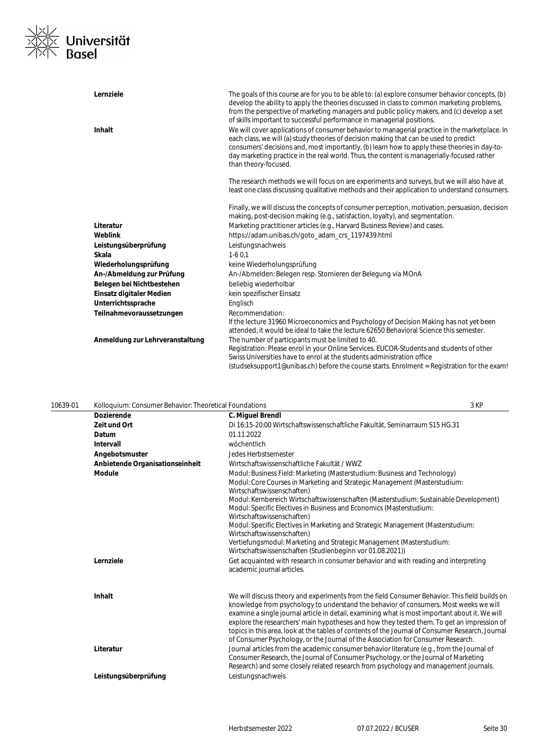| | |
|---|---|
| **Lernziele** | The goals of this course are for you to be able to: (a) explore consumer behavior concepts, (b) develop the ability to apply the theories discussed in class to common marketing problems, from the perspective of marketing managers and public policy makers, and (c) develop a set of skills important to successful performance in managerial positions. |
| **Inhalt** | We will cover applications of consumer behavior to managerial practice in the marketplace. In each class, we will (a) study theories of decision making that can be used to predict consumers' decisions and, most importantly, (b) learn how to apply these theories in day-to-day marketing practice in the real world. Thus, the content is managerially-focused rather than theory-focused.<br><br>The research methods we will focus on are experiments and surveys, but we will also have at least one class discussing qualitative methods and their application to understand consumers.<br><br>Finally, we will discuss the concepts of consumer perception, motivation, persuasion, decision making, post-decision making (e.g., satisfaction, loyalty), and segmentation. |
| **Literatur** | Marketing practitioner articles (e.g., Harvard Business Review) and cases. |
| **Weblink** | https://adam.unibas.ch/goto_adam_crs_1197439.html |
| **Leistungsüberprüfung** | Leistungsnachweis |
| **Skala** | 1-6 0,1 |
| **Wiederholungsprüfung** | keine Wiederholungsprüfung |
| **An-/Abmeldung zur Prüfung** | An-/Abmelden: Belegen resp. Stornieren der Belegung via MOnA |
| **Belegen bei Nichtbestehen** | beliebig wiederholbar |
| **Einsatz digitaler Medien** | kein spezifischer Einsatz |
| **Unterrichtssprache** | Englisch |
| **Teilnahmevoraussetzungen** | Recommendation:<br>If the lecture 31960 Microeconomics and Psychology of Decision Making has not yet been attended, it would be ideal to take the lecture 62650 Behavioral Science this semester. |
| **Anmeldung zur Lehrveranstaltung** | The number of participants must be limited to 40.<br>Registration: Please enrol in your Online Services. EUCOR-Students and students of other Swiss Universities have to enrol at the students administration office (studseksupport1@unibas.ch) before the course starts. Enrolment = Registration for the exam! |

## 10639-01 Kolloquium: Consumer Behavior: Theoretical Foundations — 3 KP

| | |
|---|---|
| **Dozierende** | **C. Miguel Brendl** |
| **Zeit und Ort** | Di 16:15-20:00 Wirtschaftswissenschaftliche Fakultät, Seminarraum S15 HG.31 |
| **Datum** | 01.11.2022 |
| **Intervall** | wöchentlich |
| **Angebotsmuster** | Jedes Herbstsemester |
| **Anbietende Organisationseinheit** | Wirtschaftswissenschaftliche Fakultät / WWZ |
| **Module** | Modul: Business Field: Marketing (Masterstudium: Business and Technology)<br>Modul: Core Courses in Marketing and Strategic Management (Masterstudium: Wirtschaftswissenschaften)<br>Modul: Kernbereich Wirtschaftswissenschaften (Masterstudium: Sustainable Development)<br>Modul: Specific Electives in Business and Economics (Masterstudium: Wirtschaftswissenschaften)<br>Modul: Specific Electives in Marketing and Strategic Management (Masterstudium: Wirtschaftswissenschaften)<br>Vertiefungsmodul: Marketing and Strategic Management (Masterstudium: Wirtschaftswissenschaften (Studienbeginn vor 01.08.2021)) |
| **Lernziele** | Get acquainted with research in consumer behavior and with reading and interpreting academic journal articles. |
| **Inhalt** | We will discuss theory and experiments from the field Consumer Behavior. This field builds on knowledge from psychology to understand the behavior of consumers. Most weeks we will examine a single journal article in detail, examining what is most important about it. We will explore the researchers' main hypotheses and how they tested them. To get an impression of topics in this area, look at the tables of contents of the Journal of Consumer Research, Journal of Consumer Psychology, or the Journal of the Association for Consumer Research. |
| **Literatur** | Journal articles from the academic consumer behavior literature (e.g., from the Journal of Consumer Research, the Journal of Consumer Psychology, or the Journal of Marketing Research) and some closely related research from psychology and management journals. |
| **Leistungsüberprüfung** | Leistungsnachweis |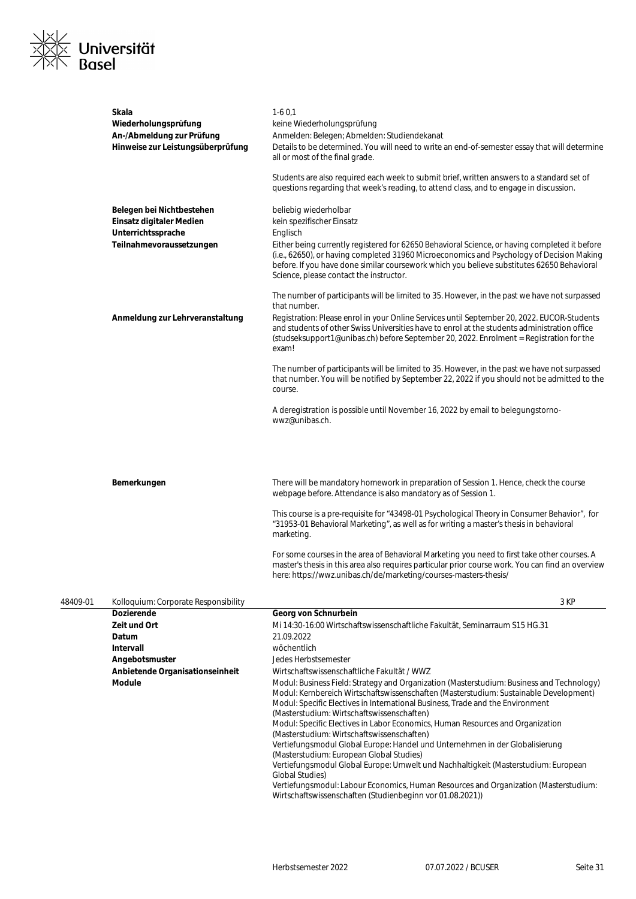| | |
|---|---|
| **Skala** | 1-6 0,1 |
| **Wiederholungsprüfung** | keine Wiederholungsprüfung |
| **An-/Abmeldung zur Prüfung** | Anmelden: Belegen; Abmelden: Studiendekanat |
| **Hinweise zur Leistungsüberprüfung** | Details to be determined. You will need to write an end-of-semester essay that will determine all or most of the final grade.<br><br>Students are also required each week to submit brief, written answers to a standard set of questions regarding that week's reading, to attend class, and to engage in discussion. |
| **Belegen bei Nichtbestehen** | beliebig wiederholbar |
| **Einsatz digitaler Medien** | kein spezifischer Einsatz |
| **Unterrichtssprache** | Englisch |
| **Teilnahmevoraussetzungen** | Either being currently registered for 62650 Behavioral Science, or having completed it before (i.e., 62650), or having completed 31960 Microeconomics and Psychology of Decision Making before. If you have done similar coursework which you believe substitutes 62650 Behavioral Science, please contact the instructor.<br><br>The number of participants will be limited to 35. However, in the past we have not surpassed that number. |
| **Anmeldung zur Lehrveranstaltung** | Registration: Please enrol in your Online Services until September 20, 2022. EUCOR-Students and students of other Swiss Universities have to enrol at the students administration office (studseksupport1@unibas.ch) before September 20, 2022. Enrolment = Registration for the exam!<br><br>The number of participants will be limited to 35. However, in the past we have not surpassed that number. You will be notified by September 22, 2022 if you should not be admitted to the course.<br><br>A deregistration is possible until November 16, 2022 by email to belegungstorno-wwz@unibas.ch. |
| **Bemerkungen** | There will be mandatory homework in preparation of Session 1. Hence, check the course webpage before. Attendance is also mandatory as of Session 1.<br><br>This course is a pre-requisite for "43498-01 Psychological Theory in Consumer Behavior", for "31953-01 Behavioral Marketing", as well as for writing a master's thesis in behavioral marketing.<br><br>For some courses in the area of Behavioral Marketing you need to first take other courses. A master's thesis in this area also requires particular prior course work. You can find an overview here: https://wwz.unibas.ch/de/marketing/courses-masters-thesis/ |

## 48409-01 Kolloquium: Corporate Responsibility — 3 KP

| | |
|---|---|
| **Dozierende** | **Georg von Schnurbein** |
| **Zeit und Ort** | Mi 14:30-16:00 Wirtschaftswissenschaftliche Fakultät, Seminarraum S15 HG.31 |
| **Datum** | 21.09.2022 |
| **Intervall** | wöchentlich |
| **Angebotsmuster** | Jedes Herbstsemester |
| **Anbietende Organisationseinheit** | Wirtschaftswissenschaftliche Fakultät / WWZ |
| **Module** | Modul: Business Field: Strategy and Organization (Masterstudium: Business and Technology)<br>Modul: Kernbereich Wirtschaftswissenschaften (Masterstudium: Sustainable Development)<br>Modul: Specific Electives in International Business, Trade and the Environment (Masterstudium: Wirtschaftswissenschaften)<br>Modul: Specific Electives in Labor Economics, Human Resources and Organization (Masterstudium: Wirtschaftswissenschaften)<br>Vertiefungsmodul Global Europe: Handel und Unternehmen in der Globalisierung (Masterstudium: European Global Studies)<br>Vertiefungsmodul Global Europe: Umwelt und Nachhaltigkeit (Masterstudium: European Global Studies)<br>Vertiefungsmodul: Labour Economics, Human Resources and Organization (Masterstudium: Wirtschaftswissenschaften (Studienbeginn vor 01.08.2021)) |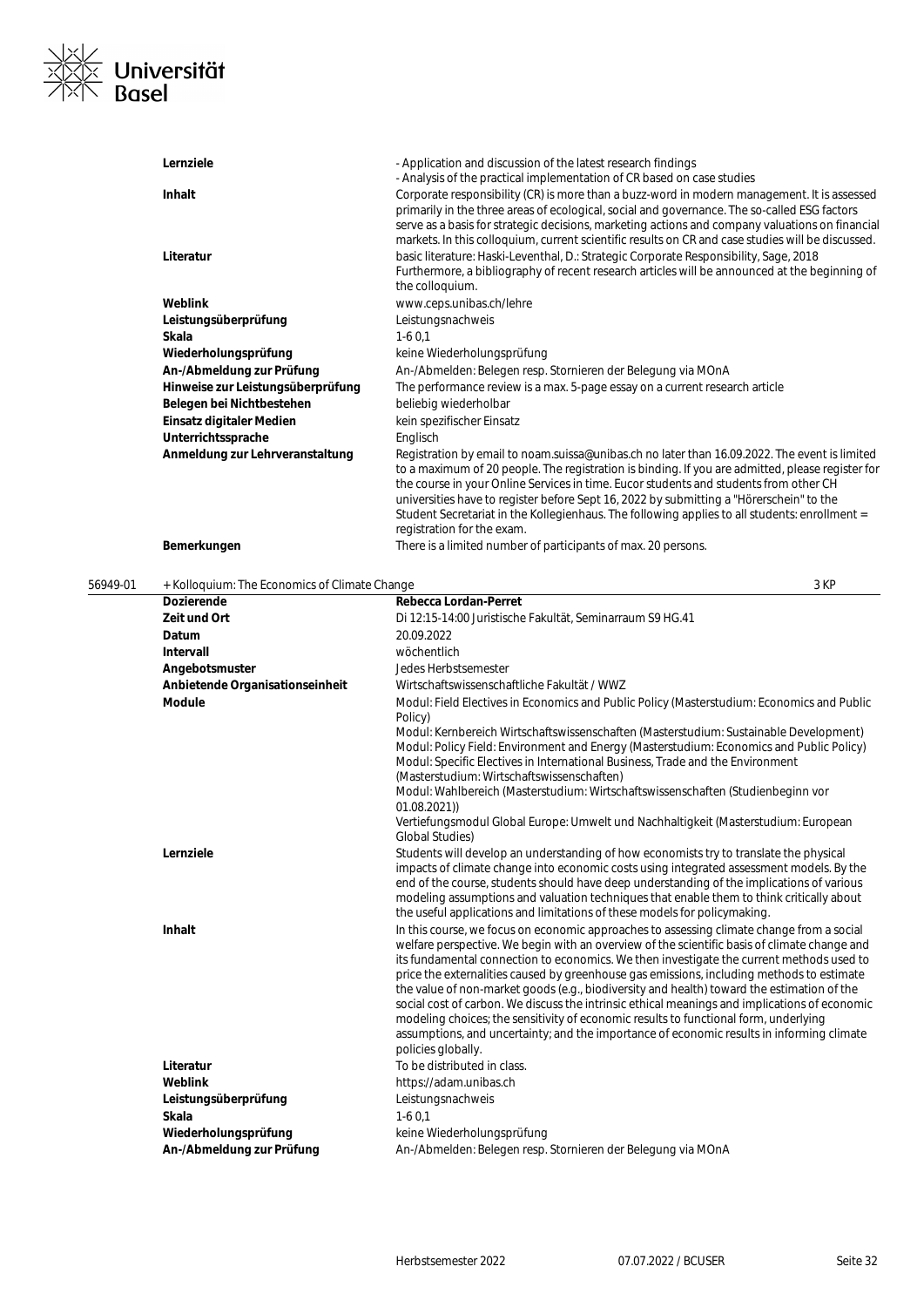| | |
|---|---|
| **Lernziele** | - Application and discussion of the latest research findings<br>- Analysis of the practical implementation of CR based on case studies |
| **Inhalt** | Corporate responsibility (CR) is more than a buzz-word in modern management. It is assessed primarily in the three areas of ecological, social and governance. The so-called ESG factors serve as a basis for strategic decisions, marketing actions and company valuations on financial markets. In this colloquium, current scientific results on CR and case studies will be discussed. |
| **Literatur** | basic literature: Haski-Leventhal, D.: Strategic Corporate Responsibility, Sage, 2018<br>Furthermore, a bibliography of recent research articles will be announced at the beginning of the colloquium. |
| **Weblink** | www.ceps.unibas.ch/lehre |
| **Leistungsüberprüfung** | Leistungsnachweis |
| **Skala** | 1-6 0,1 |
| **Wiederholungsprüfung** | keine Wiederholungsprüfung |
| **An-/Abmeldung zur Prüfung** | An-/Abmelden: Belegen resp. Stornieren der Belegung via MOnA |
| **Hinweise zur Leistungsüberprüfung** | The performance review is a max. 5-page essay on a current research article |
| **Belegen bei Nichtbestehen** | beliebig wiederholbar |
| **Einsatz digitaler Medien** | kein spezifischer Einsatz |
| **Unterrichtssprache** | Englisch |
| **Anmeldung zur Lehrveranstaltung** | Registration by email to noam.suissa@unibas.ch no later than 16.09.2022. The event is limited to a maximum of 20 people. The registration is binding. If you are admitted, please register for the course in your Online Services in time. Eucor students and students from other CH universities have to register before Sept 16, 2022 by submitting a "Hörerschein" to the Student Secretariat in the Kollegienhaus. The following applies to all students: enrollment = registration for the exam. |
| **Bemerkungen** | There is a limited number of participants of max. 20 persons. |

56949-01 + Kolloquium: The Economics of Climate Change — 3 KP

| | |
|---|---|
| **Dozierende** | **Rebecca Lordan-Perret** |
| **Zeit und Ort** | Di 12:15-14:00 Juristische Fakultät, Seminarraum S9 HG.41 |
| **Datum** | 20.09.2022 |
| **Intervall** | wöchentlich |
| **Angebotsmuster** | Jedes Herbstsemester |
| **Anbietende Organisationseinheit** | Wirtschaftswissenschaftliche Fakultät / WWZ |
| **Module** | Modul: Field Electives in Economics and Public Policy (Masterstudium: Economics and Public Policy)<br>Modul: Kernbereich Wirtschaftswissenschaften (Masterstudium: Sustainable Development)<br>Modul: Policy Field: Environment and Energy (Masterstudium: Economics and Public Policy)<br>Modul: Specific Electives in International Business, Trade and the Environment (Masterstudium: Wirtschaftswissenschaften)<br>Modul: Wahlbereich (Masterstudium: Wirtschaftswissenschaften (Studienbeginn vor 01.08.2021))<br>Vertiefungsmodul Global Europe: Umwelt und Nachhaltigkeit (Masterstudium: European Global Studies) |
| **Lernziele** | Students will develop an understanding of how economists try to translate the physical impacts of climate change into economic costs using integrated assessment models. By the end of the course, students should have deep understanding of the implications of various modeling assumptions and valuation techniques that enable them to think critically about the useful applications and limitations of these models for policymaking. |
| **Inhalt** | In this course, we focus on economic approaches to assessing climate change from a social welfare perspective. We begin with an overview of the scientific basis of climate change and its fundamental connection to economics. We then investigate the current methods used to price the externalities caused by greenhouse gas emissions, including methods to estimate the value of non-market goods (e.g., biodiversity and health) toward the estimation of the social cost of carbon. We discuss the intrinsic ethical meanings and implications of economic modeling choices; the sensitivity of economic results to functional form, underlying assumptions, and uncertainty; and the importance of economic results in informing climate policies globally. |
| **Literatur** | To be distributed in class. |
| **Weblink** | https://adam.unibas.ch |
| **Leistungsüberprüfung** | Leistungsnachweis |
| **Skala** | 1-6 0,1 |
| **Wiederholungsprüfung** | keine Wiederholungsprüfung |
| **An-/Abmeldung zur Prüfung** | An-/Abmelden: Belegen resp. Stornieren der Belegung via MOnA |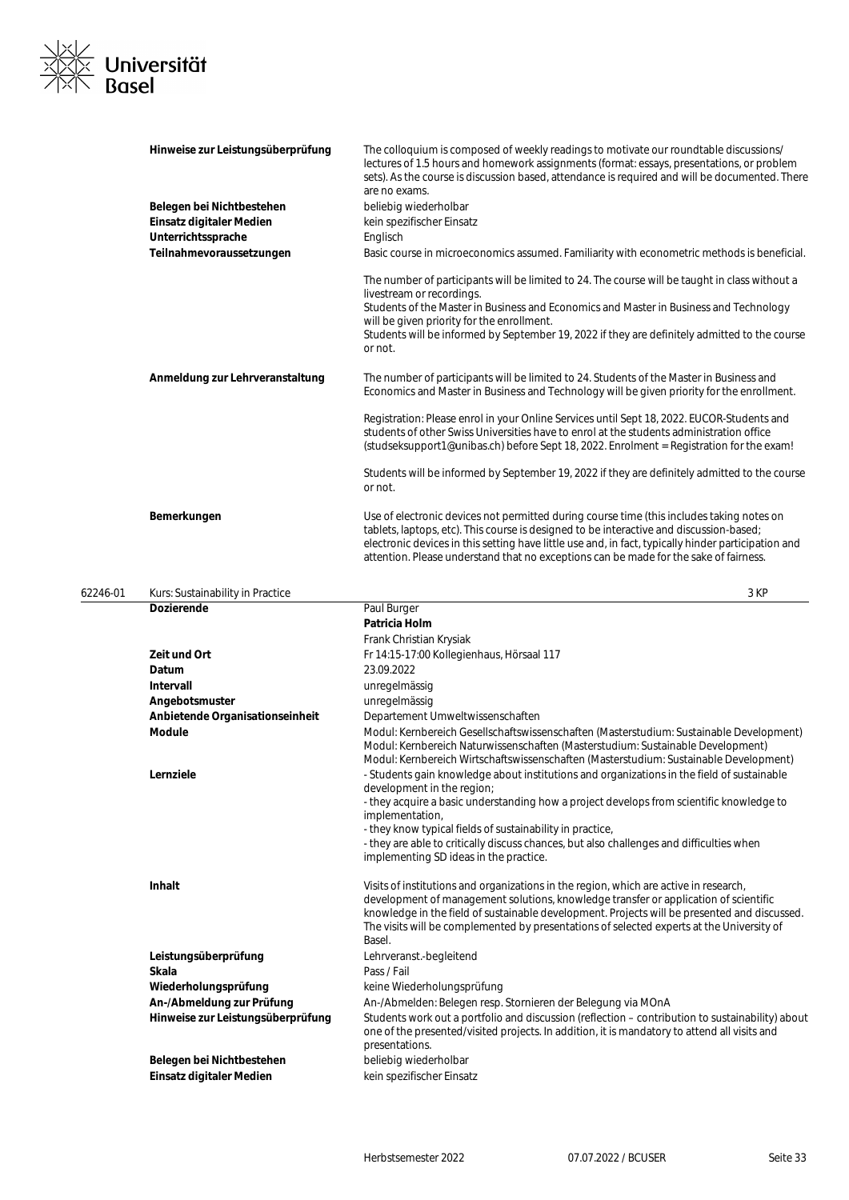| | |
|---|---|
| **Hinweise zur Leistungsüberprüfung** | The colloquium is composed of weekly readings to motivate our roundtable discussions/ lectures of 1.5 hours and homework assignments (format: essays, presentations, or problem sets). As the course is discussion based, attendance is required and will be documented. There are no exams. |
| **Belegen bei Nichtbestehen** | beliebig wiederholbar |
| **Einsatz digitaler Medien** | kein spezifischer Einsatz |
| **Unterrichtssprache** | Englisch |
| **Teilnahmevoraussetzungen** | Basic course in microeconomics assumed. Familiarity with econometric methods is beneficial.<br><br>The number of participants will be limited to 24. The course will be taught in class without a livestream or recordings.<br>Students of the Master in Business and Economics and Master in Business and Technology will be given priority for the enrollment.<br>Students will be informed by September 19, 2022 if they are definitely admitted to the course or not. |
| **Anmeldung zur Lehrveranstaltung** | The number of participants will be limited to 24. Students of the Master in Business and Economics and Master in Business and Technology will be given priority for the enrollment.<br><br>Registration: Please enrol in your Online Services until Sept 18, 2022. EUCOR-Students and students of other Swiss Universities have to enrol at the students administration office (studseksupport1@unibas.ch) before Sept 18, 2022. Enrolment = Registration for the exam!<br><br>Students will be informed by September 19, 2022 if they are definitely admitted to the course or not. |
| **Bemerkungen** | Use of electronic devices not permitted during course time (this includes taking notes on tablets, laptops, etc). This course is designed to be interactive and discussion-based; electronic devices in this setting have little use and, in fact, typically hinder participation and attention. Please understand that no exceptions can be made for the sake of fairness. |

## 62246-01 Kurs: Sustainability in Practice — 3 KP

| | |
|---|---|
| **Dozierende** | Paul Burger<br>**Patricia Holm**<br>Frank Christian Krysiak |
| **Zeit und Ort** | Fr 14:15-17:00 Kollegienhaus, Hörsaal 117 |
| **Datum** | 23.09.2022 |
| **Intervall** | unregelmässig |
| **Angebotsmuster** | unregelmässig |
| **Anbietende Organisationseinheit** | Departement Umweltwissenschaften |
| **Module** | Modul: Kernbereich Gesellschaftswissenschaften (Masterstudium: Sustainable Development)<br>Modul: Kernbereich Naturwissenschaften (Masterstudium: Sustainable Development)<br>Modul: Kernbereich Wirtschaftswissenschaften (Masterstudium: Sustainable Development) |
| **Lernziele** | - Students gain knowledge about institutions and organizations in the field of sustainable development in the region;<br>- they acquire a basic understanding how a project develops from scientific knowledge to implementation,<br>- they know typical fields of sustainability in practice,<br>- they are able to critically discuss chances, but also challenges and difficulties when implementing SD ideas in the practice. |
| **Inhalt** | Visits of institutions and organizations in the region, which are active in research, development of management solutions, knowledge transfer or application of scientific knowledge in the field of sustainable development. Projects will be presented and discussed. The visits will be complemented by presentations of selected experts at the University of Basel. |
| **Leistungsüberprüfung** | Lehrveranst.-begleitend |
| **Skala** | Pass / Fail |
| **Wiederholungsprüfung** | keine Wiederholungsprüfung |
| **An-/Abmeldung zur Prüfung** | An-/Abmelden: Belegen resp. Stornieren der Belegung via MOnA |
| **Hinweise zur Leistungsüberprüfung** | Students work out a portfolio and discussion (reflection – contribution to sustainability) about one of the presented/visited projects. In addition, it is mandatory to attend all visits and presentations. |
| **Belegen bei Nichtbestehen** | beliebig wiederholbar |
| **Einsatz digitaler Medien** | kein spezifischer Einsatz |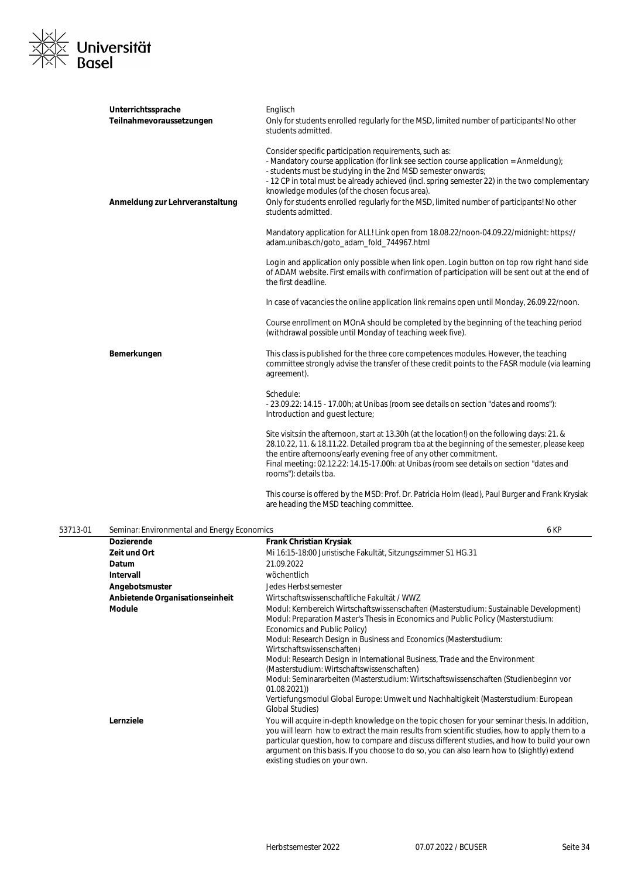| | |
|---|---|
| **Unterrichtssprache** | Englisch |
| **Teilnahmevoraussetzungen** | Only for students enrolled regularly for the MSD, limited number of participants! No other students admitted.<br><br>Consider specific participation requirements, such as:<br>- Mandatory course application (for link see section course application = Anmeldung);<br>- students must be studying in the 2nd MSD semester onwards;<br>- 12 CP in total must be already achieved (incl. spring semester 22) in the two complementary knowledge modules (of the chosen focus area). |
| **Anmeldung zur Lehrveranstaltung** | Only for students enrolled regularly for the MSD, limited number of participants! No other students admitted.<br><br>Mandatory application for ALL! Link open from 18.08.22/noon-04.09.22/midnight: https://adam.unibas.ch/goto_adam_fold_744967.html<br><br>Login and application only possible when link open. Login button on top row right hand side of ADAM website. First emails with confirmation of participation will be sent out at the end of the first deadline.<br><br>In case of vacancies the online application link remains open until Monday, 26.09.22/noon.<br><br>Course enrollment on MOnA should be completed by the beginning of the teaching period (withdrawal possible until Monday of teaching week five). |
| **Bemerkungen** | This class is published for the three core competences modules. However, the teaching committee strongly advise the transfer of these credit points to the FASR module (via learning agreement).<br><br>Schedule:<br>- 23.09.22: 14.15 - 17.00h; at Unibas (room see details on section "dates and rooms"): Introduction and guest lecture;<br><br>Site visits:in the afternoon, start at 13.30h (at the location!) on the following days: 21. & 28.10.22, 11. & 18.11.22. Detailed program tba at the beginning of the semester, please keep the entire afternoons/early evening free of any other commitment.<br>Final meeting: 02.12.22: 14.15-17.00h: at Unibas (room see details on section "dates and rooms"): details tba.<br><br>This course is offered by the MSD: Prof. Dr. Patricia Holm (lead), Paul Burger and Frank Krysiak are heading the MSD teaching committee. |

## 53713-01 Seminar: Environmental and Energy Economics — 6 KP

| | |
|---|---|
| **Dozierende** | **Frank Christian Krysiak** |
| **Zeit und Ort** | Mi 16:15-18:00 Juristische Fakultät, Sitzungszimmer S1 HG.31 |
| **Datum** | 21.09.2022 |
| **Intervall** | wöchentlich |
| **Angebotsmuster** | Jedes Herbstsemester |
| **Anbietende Organisationseinheit** | Wirtschaftswissenschaftliche Fakultät / WWZ |
| **Module** | Modul: Kernbereich Wirtschaftswissenschaften (Masterstudium: Sustainable Development)<br>Modul: Preparation Master's Thesis in Economics and Public Policy (Masterstudium: Economics and Public Policy)<br>Modul: Research Design in Business and Economics (Masterstudium: Wirtschaftswissenschaften)<br>Modul: Research Design in International Business, Trade and the Environment (Masterstudium: Wirtschaftswissenschaften)<br>Modul: Seminararbeiten (Masterstudium: Wirtschaftswissenschaften (Studienbeginn vor 01.08.2021))<br>Vertiefungsmodul Global Europe: Umwelt und Nachhaltigkeit (Masterstudium: European Global Studies) |
| **Lernziele** | You will acquire in-depth knowledge on the topic chosen for your seminar thesis. In addition, you will learn how to extract the main results from scientific studies, how to apply them to a particular question, how to compare and discuss different studies, and how to build your own argument on this basis. If you choose to do so, you can also learn how to (slightly) extend existing studies on your own. |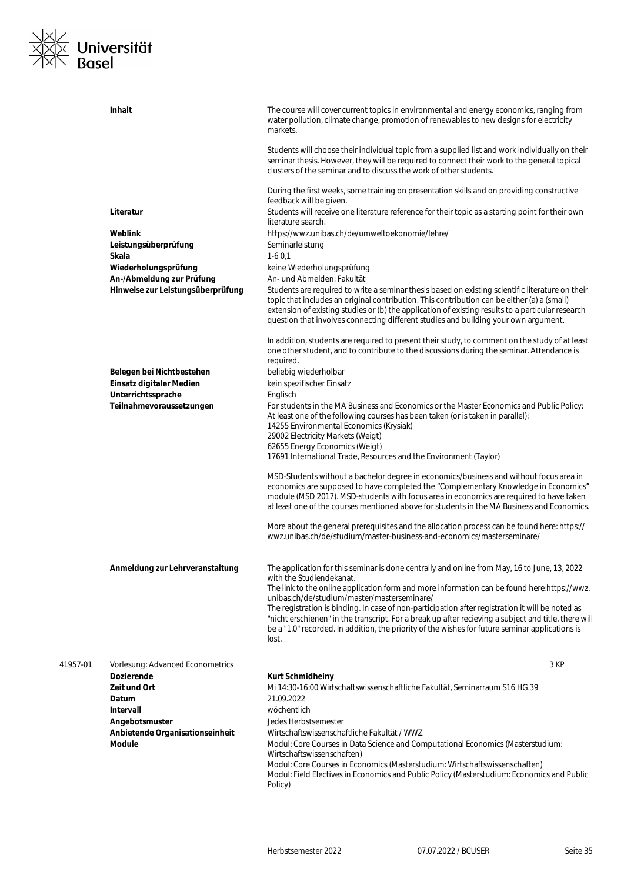| | |
|---|---|
| **Inhalt** | The course will cover current topics in environmental and energy economics, ranging from water pollution, climate change, promotion of renewables to new designs for electricity markets.<br><br>Students will choose their individual topic from a supplied list and work individually on their seminar thesis. However, they will be required to connect their work to the general topical clusters of the seminar and to discuss the work of other students.<br><br>During the first weeks, some training on presentation skills and on providing constructive feedback will be given. |
| **Literatur** | Students will receive one literature reference for their topic as a starting point for their own literature search. |
| **Weblink** | https://wwz.unibas.ch/de/umweltoekonomie/lehre/ |
| **Leistungsüberprüfung** | Seminarleistung |
| **Skala** | 1-6 0,1 |
| **Wiederholungsprüfung** | keine Wiederholungsprüfung |
| **An-/Abmeldung zur Prüfung** | An- und Abmelden: Fakultät |
| **Hinweise zur Leistungsüberprüfung** | Students are required to write a seminar thesis based on existing scientific literature on their topic that includes an original contribution. This contribution can be either (a) a (small) extension of existing studies or (b) the application of existing results to a particular research question that involves connecting different studies and building your own argument.<br><br>In addition, students are required to present their study, to comment on the study of at least one other student, and to contribute to the discussions during the seminar. Attendance is required. |
| **Belegen bei Nichtbestehen** | beliebig wiederholbar |
| **Einsatz digitaler Medien** | kein spezifischer Einsatz |
| **Unterrichtssprache** | Englisch |
| **Teilnahmevoraussetzungen** | For students in the MA Business and Economics or the Master Economics and Public Policy: At least one of the following courses has been taken (or is taken in parallel):<br>14255 Environmental Economics (Krysiak)<br>29002 Electricity Markets (Weigt)<br>62655 Energy Economics (Weigt)<br>17691 International Trade, Resources and the Environment (Taylor)<br><br>MSD-Students without a bachelor degree in economics/business and without focus area in economics are supposed to have completed the "Complementary Knowledge in Economics" module (MSD 2017). MSD-students with focus area in economics are required to have taken at least one of the courses mentioned above for students in the MA Business and Economics.<br><br>More about the general prerequisites and the allocation process can be found here: https://wwz.unibas.ch/de/studium/master-business-and-economics/masterseminare/ |
| **Anmeldung zur Lehrveranstaltung** | The application for this seminar is done centrally and online from May, 16 to June, 13, 2022 with the Studiendekanat.<br>The link to the online application form and more information can be found here:https://wwz.unibas.ch/de/studium/master/masterseminare/<br>The registration is binding. In case of non-participation after registration it will be noted as "nicht erschienen" in the transcript. For a break up after recieving a subject and title, there will be a "1.0" recorded. In addition, the priority of the wishes for future seminar applications is lost. |

## 41957-01 Vorlesung: Advanced Econometrics — 3 KP

| | |
|---|---|
| **Dozierende** | **Kurt Schmidheiny** |
| **Zeit und Ort** | Mi 14:30-16:00 Wirtschaftswissenschaftliche Fakultät, Seminarraum S16 HG.39 |
| **Datum** | 21.09.2022 |
| **Intervall** | wöchentlich |
| **Angebotsmuster** | Jedes Herbstsemester |
| **Anbietende Organisationseinheit** | Wirtschaftswissenschaftliche Fakultät / WWZ |
| **Module** | Modul: Core Courses in Data Science and Computational Economics (Masterstudium: Wirtschaftswissenschaften)<br>Modul: Core Courses in Economics (Masterstudium: Wirtschaftswissenschaften)<br>Modul: Field Electives in Economics and Public Policy (Masterstudium: Economics and Public Policy) |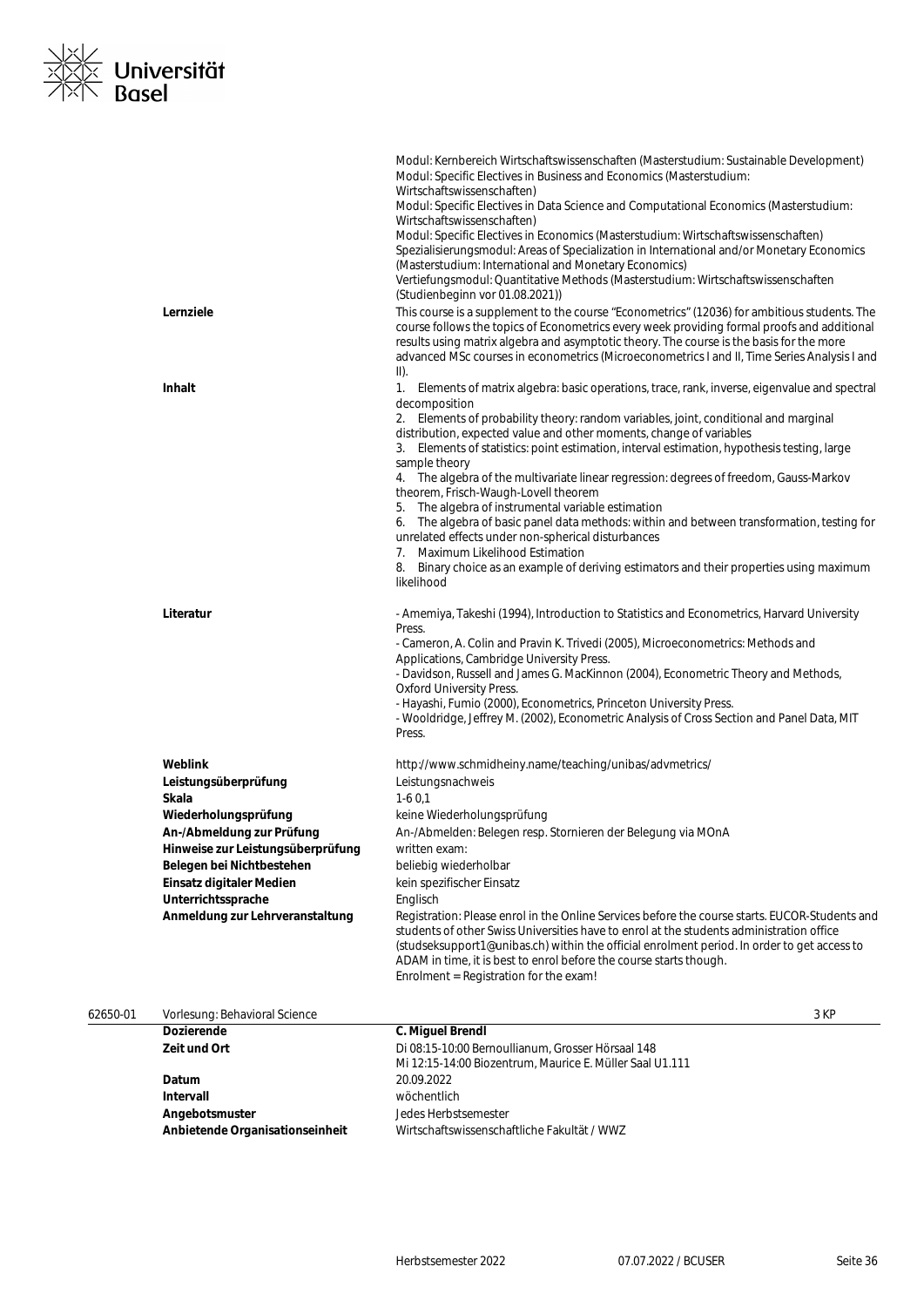Modul: Kernbereich Wirtschaftswissenschaften (Masterstudium: Sustainable Development)
Modul: Specific Electives in Business and Economics (Masterstudium: Wirtschaftswissenschaften)
Modul: Specific Electives in Data Science and Computational Economics (Masterstudium: Wirtschaftswissenschaften)
Modul: Specific Electives in Economics (Masterstudium: Wirtschaftswissenschaften)
Spezialisierungsmodul: Areas of Specialization in International and/or Monetary Economics (Masterstudium: International and Monetary Economics)
Vertiefungsmodul: Quantitative Methods (Masterstudium: Wirtschaftswissenschaften (Studienbeginn vor 01.08.2021))

**Lernziele**

This course is a supplement to the course "Econometrics" (12036) for ambitious students. The course follows the topics of Econometrics every week providing formal proofs and additional results using matrix algebra and asymptotic theory. The course is the basis for the more advanced MSc courses in econometrics (Microeconometrics I and II, Time Series Analysis I and II).

**Inhalt**

1. Elements of matrix algebra: basic operations, trace, rank, inverse, eigenvalue and spectral decomposition
2. Elements of probability theory: random variables, joint, conditional and marginal distribution, expected value and other moments, change of variables
3. Elements of statistics: point estimation, interval estimation, hypothesis testing, large sample theory
4. The algebra of the multivariate linear regression: degrees of freedom, Gauss-Markov theorem, Frisch-Waugh-Lovell theorem
5. The algebra of instrumental variable estimation
6. The algebra of basic panel data methods: within and between transformation, testing for unrelated effects under non-spherical disturbances
7. Maximum Likelihood Estimation
8. Binary choice as an example of deriving estimators and their properties using maximum likelihood

**Literatur**

- Amemiya, Takeshi (1994), Introduction to Statistics and Econometrics, Harvard University Press.
- Cameron, A. Colin and Pravin K. Trivedi (2005), Microeconometrics: Methods and Applications, Cambridge University Press.
- Davidson, Russell and James G. MacKinnon (2004), Econometric Theory and Methods, Oxford University Press.
- Hayashi, Fumio (2000), Econometrics, Princeton University Press.
- Wooldridge, Jeffrey M. (2002), Econometric Analysis of Cross Section and Panel Data, MIT Press.

| | |
|---|---|
| **Weblink** | http://www.schmidheiny.name/teaching/unibas/advmetrics/ |
| **Leistungsüberprüfung** | Leistungsnachweis |
| **Skala** | 1-6 0,1 |
| **Wiederholungsprüfung** | keine Wiederholungsprüfung |
| **An-/Abmeldung zur Prüfung** | An-/Abmelden: Belegen resp. Stornieren der Belegung via MOnA |
| **Hinweise zur Leistungsüberprüfung** | written exam: |
| **Belegen bei Nichtbestehen** | beliebig wiederholbar |
| **Einsatz digitaler Medien** | kein spezifischer Einsatz |
| **Unterrichtssprache** | Englisch |
| **Anmeldung zur Lehrveranstaltung** | Registration: Please enrol in the Online Services before the course starts. EUCOR-Students and students of other Swiss Universities have to enrol at the students administration office (studseksupport1@unibas.ch) within the official enrolment period. In order to get access to ADAM in time, it is best to enrol before the course starts though. Enrolment = Registration for the exam! |

## 62650-01 Vorlesung: Behavioral Science — 3 KP

| | |
|---|---|
| **Dozierende** | **C. Miguel Brendl** |
| **Zeit und Ort** | Di 08:15-10:00 Bernoullianum, Grosser Hörsaal 148<br>Mi 12:15-14:00 Biozentrum, Maurice E. Müller Saal U1.111 |
| **Datum** | 20.09.2022 |
| **Intervall** | wöchentlich |
| **Angebotsmuster** | Jedes Herbstsemester |
| **Anbietende Organisationseinheit** | Wirtschaftswissenschaftliche Fakultät / WWZ |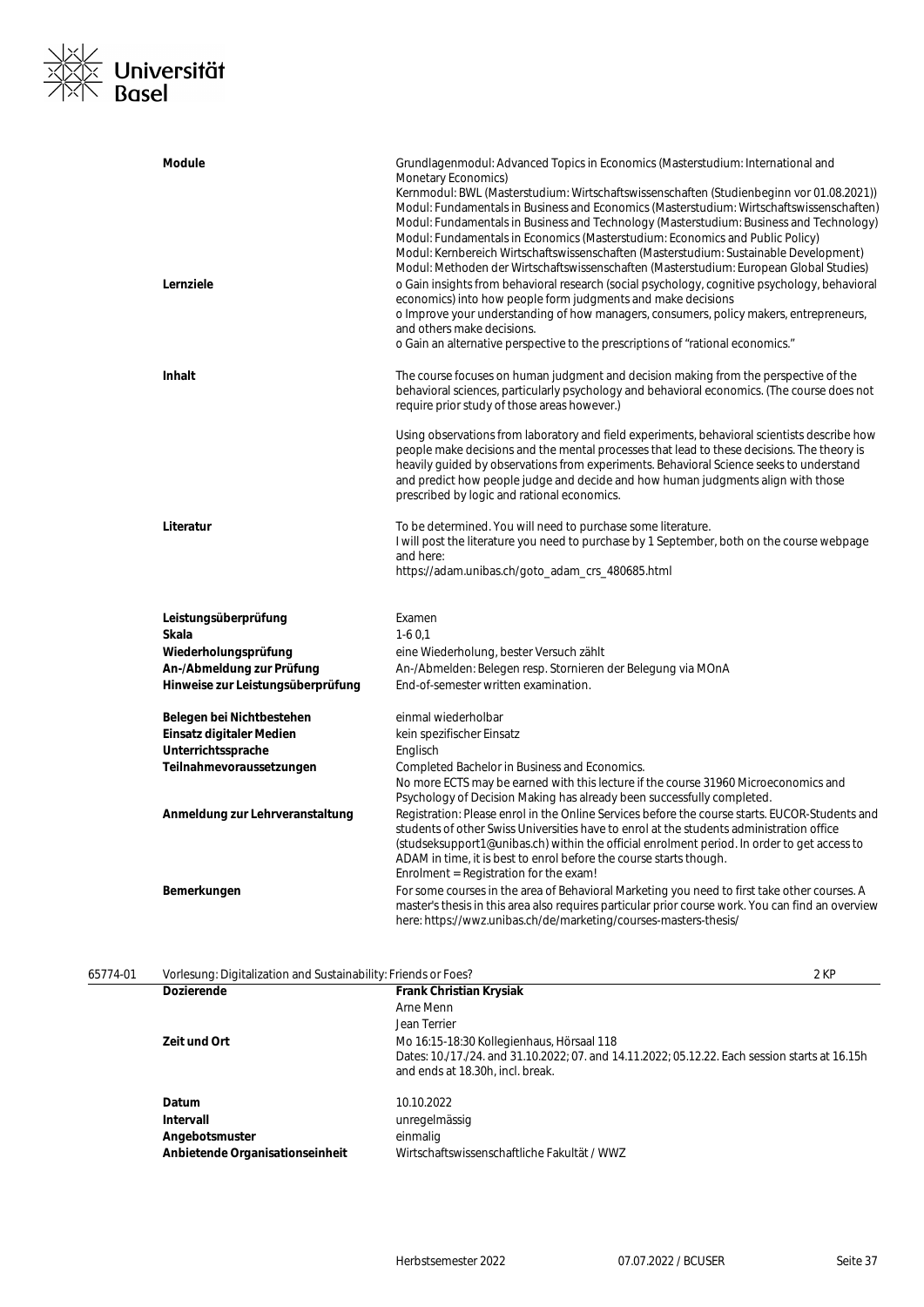| | |
|---|---|
| **Module** | Grundlagenmodul: Advanced Topics in Economics (Masterstudium: International and Monetary Economics)<br>Kernmodul: BWL (Masterstudium: Wirtschaftswissenschaften (Studienbeginn vor 01.08.2021))<br>Modul: Fundamentals in Business and Economics (Masterstudium: Wirtschaftswissenschaften)<br>Modul: Fundamentals in Business and Technology (Masterstudium: Business and Technology)<br>Modul: Fundamentals in Economics (Masterstudium: Economics and Public Policy)<br>Modul: Kernbereich Wirtschaftswissenschaften (Masterstudium: Sustainable Development)<br>Modul: Methoden der Wirtschaftswissenschaften (Masterstudium: European Global Studies) |
| **Lernziele** | o Gain insights from behavioral research (social psychology, cognitive psychology, behavioral economics) into how people form judgments and make decisions<br>o Improve your understanding of how managers, consumers, policy makers, entrepreneurs, and others make decisions.<br>o Gain an alternative perspective to the prescriptions of "rational economics." |
| **Inhalt** | The course focuses on human judgment and decision making from the perspective of the behavioral sciences, particularly psychology and behavioral economics. (The course does not require prior study of those areas however.)<br><br>Using observations from laboratory and field experiments, behavioral scientists describe how people make decisions and the mental processes that lead to these decisions. The theory is heavily guided by observations from experiments. Behavioral Science seeks to understand and predict how people judge and decide and how human judgments align with those prescribed by logic and rational economics. |
| **Literatur** | To be determined. You will need to purchase some literature.<br>I will post the literature you need to purchase by 1 September, both on the course webpage and here:<br>https://adam.unibas.ch/goto_adam_crs_480685.html |
| **Leistungsüberprüfung** | Examen |
| **Skala** | 1-6 0,1 |
| **Wiederholungsprüfung** | eine Wiederholung, bester Versuch zählt |
| **An-/Abmeldung zur Prüfung** | An-/Abmelden: Belegen resp. Stornieren der Belegung via MOnA |
| **Hinweise zur Leistungsüberprüfung** | End-of-semester written examination. |
| **Belegen bei Nichtbestehen** | einmal wiederholbar |
| **Einsatz digitaler Medien** | kein spezifischer Einsatz |
| **Unterrichtssprache** | Englisch |
| **Teilnahmevoraussetzungen** | Completed Bachelor in Business and Economics.<br>No more ECTS may be earned with this lecture if the course 31960 Microeconomics and Psychology of Decision Making has already been successfully completed. |
| **Anmeldung zur Lehrveranstaltung** | Registration: Please enrol in the Online Services before the course starts. EUCOR-Students and students of other Swiss Universities have to enrol at the students administration office (studseksupport1@unibas.ch) within the official enrolment period. In order to get access to ADAM in time, it is best to enrol before the course starts though.<br>Enrolment = Registration for the exam! |
| **Bemerkungen** | For some courses in the area of Behavioral Marketing you need to first take other courses. A master's thesis in this area also requires particular prior course work. You can find an overview here: https://wwz.unibas.ch/de/marketing/courses-masters-thesis/ |

**65774-01** Vorlesung: Digitalization and Sustainability: Friends or Foes? — 2 KP

| | |
|---|---|
| **Dozierende** | **Frank Christian Krysiak**<br>Arne Menn<br>Jean Terrier |
| **Zeit und Ort** | Mo 16:15-18:30 Kollegienhaus, Hörsaal 118<br>Dates: 10./17./24. and 31.10.2022; 07. and 14.11.2022; 05.12.22. Each session starts at 16.15h and ends at 18.30h, incl. break. |
| **Datum** | 10.10.2022 |
| **Intervall** | unregelmässig |
| **Angebotsmuster** | einmalig |
| **Anbietende Organisationseinheit** | Wirtschaftswissenschaftliche Fakultät / WWZ |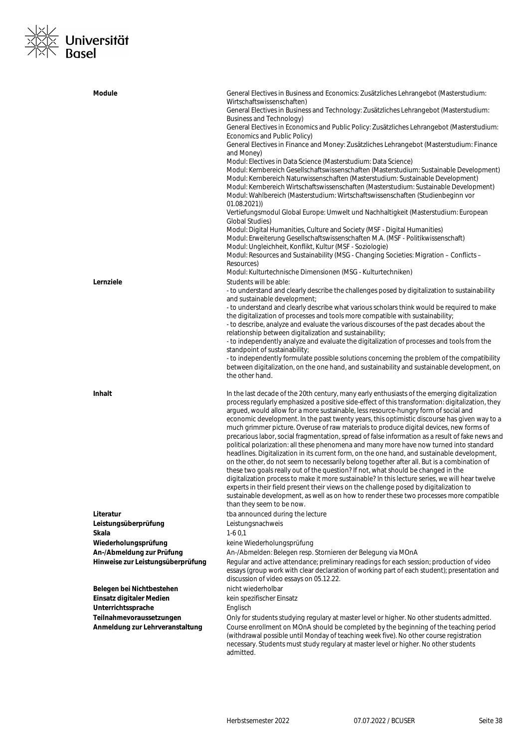**Module**

General Electives in Business and Economics: Zusätzliches Lehrangebot (Masterstudium: Wirtschaftswissenschaften)
General Electives in Business and Technology: Zusätzliches Lehrangebot (Masterstudium: Business and Technology)
General Electives in Economics and Public Policy: Zusätzliches Lehrangebot (Masterstudium: Economics and Public Policy)
General Electives in Finance and Money: Zusätzliches Lehrangebot (Masterstudium: Finance and Money)
Modul: Electives in Data Science (Masterstudium: Data Science)
Modul: Kernbereich Gesellschaftswissenschaften (Masterstudium: Sustainable Development)
Modul: Kernbereich Naturwissenschaften (Masterstudium: Sustainable Development)
Modul: Kernbereich Wirtschaftswissenschaften (Masterstudium: Sustainable Development)
Modul: Wahlbereich (Masterstudium: Wirtschaftswissenschaften (Studienbeginn vor 01.08.2021))
Vertiefungsmodul Global Europe: Umwelt und Nachhaltigkeit (Masterstudium: European Global Studies)
Modul: Digital Humanities, Culture and Society (MSF - Digital Humanities)
Modul: Erweiterung Gesellschaftswissenschaften M.A. (MSF - Politikwissenschaft)
Modul: Ungleichheit, Konflikt, Kultur (MSF - Soziologie)
Modul: Resources and Sustainability (MSG - Changing Societies: Migration – Conflicts – Resources)
Modul: Kulturtechnische Dimensionen (MSG - Kulturtechniken)

**Lernziele**

Students will be able:
- to understand and clearly describe the challenges posed by digitalization to sustainability and sustainable development;
- to understand and clearly describe what various scholars think would be required to make the digitalization of processes and tools more compatible with sustainability;
- to describe, analyze and evaluate the various discourses of the past decades about the relationship between digitalization and sustainability;
- to independently analyze and evaluate the digitalization of processes and tools from the standpoint of sustainability;
- to independently formulate possible solutions concerning the problem of the compatibility between digitalization, on the one hand, and sustainability and sustainable development, on the other hand.

**Inhalt**

In the last decade of the 20th century, many early enthusiasts of the emerging digitalization process regularly emphasized a positive side-effect of this transformation: digitalization, they argued, would allow for a more sustainable, less resource-hungry form of social and economic development. In the past twenty years, this optimistic discourse has given way to a much grimmer picture. Overuse of raw materials to produce digital devices, new forms of precarious labor, social fragmentation, spread of false information as a result of fake news and political polarization: all these phenomena and many more have now turned into standard headlines. Digitalization in its current form, on the one hand, and sustainable development, on the other, do not seem to necessarily belong together after all. But is a combination of these two goals really out of the question? If not, what should be changed in the digitalization process to make it more sustainable? In this lecture series, we will hear twelve experts in their field present their views on the challenge posed by digitalization to sustainable development, as well as on how to render these two processes more compatible than they seem to be now.

**Literatur**
tba announced during the lecture

**Leistungsüberprüfung**
Leistungsnachweis

**Skala**
1-6 0,1

**Wiederholungsprüfung**
keine Wiederholungsprüfung

**An-/Abmeldung zur Prüfung**
An-/Abmelden: Belegen resp. Stornieren der Belegung via MOnA

**Hinweise zur Leistungsüberprüfung**
Regular and active attendance; preliminary readings for each session; production of video essays (group work with clear declaration of working part of each student); presentation and discussion of video essays on 05.12.22.

**Belegen bei Nichtbestehen**
nicht wiederholbar

**Einsatz digitaler Medien**
kein spezifischer Einsatz

**Unterrichtssprache**
Englisch

**Teilnahmevoraussetzungen**
Only for students studying regulary at master level or higher. No other students admitted.

**Anmeldung zur Lehrveranstaltung**
Course enrollment on MOnA should be completed by the beginning of the teaching period (withdrawal possible until Monday of teaching week five). No other course registration necessary. Students must study regulary at master level or higher. No other students admitted.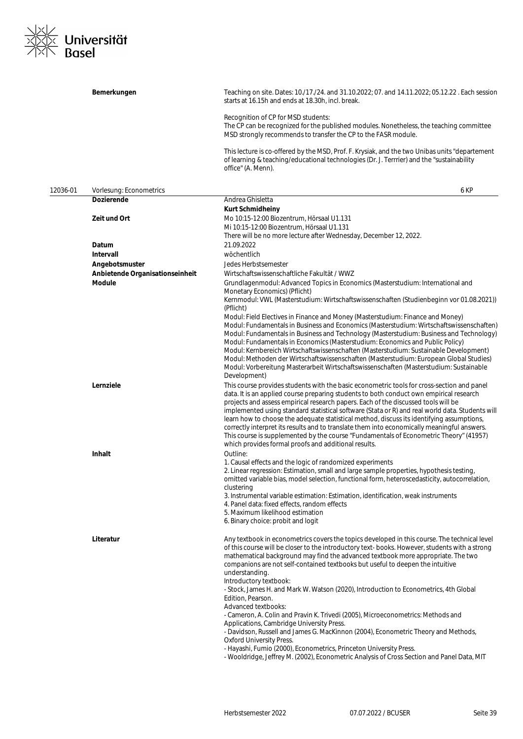| | |
|---|---|
| **Bemerkungen** | Teaching on site. Dates: 10./17./24. and 31.10.2022; 07. and 14.11.2022; 05.12.22 . Each session starts at 16.15h and ends at 18.30h, incl. break.<br><br>Recognition of CP for MSD students:<br>The CP can be recognized for the published modules. Nonetheless, the teaching committee MSD strongly recommends to transfer the CP to the FASR module.<br><br>This lecture is co-offered by the MSD, Prof. F. Krysiak, and the two Unibas units "departement of learning & teaching/educational technologies (Dr. J. Terrrier) and the "sustainability office" (A. Menn). |

## 12036-01 Vorlesung: Econometrics — 6 KP

| | |
|---|---|
| **Dozierende** | Andrea Ghisletta<br>**Kurt Schmidheiny** |
| **Zeit und Ort** | Mo 10:15-12:00 Biozentrum, Hörsaal U1.131<br>Mi 10:15-12:00 Biozentrum, Hörsaal U1.131<br>There will be no more lecture after Wednesday, December 12, 2022. |
| **Datum** | 21.09.2022 |
| **Intervall** | wöchentlich |
| **Angebotsmuster** | Jedes Herbstsemester |
| **Anbietende Organisationseinheit** | Wirtschaftswissenschaftliche Fakultät / WWZ |
| **Module** | Grundlagenmodul: Advanced Topics in Economics (Masterstudium: International and Monetary Economics) (Pflicht)<br>Kernmodul: VWL (Masterstudium: Wirtschaftswissenschaften (Studienbeginn vor 01.08.2021)) (Pflicht)<br>Modul: Field Electives in Finance and Money (Masterstudium: Finance and Money)<br>Modul: Fundamentals in Business and Economics (Masterstudium: Wirtschaftswissenschaften)<br>Modul: Fundamentals in Business and Technology (Masterstudium: Business and Technology)<br>Modul: Fundamentals in Economics (Masterstudium: Economics and Public Policy)<br>Modul: Kernbereich Wirtschaftswissenschaften (Masterstudium: Sustainable Development)<br>Modul: Methoden der Wirtschaftswissenschaften (Masterstudium: European Global Studies)<br>Modul: Vorbereitung Masterarbeit Wirtschaftswissenschaften (Masterstudium: Sustainable Development) |
| **Lernziele** | This course provides students with the basic econometric tools for cross-section and panel data. It is an applied course preparing students to both conduct own empirical research projects and assess empirical research papers. Each of the discussed tools will be implemented using standard statistical software (Stata or R) and real world data. Students will learn how to choose the adequate statistical method, discuss its identifying assumptions, correctly interpret its results and to translate them into economically meaningful answers. This course is supplemented by the course "Fundamentals of Econometric Theory" (41957) which provides formal proofs and additional results. |
| **Inhalt** | Outline:<br>1. Causal effects and the logic of randomized experiments<br>2. Linear regression: Estimation, small and large sample properties, hypothesis testing, omitted variable bias, model selection, functional form, heteroscedasticity, autocorrelation, clustering<br>3. Instrumental variable estimation: Estimation, identification, weak instruments<br>4. Panel data: fixed effects, random effects<br>5. Maximum likelihood estimation<br>6. Binary choice: probit and logit |
| **Literatur** | Any textbook in econometrics covers the topics developed in this course. The technical level of this course will be closer to the introductory text- books. However, students with a strong mathematical background may find the advanced textbook more appropriate. The two companions are not self-contained textbooks but useful to deepen the intuitive understanding.<br>Introductory textbook:<br>- Stock, James H. and Mark W. Watson (2020), Introduction to Econometrics, 4th Global Edition, Pearson.<br>Advanced textbooks:<br>- Cameron, A. Colin and Pravin K. Trivedi (2005), Microeconometrics: Methods and Applications, Cambridge University Press.<br>- Davidson, Russell and James G. MacKinnon (2004), Econometric Theory and Methods, Oxford University Press.<br>- Hayashi, Fumio (2000), Econometrics, Princeton University Press.<br>- Wooldridge, Jeffrey M. (2002), Econometric Analysis of Cross Section and Panel Data, MIT |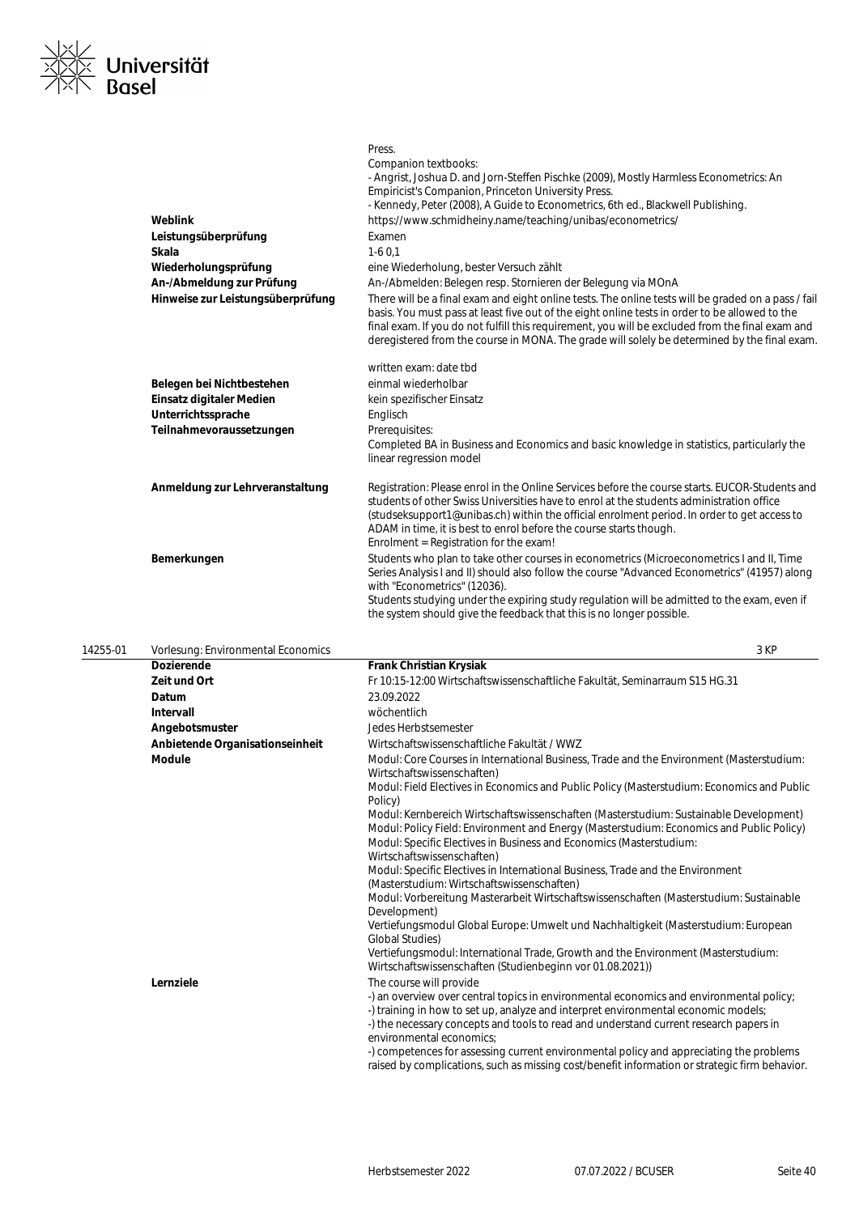Press.
Companion textbooks:
- Angrist, Joshua D. and Jorn-Steffen Pischke (2009), Mostly Harmless Econometrics: An Empiricist's Companion, Princeton University Press.
- Kennedy, Peter (2008), A Guide to Econometrics, 6th ed., Blackwell Publishing.

| | |
|---|---|
| **Weblink** | https://www.schmidheiny.name/teaching/unibas/econometrics/ |
| **Leistungsüberprüfung** | Examen |
| **Skala** | 1-6 0,1 |
| **Wiederholungsprüfung** | eine Wiederholung, bester Versuch zählt |
| **An-/Abmeldung zur Prüfung** | An-/Abmelden: Belegen resp. Stornieren der Belegung via MOnA |
| **Hinweise zur Leistungsüberprüfung** | There will be a final exam and eight online tests. The online tests will be graded on a pass / fail basis. You must pass at least five out of the eight online tests in order to be allowed to the final exam. If you do not fulfill this requirement, you will be excluded from the final exam and deregistered from the course in MONA. The grade will solely be determined by the final exam.<br><br>written exam: date tbd |
| **Belegen bei Nichtbestehen** | einmal wiederholbar |
| **Einsatz digitaler Medien** | kein spezifischer Einsatz |
| **Unterrichtssprache** | Englisch |
| **Teilnahmevoraussetzungen** | Prerequisites:<br>Completed BA in Business and Economics and basic knowledge in statistics, particularly the linear regression model |
| **Anmeldung zur Lehrveranstaltung** | Registration: Please enrol in the Online Services before the course starts. EUCOR-Students and students of other Swiss Universities have to enrol at the students administration office (studseksupport1@unibas.ch) within the official enrolment period. In order to get access to ADAM in time, it is best to enrol before the course starts though.<br>Enrolment = Registration for the exam! |
| **Bemerkungen** | Students who plan to take other courses in econometrics (Microeconometrics I and II, Time Series Analysis I and II) should also follow the course "Advanced Econometrics" (41957) along with "Econometrics" (12036).<br>Students studying under the expiring study regulation will be admitted to the exam, even if the system should give the feedback that this is no longer possible. |

## 14255-01 Vorlesung: Environmental Economics — 3 KP

| | |
|---|---|
| **Dozierende** | **Frank Christian Krysiak** |
| **Zeit und Ort** | Fr 10:15-12:00 Wirtschaftswissenschaftliche Fakultät, Seminarraum S15 HG.31 |
| **Datum** | 23.09.2022 |
| **Intervall** | wöchentlich |
| **Angebotsmuster** | Jedes Herbstsemester |
| **Anbietende Organisationseinheit** | Wirtschaftswissenschaftliche Fakultät / WWZ |
| **Module** | Modul: Core Courses in International Business, Trade and the Environment (Masterstudium: Wirtschaftswissenschaften)<br>Modul: Field Electives in Economics and Public Policy (Masterstudium: Economics and Public Policy)<br>Modul: Kernbereich Wirtschaftswissenschaften (Masterstudium: Sustainable Development)<br>Modul: Policy Field: Environment and Energy (Masterstudium: Economics and Public Policy)<br>Modul: Specific Electives in Business and Economics (Masterstudium: Wirtschaftswissenschaften)<br>Modul: Specific Electives in International Business, Trade and the Environment (Masterstudium: Wirtschaftswissenschaften)<br>Modul: Vorbereitung Masterarbeit Wirtschaftswissenschaften (Masterstudium: Sustainable Development)<br>Vertiefungsmodul Global Europe: Umwelt und Nachhaltigkeit (Masterstudium: European Global Studies)<br>Vertiefungsmodul: International Trade, Growth and the Environment (Masterstudium: Wirtschaftswissenschaften (Studienbeginn vor 01.08.2021)) |
| **Lernziele** | The course will provide<br>-) an overview over central topics in environmental economics and environmental policy;<br>-) training in how to set up, analyze and interpret environmental economic models;<br>-) the necessary concepts and tools to read and understand current research papers in environmental economics;<br>-) competences for assessing current environmental policy and appreciating the problems raised by complications, such as missing cost/benefit information or strategic firm behavior. |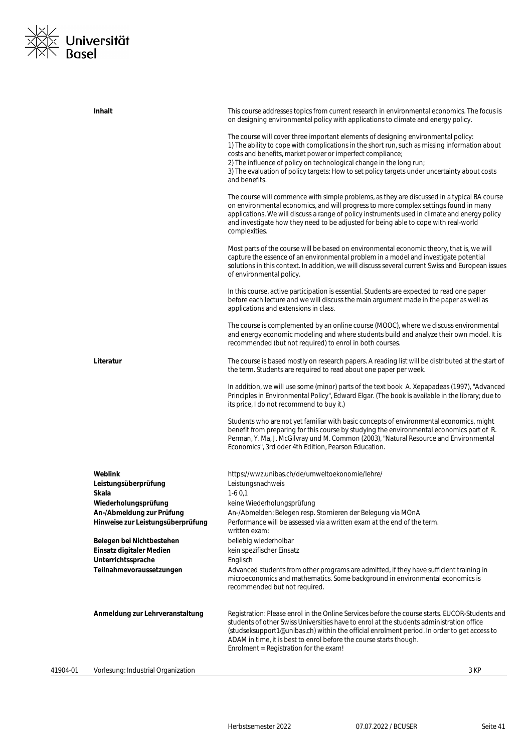**Inhalt**

This course addresses topics from current research in environmental economics. The focus is on designing environmental policy with applications to climate and energy policy.

The course will cover three important elements of designing environmental policy:
1) The ability to cope with complications in the short run, such as missing information about costs and benefits, market power or imperfect compliance;
2) The influence of policy on technological change in the long run;
3) The evaluation of policy targets: How to set policy targets under uncertainty about costs and benefits.

The course will commence with simple problems, as they are discussed in a typical BA course on environmental economics, and will progress to more complex settings found in many applications. We will discuss a range of policy instruments used in climate and energy policy and investigate how they need to be adjusted for being able to cope with real-world complexities.

Most parts of the course will be based on environmental economic theory, that is, we will capture the essence of an environmental problem in a model and investigate potential solutions in this context. In addition, we will discuss several current Swiss and European issues of environmental policy.

In this course, active participation is essential. Students are expected to read one paper before each lecture and we will discuss the main argument made in the paper as well as applications and extensions in class.

The course is complemented by an online course (MOOC), where we discuss environmental and energy economic modeling and where students build and analyze their own model. It is recommended (but not required) to enrol in both courses.

**Literatur**

The course is based mostly on research papers. A reading list will be distributed at the start of the term. Students are required to read about one paper per week.

In addition, we will use some (minor) parts of the text book A. Xepapadeas (1997), "Advanced Principles in Environmental Policy", Edward Elgar. (The book is available in the library; due to its price, I do not recommend to buy it.)

Students who are not yet familiar with basic concepts of environmental economics, might benefit from preparing for this course by studying the environmental economics part of R. Perman, Y. Ma, J. McGilvray und M. Common (2003), "Natural Resource and Environmental Economics", 3rd oder 4th Edition, Pearson Education.

| | |
|---|---|
| **Weblink** | https://wwz.unibas.ch/de/umweltoekonomie/lehre/ |
| **Leistungsüberprüfung** | Leistungsnachweis |
| **Skala** | 1-6 0,1 |
| **Wiederholungsprüfung** | keine Wiederholungsprüfung |
| **An-/Abmeldung zur Prüfung** | An-/Abmelden: Belegen resp. Stornieren der Belegung via MOnA |
| **Hinweise zur Leistungsüberprüfung** | Performance will be assessed via a written exam at the end of the term. written exam: |
| **Belegen bei Nichtbestehen** | beliebig wiederholbar |
| **Einsatz digitaler Medien** | kein spezifischer Einsatz |
| **Unterrichtssprache** | Englisch |
| **Teilnahmevoraussetzungen** | Advanced students from other programs are admitted, if they have sufficient training in microeconomics and mathematics. Some background in environmental economics is recommended but not required. |
| **Anmeldung zur Lehrveranstaltung** | Registration: Please enrol in the Online Services before the course starts. EUCOR-Students and students of other Swiss Universities have to enrol at the students administration office (studseksupport1@unibas.ch) within the official enrolment period. In order to get access to ADAM in time, it is best to enrol before the course starts though. Enrolment = Registration for the exam! |

| | | |
|---|---|---|
| 41904-01 | Vorlesung: Industrial Organization | 3 KP |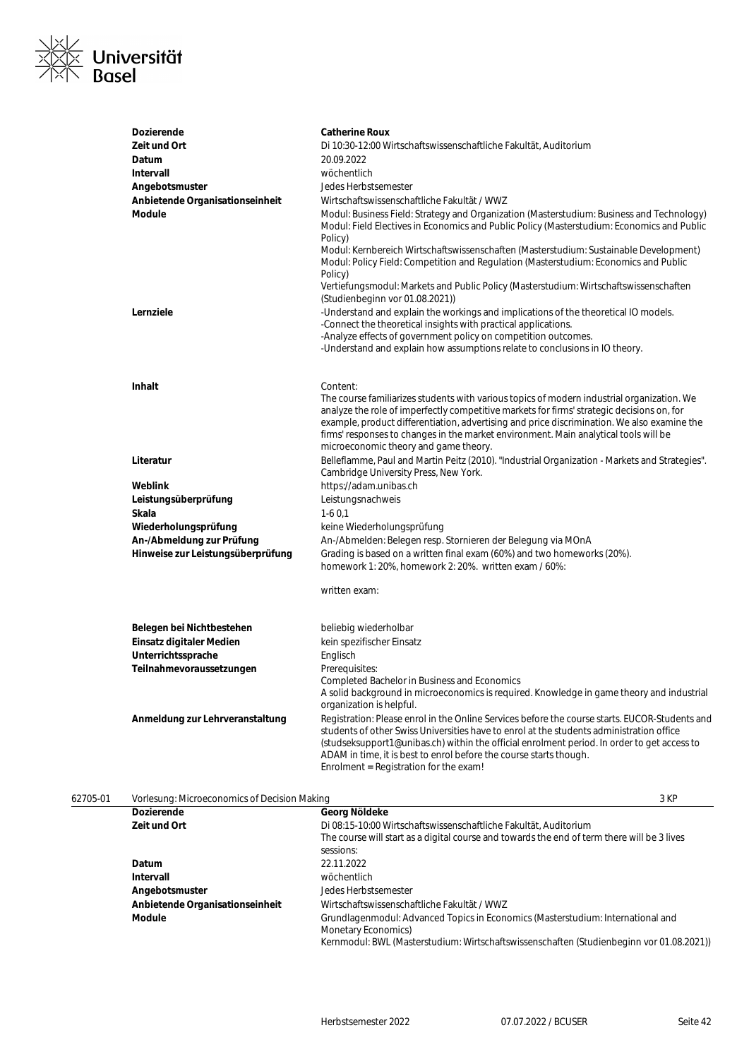| | |
|---|---|
| **Dozierende** | **Catherine Roux** |
| **Zeit und Ort** | Di 10:30-12:00 Wirtschaftswissenschaftliche Fakultät, Auditorium |
| **Datum** | 20.09.2022 |
| **Intervall** | wöchentlich |
| **Angebotsmuster** | Jedes Herbstsemester |
| **Anbietende Organisationseinheit** | Wirtschaftswissenschaftliche Fakultät / WWZ |
| **Module** | Modul: Business Field: Strategy and Organization (Masterstudium: Business and Technology)<br>Modul: Field Electives in Economics and Public Policy (Masterstudium: Economics and Public Policy)<br>Modul: Kernbereich Wirtschaftswissenschaften (Masterstudium: Sustainable Development)<br>Modul: Policy Field: Competition and Regulation (Masterstudium: Economics and Public Policy)<br>Vertiefungsmodul: Markets and Public Policy (Masterstudium: Wirtschaftswissenschaften (Studienbeginn vor 01.08.2021)) |
| **Lernziele** | -Understand and explain the workings and implications of the theoretical IO models.<br>-Connect the theoretical insights with practical applications.<br>-Analyze effects of government policy on competition outcomes.<br>-Understand and explain how assumptions relate to conclusions in IO theory. |
| **Inhalt** | Content:<br>The course familiarizes students with various topics of modern industrial organization. We analyze the role of imperfectly competitive markets for firms' strategic decisions on, for example, product differentiation, advertising and price discrimination. We also examine the firms' responses to changes in the market environment. Main analytical tools will be microeconomic theory and game theory. |
| **Literatur** | Belleflamme, Paul and Martin Peitz (2010). "Industrial Organization - Markets and Strategies". Cambridge University Press, New York. |
| **Weblink** | https://adam.unibas.ch |
| **Leistungsüberprüfung** | Leistungsnachweis |
| **Skala** | 1-6 0,1 |
| **Wiederholungsprüfung** | keine Wiederholungsprüfung |
| **An-/Abmeldung zur Prüfung** | An-/Abmelden: Belegen resp. Stornieren der Belegung via MOnA |
| **Hinweise zur Leistungsüberprüfung** | Grading is based on a written final exam (60%) and two homeworks (20%).<br>homework 1: 20%, homework 2: 20%. written exam / 60%:<br><br>written exam: |
| **Belegen bei Nichtbestehen** | beliebig wiederholbar |
| **Einsatz digitaler Medien** | kein spezifischer Einsatz |
| **Unterrichtssprache** | Englisch |
| **Teilnahmevoraussetzungen** | Prerequisites:<br>Completed Bachelor in Business and Economics<br>A solid background in microeconomics is required. Knowledge in game theory and industrial organization is helpful. |
| **Anmeldung zur Lehrveranstaltung** | Registration: Please enrol in the Online Services before the course starts. EUCOR-Students and students of other Swiss Universities have to enrol at the students administration office (studseksupport1@unibas.ch) within the official enrolment period. In order to get access to ADAM in time, it is best to enrol before the course starts though.<br>Enrolment = Registration for the exam! |

**62705-01** Vorlesung: Microeconomics of Decision Making — 3 KP

| | |
|---|---|
| **Dozierende** | **Georg Nöldeke** |
| **Zeit und Ort** | Di 08:15-10:00 Wirtschaftswissenschaftliche Fakultät, Auditorium<br>The course will start as a digital course and towards the end of term there will be 3 lives sessions: |
| **Datum** | 22.11.2022 |
| **Intervall** | wöchentlich |
| **Angebotsmuster** | Jedes Herbstsemester |
| **Anbietende Organisationseinheit** | Wirtschaftswissenschaftliche Fakultät / WWZ |
| **Module** | Grundlagenmodul: Advanced Topics in Economics (Masterstudium: International and Monetary Economics)<br>Kernmodul: BWL (Masterstudium: Wirtschaftswissenschaften (Studienbeginn vor 01.08.2021)) |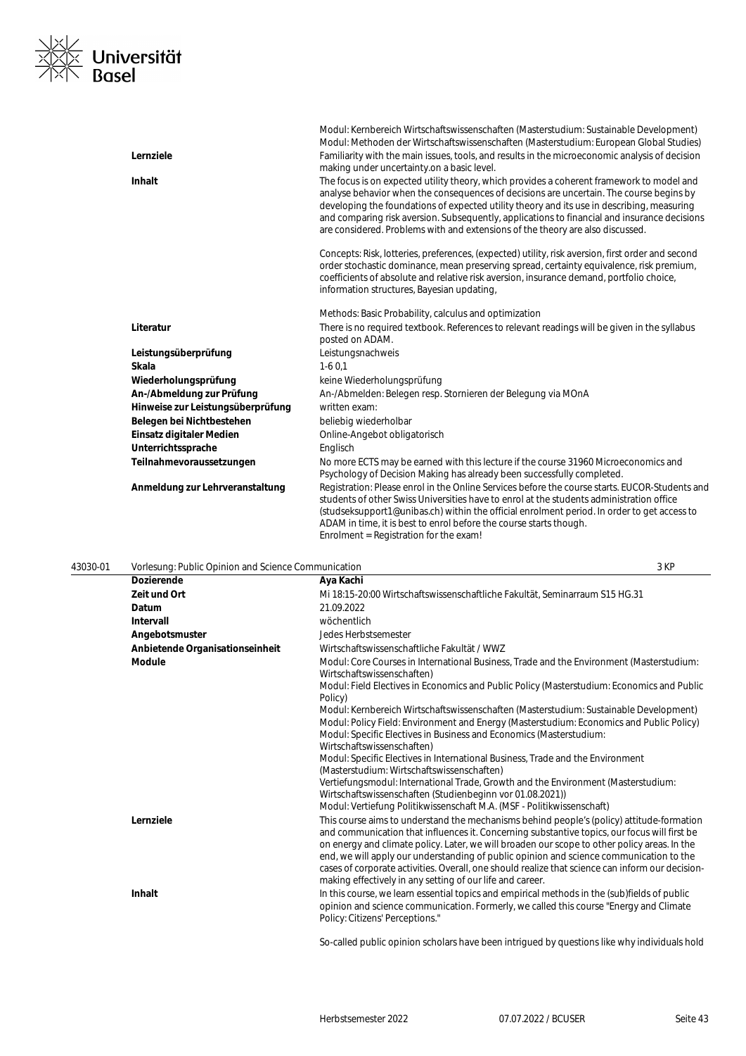| | |
|---|---|
| | Modul: Kernbereich Wirtschaftswissenschaften (Masterstudium: Sustainable Development)<br>Modul: Methoden der Wirtschaftswissenschaften (Masterstudium: European Global Studies) |
| **Lernziele** | Familiarity with the main issues, tools, and results in the microeconomic analysis of decision making under uncertainty.on a basic level. |
| **Inhalt** | The focus is on expected utility theory, which provides a coherent framework to model and analyse behavior when the consequences of decisions are uncertain. The course begins by developing the foundations of expected utility theory and its use in describing, measuring and comparing risk aversion. Subsequently, applications to financial and insurance decisions are considered. Problems with and extensions of the theory are also discussed.<br><br>Concepts: Risk, lotteries, preferences, (expected) utility, risk aversion, first order and second order stochastic dominance, mean preserving spread, certainty equivalence, risk premium, coefficients of absolute and relative risk aversion, insurance demand, portfolio choice, information structures, Bayesian updating,<br><br>Methods: Basic Probability, calculus and optimization |
| **Literatur** | There is no required textbook. References to relevant readings will be given in the syllabus posted on ADAM. |
| **Leistungsüberprüfung** | Leistungsnachweis |
| **Skala** | 1-6 0,1 |
| **Wiederholungsprüfung** | keine Wiederholungsprüfung |
| **An-/Abmeldung zur Prüfung** | An-/Abmelden: Belegen resp. Stornieren der Belegung via MOnA |
| **Hinweise zur Leistungsüberprüfung** | written exam: |
| **Belegen bei Nichtbestehen** | beliebig wiederholbar |
| **Einsatz digitaler Medien** | Online-Angebot obligatorisch |
| **Unterrichtssprache** | Englisch |
| **Teilnahmevoraussetzungen** | No more ECTS may be earned with this lecture if the course 31960 Microeconomics and Psychology of Decision Making has already been successfully completed. |
| **Anmeldung zur Lehrveranstaltung** | Registration: Please enrol in the Online Services before the course starts. EUCOR-Students and students of other Swiss Universities have to enrol at the students administration office (studseksupport1@unibas.ch) within the official enrolment period. In order to get access to ADAM in time, it is best to enrol before the course starts though.<br>Enrolment = Registration for the exam! |

## 43030-01 Vorlesung: Public Opinion and Science Communication — 3 KP

| | |
|---|---|
| **Dozierende** | Aya Kachi |
| **Zeit und Ort** | Mi 18:15-20:00 Wirtschaftswissenschaftliche Fakultät, Seminarraum S15 HG.31 |
| **Datum** | 21.09.2022 |
| **Intervall** | wöchentlich |
| **Angebotsmuster** | Jedes Herbstsemester |
| **Anbietende Organisationseinheit** | Wirtschaftswissenschaftliche Fakultät / WWZ |
| **Module** | Modul: Core Courses in International Business, Trade and the Environment (Masterstudium: Wirtschaftswissenschaften)<br>Modul: Field Electives in Economics and Public Policy (Masterstudium: Economics and Public Policy)<br>Modul: Kernbereich Wirtschaftswissenschaften (Masterstudium: Sustainable Development)<br>Modul: Policy Field: Environment and Energy (Masterstudium: Economics and Public Policy)<br>Modul: Specific Electives in Business and Economics (Masterstudium: Wirtschaftswissenschaften)<br>Modul: Specific Electives in International Business, Trade and the Environment (Masterstudium: Wirtschaftswissenschaften)<br>Vertiefungsmodul: International Trade, Growth and the Environment (Masterstudium: Wirtschaftswissenschaften (Studienbeginn vor 01.08.2021))<br>Modul: Vertiefung Politikwissenschaft M.A. (MSF - Politikwissenschaft) |
| **Lernziele** | This course aims to understand the mechanisms behind people's (policy) attitude-formation and communication that influences it. Concerning substantive topics, our focus will first be on energy and climate policy. Later, we will broaden our scope to other policy areas. In the end, we will apply our understanding of public opinion and science communication to the cases of corporate activities. Overall, one should realize that science can inform our decision-making effectively in any setting of our life and career. |
| **Inhalt** | In this course, we learn essential topics and empirical methods in the (sub)fields of public opinion and science communication. Formerly, we called this course "Energy and Climate Policy: Citizens' Perceptions."<br><br>So-called public opinion scholars have been intrigued by questions like why individuals hold |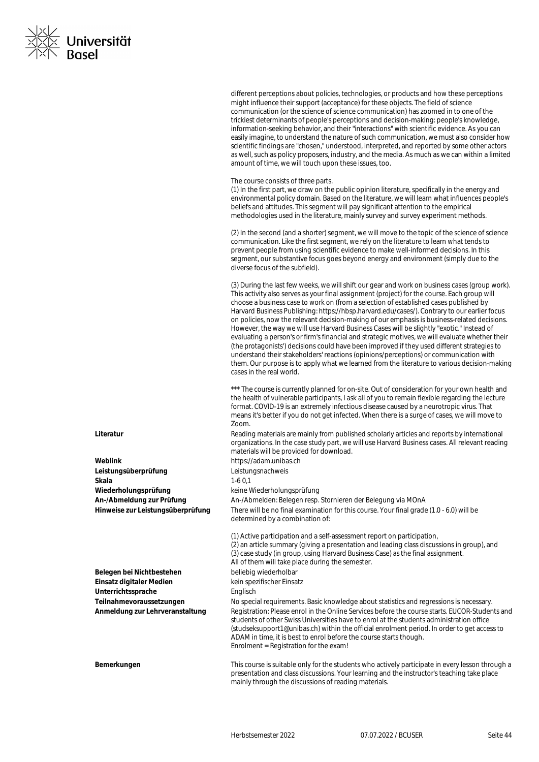different perceptions about policies, technologies, or products and how these perceptions might influence their support (acceptance) for these objects. The field of science communication (or the science of science communication) has zoomed in to one of the trickiest determinants of people's perceptions and decision-making: people's knowledge, information-seeking behavior, and their "interactions" with scientific evidence. As you can easily imagine, to understand the nature of such communication, we must also consider how scientific findings are "chosen," understood, interpreted, and reported by some other actors as well, such as policy proposers, industry, and the media. As much as we can within a limited amount of time, we will touch upon these issues, too.

The course consists of three parts.
(1) In the first part, we draw on the public opinion literature, specifically in the energy and environmental policy domain. Based on the literature, we will learn what influences people's beliefs and attitudes. This segment will pay significant attention to the empirical methodologies used in the literature, mainly survey and survey experiment methods.

(2) In the second (and a shorter) segment, we will move to the topic of the science of science communication. Like the first segment, we rely on the literature to learn what tends to prevent people from using scientific evidence to make well-informed decisions. In this segment, our substantive focus goes beyond energy and environment (simply due to the diverse focus of the subfield).

(3) During the last few weeks, we will shift our gear and work on business cases (group work). This activity also serves as your final assignment (project) for the course. Each group will choose a business case to work on (from a selection of established cases published by Harvard Business Publishing: https://hbsp.harvard.edu/cases/). Contrary to our earlier focus on policies, now the relevant decision-making of our emphasis is business-related decisions. However, the way we will use Harvard Business Cases will be slightly "exotic." Instead of evaluating a person's or firm's financial and strategic motives, we will evaluate whether their (the protagonists') decisions could have been improved if they used different strategies to understand their stakeholders' reactions (opinions/perceptions) or communication with them. Our purpose is to apply what we learned from the literature to various decision-making cases in the real world.

*** The course is currently planned for on-site. Out of consideration for your own health and the health of vulnerable participants, I ask all of you to remain flexible regarding the lecture format. COVID-19 is an extremely infectious disease caused by a neurotropic virus. That means it's better if you do not get infected. When there is a surge of cases, we will move to Zoom.

**Literatur** Reading materials are mainly from published scholarly articles and reports by international organizations. In the case study part, we will use Harvard Business cases. All relevant reading materials will be provided for download.

**Weblink** https://adam.unibas.ch

**Leistungsüberprüfung** Leistungsnachweis

**Skala** 1-6 0,1

**Wiederholungsprüfung** keine Wiederholungsprüfung

**An-/Abmeldung zur Prüfung** An-/Abmelden: Belegen resp. Stornieren der Belegung via MOnA

**Hinweise zur Leistungsüberprüfung** There will be no final examination for this course. Your final grade (1.0 - 6.0) will be determined by a combination of:

(1) Active participation and a self-assessment report on participation,
(2) an article summary (giving a presentation and leading class discussions in group), and
(3) case study (in group, using Harvard Business Case) as the final assignment.
All of them will take place during the semester.

**Belegen bei Nichtbestehen** beliebig wiederholbar

**Einsatz digitaler Medien** kein spezifischer Einsatz

**Unterrichtssprache** Englisch

**Teilnahmevoraussetzungen** No special requirements. Basic knowledge about statistics and regressions is necessary.

**Anmeldung zur Lehrveranstaltung** Registration: Please enrol in the Online Services before the course starts. EUCOR-Students and students of other Swiss Universities have to enrol at the students administration office (studseksupport1@unibas.ch) within the official enrolment period. In order to get access to ADAM in time, it is best to enrol before the course starts though.
Enrolment = Registration for the exam!

**Bemerkungen** This course is suitable only for the students who actively participate in every lesson through a presentation and class discussions. Your learning and the instructor's teaching take place mainly through the discussions of reading materials.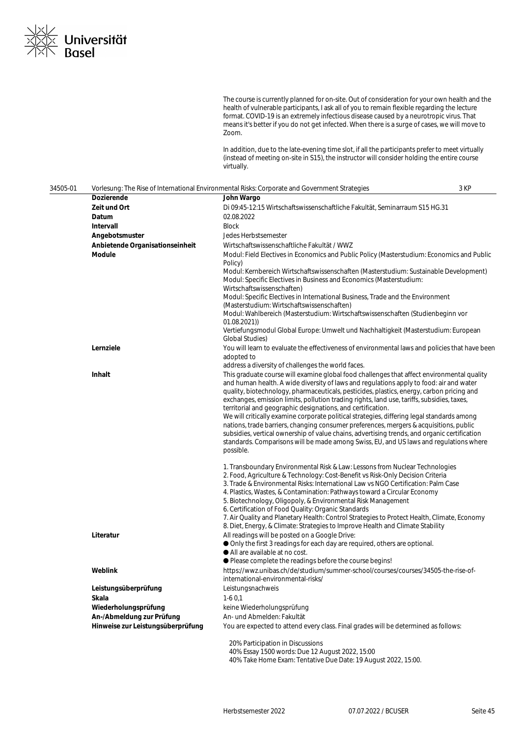The course is currently planned for on-site. Out of consideration for your own health and the health of vulnerable participants, I ask all of you to remain flexible regarding the lecture format. COVID-19 is an extremely infectious disease caused by a neurotropic virus. That means it's better if you do not get infected. When there is a surge of cases, we will move to Zoom.

In addition, due to the late-evening time slot, if all the participants prefer to meet virtually (instead of meeting on-site in S15), the instructor will consider holding the entire course virtually.

| 34505-01 | Vorlesung: The Rise of International Environmental Risks: Corporate and Government Strategies | 3 KP |
|---|---|---|

| | |
|---|---|
| **Dozierende** | **John Wargo** |
| **Zeit und Ort** | Di 09:45-12:15 Wirtschaftswissenschaftliche Fakultät, Seminarraum S15 HG.31 |
| **Datum** | 02.08.2022 |
| **Intervall** | Block |
| **Angebotsmuster** | Jedes Herbstsemester |
| **Anbietende Organisationseinheit** | Wirtschaftswissenschaftliche Fakultät / WWZ |
| **Module** | Modul: Field Electives in Economics and Public Policy (Masterstudium: Economics and Public Policy)<br>Modul: Kernbereich Wirtschaftswissenschaften (Masterstudium: Sustainable Development)<br>Modul: Specific Electives in Business and Economics (Masterstudium: Wirtschaftswissenschaften)<br>Modul: Specific Electives in International Business, Trade and the Environment (Masterstudium: Wirtschaftswissenschaften)<br>Modul: Wahlbereich (Masterstudium: Wirtschaftswissenschaften (Studienbeginn vor 01.08.2021))<br>Vertiefungsmodul Global Europe: Umwelt und Nachhaltigkeit (Masterstudium: European Global Studies) |
| **Lernziele** | You will learn to evaluate the effectiveness of environmental laws and policies that have been adopted to<br>address a diversity of challenges the world faces. |
| **Inhalt** | This graduate course will examine global food challenges that affect environmental quality and human health. A wide diversity of laws and regulations apply to food: air and water quality, biotechnology, pharmaceuticals, pesticides, plastics, energy, carbon pricing and exchanges, emission limits, pollution trading rights, land use, tariffs, subsidies, taxes, territorial and geographic designations, and certification.<br>We will critically examine corporate political strategies, differing legal standards among nations, trade barriers, changing consumer preferences, mergers & acquisitions, public subsidies, vertical ownership of value chains, advertising trends, and organic certification standards. Comparisons will be made among Swiss, EU, and US laws and regulations where possible.<br><br>1. Transboundary Environmental Risk & Law: Lessons from Nuclear Technologies<br>2. Food, Agriculture & Technology: Cost-Benefit vs Risk-Only Decision Criteria<br>3. Trade & Environmental Risks: International Law vs NGO Certification: Palm Case<br>4. Plastics, Wastes, & Contamination: Pathways toward a Circular Economy<br>5. Biotechnology, Oligopoly, & Environmental Risk Management<br>6. Certification of Food Quality: Organic Standards<br>7. Air Quality and Planetary Health: Control Strategies to Protect Health, Climate, Economy<br>8. Diet, Energy, & Climate: Strategies to Improve Health and Climate Stability |
| **Literatur** | All readings will be posted on a Google Drive:<br>● Only the first 3 readings for each day are required, others are optional.<br>● All are available at no cost.<br>● Please complete the readings before the course begins! |
| **Weblink** | https://wwz.unibas.ch/de/studium/summer-school/courses/courses/34505-the-rise-of-international-environmental-risks/ |
| **Leistungsüberprüfung** | Leistungsnachweis |
| **Skala** | 1-6 0,1 |
| **Wiederholungsprüfung** | keine Wiederholungsprüfung |
| **An-/Abmeldung zur Prüfung** | An- und Abmelden: Fakultät |
| **Hinweise zur Leistungsüberprüfung** | You are expected to attend every class. Final grades will be determined as follows:<br><br>20% Participation in Discussions<br>40% Essay 1500 words: Due 12 August 2022, 15:00<br>40% Take Home Exam: Tentative Due Date: 19 August 2022, 15:00. |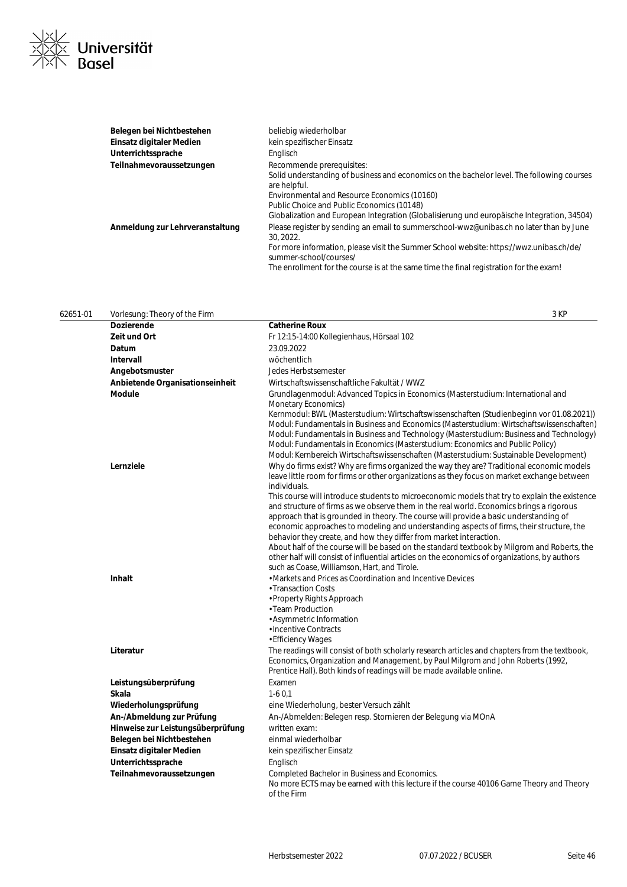| | |
|---|---|
| **Belegen bei Nichtbestehen** | beliebig wiederholbar |
| **Einsatz digitaler Medien** | kein spezifischer Einsatz |
| **Unterrichtssprache** | Englisch |
| **Teilnahmevoraussetzungen** | Recommende prerequisites:<br>Solid understanding of business and economics on the bachelor level. The following courses are helpful.<br>Environmental and Resource Economics (10160)<br>Public Choice and Public Economics (10148)<br>Globalization and European Integration (Globalisierung und europäische Integration, 34504) |
| **Anmeldung zur Lehrveranstaltung** | Please register by sending an email to summerschool-wwz@unibas.ch no later than by June 30, 2022.<br>For more information, please visit the Summer School website: https://wwz.unibas.ch/de/summer-school/courses/<br>The enrollment for the course is at the same time the final registration for the exam! |

## 62651-01 Vorlesung: Theory of the Firm — 3 KP

| | |
|---|---|
| **Dozierende** | **Catherine Roux** |
| **Zeit und Ort** | Fr 12:15-14:00 Kollegienhaus, Hörsaal 102 |
| **Datum** | 23.09.2022 |
| **Intervall** | wöchentlich |
| **Angebotsmuster** | Jedes Herbstsemester |
| **Anbietende Organisationseinheit** | Wirtschaftswissenschaftliche Fakultät / WWZ |
| **Module** | Grundlagenmodul: Advanced Topics in Economics (Masterstudium: International and Monetary Economics)<br>Kernmodul: BWL (Masterstudium: Wirtschaftswissenschaften (Studienbeginn vor 01.08.2021))<br>Modul: Fundamentals in Business and Economics (Masterstudium: Wirtschaftswissenschaften)<br>Modul: Fundamentals in Business and Technology (Masterstudium: Business and Technology)<br>Modul: Fundamentals in Economics (Masterstudium: Economics and Public Policy)<br>Modul: Kernbereich Wirtschaftswissenschaften (Masterstudium: Sustainable Development) |
| **Lernziele** | Why do firms exist? Why are firms organized the way they are? Traditional economic models leave little room for firms or other organizations as they focus on market exchange between individuals.<br>This course will introduce students to microeconomic models that try to explain the existence and structure of firms as we observe them in the real world. Economics brings a rigorous approach that is grounded in theory. The course will provide a basic understanding of economic approaches to modeling and understanding aspects of firms, their structure, the behavior they create, and how they differ from market interaction.<br>About half of the course will be based on the standard textbook by Milgrom and Roberts, the other half will consist of influential articles on the economics of organizations, by authors such as Coase, Williamson, Hart, and Tirole. |
| **Inhalt** | • Markets and Prices as Coordination and Incentive Devices<br>• Transaction Costs<br>• Property Rights Approach<br>• Team Production<br>• Asymmetric Information<br>• Incentive Contracts<br>• Efficiency Wages |
| **Literatur** | The readings will consist of both scholarly research articles and chapters from the textbook, Economics, Organization and Management, by Paul Milgrom and John Roberts (1992, Prentice Hall). Both kinds of readings will be made available online. |
| **Leistungsüberprüfung** | Examen |
| **Skala** | 1-6 0,1 |
| **Wiederholungsprüfung** | eine Wiederholung, bester Versuch zählt |
| **An-/Abmeldung zur Prüfung** | An-/Abmelden: Belegen resp. Stornieren der Belegung via MOnA |
| **Hinweise zur Leistungsüberprüfung** | written exam: |
| **Belegen bei Nichtbestehen** | einmal wiederholbar |
| **Einsatz digitaler Medien** | kein spezifischer Einsatz |
| **Unterrichtssprache** | Englisch |
| **Teilnahmevoraussetzungen** | Completed Bachelor in Business and Economics.<br>No more ECTS may be earned with this lecture if the course 40106 Game Theory and Theory of the Firm |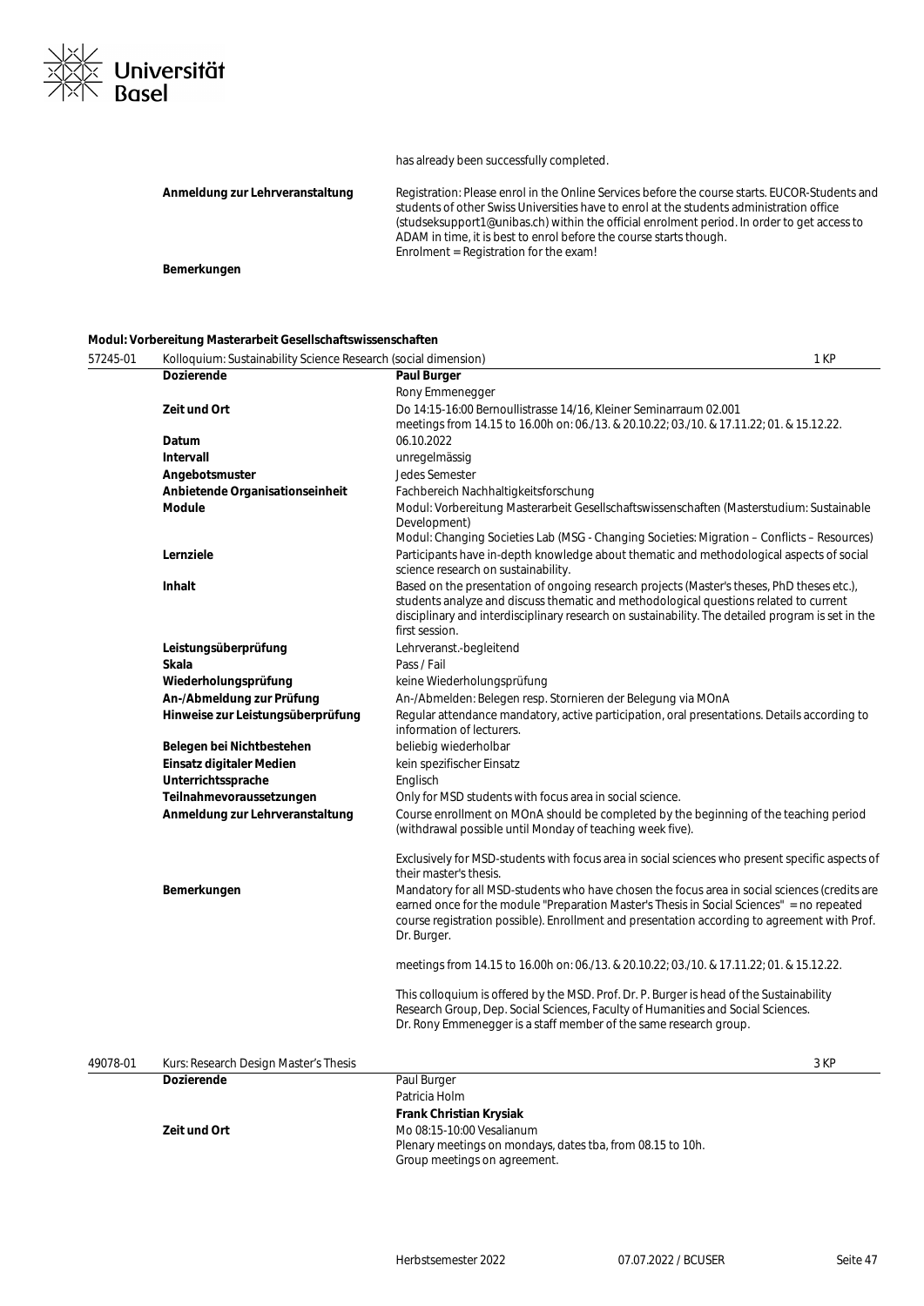| | |
|---|---|
| | has already been successfully completed. |
| **Anmeldung zur Lehrveranstaltung** | Registration: Please enrol in the Online Services before the course starts. EUCOR-Students and students of other Swiss Universities have to enrol at the students administration office (studseksupport1@unibas.ch) within the official enrolment period. In order to get access to ADAM in time, it is best to enrol before the course starts though.<br>Enrolment = Registration for the exam! |
| **Bemerkungen** | |

**Modul: Vorbereitung Masterarbeit Gesellschaftswissenschaften**

| 57245-01 | Kolloquium: Sustainability Science Research (social dimension) | 1 KP |
|---|---|---|

| | |
|---|---|
| **Dozierende** | **Paul Burger**<br>Rony Emmenegger |
| **Zeit und Ort** | Do 14:15-16:00 Bernoullistrasse 14/16, Kleiner Seminarraum 02.001<br>meetings from 14.15 to 16.00h on: 06./13. & 20.10.22; 03./10. & 17.11.22; 01. & 15.12.22. |
| **Datum** | 06.10.2022 |
| **Intervall** | unregelmässig |
| **Angebotsmuster** | Jedes Semester |
| **Anbietende Organisationseinheit** | Fachbereich Nachhaltigkeitsforschung |
| **Module** | Modul: Vorbereitung Masterarbeit Gesellschaftswissenschaften (Masterstudium: Sustainable Development)<br>Modul: Changing Societies Lab (MSG - Changing Societies: Migration – Conflicts – Resources) |
| **Lernziele** | Participants have in-depth knowledge about thematic and methodological aspects of social science research on sustainability. |
| **Inhalt** | Based on the presentation of ongoing research projects (Master's theses, PhD theses etc.), students analyze and discuss thematic and methodological questions related to current disciplinary and interdisciplinary research on sustainability. The detailed program is set in the first session. |
| **Leistungsüberprüfung** | Lehrveranst.-begleitend |
| **Skala** | Pass / Fail |
| **Wiederholungsprüfung** | keine Wiederholungsprüfung |
| **An-/Abmeldung zur Prüfung** | An-/Abmelden: Belegen resp. Stornieren der Belegung via MOnA |
| **Hinweise zur Leistungsüberprüfung** | Regular attendance mandatory, active participation, oral presentations. Details according to information of lecturers. |
| **Belegen bei Nichtbestehen** | beliebig wiederholbar |
| **Einsatz digitaler Medien** | kein spezifischer Einsatz |
| **Unterrichtssprache** | Englisch |
| **Teilnahmevoraussetzungen** | Only for MSD students with focus area in social science. |
| **Anmeldung zur Lehrveranstaltung** | Course enrollment on MOnA should be completed by the beginning of the teaching period (withdrawal possible until Monday of teaching week five).<br><br>Exclusively for MSD-students with focus area in social sciences who present specific aspects of their master's thesis. |
| **Bemerkungen** | Mandatory for all MSD-students who have chosen the focus area in social sciences (credits are earned once for the module "Preparation Master's Thesis in Social Sciences" = no repeated course registration possible). Enrollment and presentation according to agreement with Prof. Dr. Burger.<br><br>meetings from 14.15 to 16.00h on: 06./13. & 20.10.22; 03./10. & 17.11.22; 01. & 15.12.22.<br><br>This colloquium is offered by the MSD. Prof. Dr. P. Burger is head of the Sustainability Research Group, Dep. Social Sciences, Faculty of Humanities and Social Sciences.<br>Dr. Rony Emmenegger is a staff member of the same research group. |

| 49078-01 | Kurs: Research Design Master's Thesis | 3 KP |
|---|---|---|

| | |
|---|---|
| **Dozierende** | Paul Burger<br>Patricia Holm<br>**Frank Christian Krysiak** |
| **Zeit und Ort** | Mo 08:15-10:00 Vesalianum<br>Plenary meetings on mondays, dates tba, from 08.15 to 10h.<br>Group meetings on agreement. |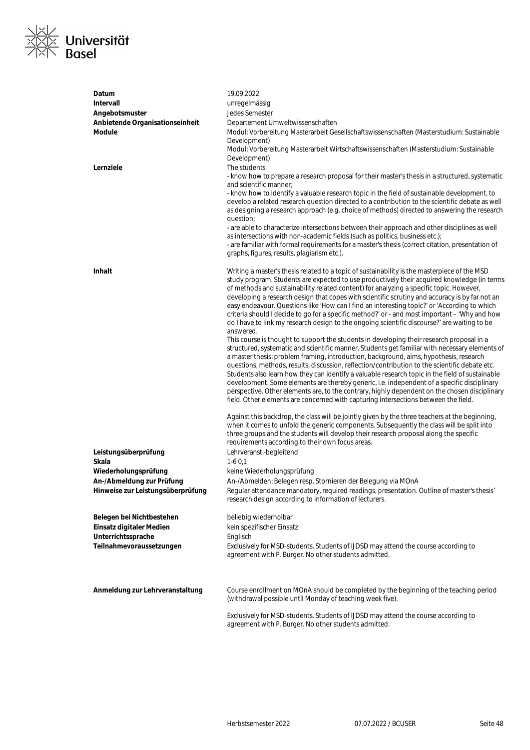| | |
|---|---|
| **Datum** | 19.09.2022 |
| **Intervall** | unregelmässig |
| **Angebotsmuster** | Jedes Semester |
| **Anbietende Organisationseinheit** | Departement Umweltwissenschaften |
| **Module** | Modul: Vorbereitung Masterarbeit Gesellschaftswissenschaften (Masterstudium: Sustainable Development)<br>Modul: Vorbereitung Masterarbeit Wirtschaftswissenschaften (Masterstudium: Sustainable Development) |
| **Lernziele** | The students<br>- know how to prepare a research proposal for their master's thesis in a structured, systematic and scientific manner;<br>- know how to identify a valuable research topic in the field of sustainable development, to develop a related research question directed to a contribution to the scientific debate as well as designing a research approach (e.g. choice of methods) directed to answering the research question;<br>- are able to characterize intersections between their approach and other disciplines as well as intersections with non-academic fields (such as politics, business etc.);<br>- are familiar with formal requirements for a master's thesis (correct citation, presentation of graphs, figures, results, plagiarism etc.). |
| **Inhalt** | Writing a master's thesis related to a topic of sustainability is the masterpiece of the MSD study program. Students are expected to use productively their acquired knowledge (in terms of methods and sustainability related content) for analyzing a specific topic. However, developing a research design that copes with scientific scrutiny and accuracy is by far not an easy endeavour. Questions like 'How can I find an interesting topic?' or 'According to which criteria should I decide to go for a specific method?' or - and most important – 'Why and how do I have to link my research design to the ongoing scientific discourse?' are waiting to be answered.<br>This course is thought to support the students in developing their research proposal in a structured, systematic and scientific manner. Students get familiar with necessary elements of a master thesis: problem framing, introduction, background, aims, hypothesis, research questions, methods, results, discussion, reflection/contribution to the scientific debate etc. Students also learn how they can identify a valuable research topic in the field of sustainable development. Some elements are thereby generic, i.e. independent of a specific disciplinary perspective. Other elements are, to the contrary, highly dependent on the chosen disciplinary field. Other elements are concerned with capturing intersections between the field.<br><br>Against this backdrop, the class will be jointly given by the three teachers at the beginning, when it comes to unfold the generic components. Subsequently the class will be split into three groups and the students will develop their research proposal along the specific requirements according to their own focus areas. |
| **Leistungsüberprüfung** | Lehrveranst.-begleitend |
| **Skala** | 1-6 0,1 |
| **Wiederholungsprüfung** | keine Wiederholungsprüfung |
| **An-/Abmeldung zur Prüfung** | An-/Abmelden: Belegen resp. Stornieren der Belegung via MOnA |
| **Hinweise zur Leistungsüberprüfung** | Regular attendance mandatory, required readings, presentation. Outline of master's thesis' research design according to information of lecturers. |
| **Belegen bei Nichtbestehen** | beliebig wiederholbar |
| **Einsatz digitaler Medien** | kein spezifischer Einsatz |
| **Unterrichtssprache** | Englisch |
| **Teilnahmevoraussetzungen** | Exclusively for MSD-students. Students of IJDSD may attend the course according to agreement with P. Burger. No other students admitted. |
| **Anmeldung zur Lehrveranstaltung** | Course enrollment on MOnA should be completed by the beginning of the teaching period (withdrawal possible until Monday of teaching week five).<br><br>Exclusively for MSD-students. Students of IJDSD may attend the course according to agreement with P. Burger. No other students admitted. |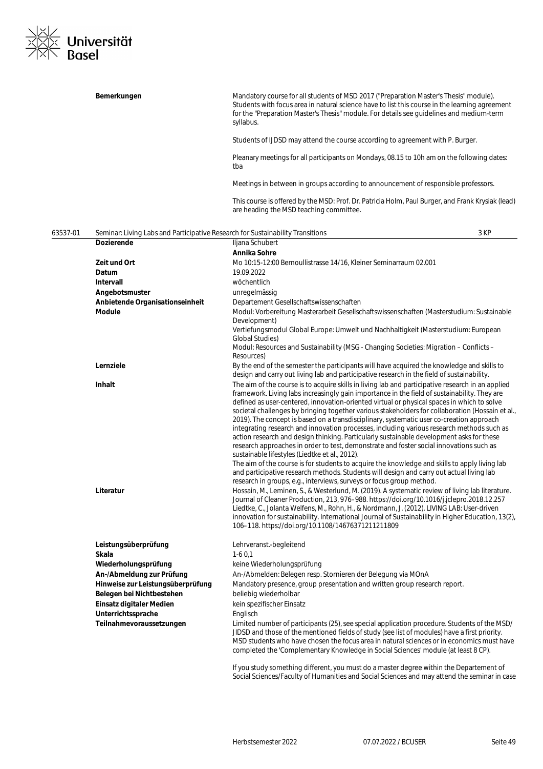| | |
|---|---|
| **Bemerkungen** | Mandatory course for all students of MSD 2017 ("Preparation Master's Thesis" module). Students with focus area in natural science have to list this course in the learning agreement for the "Preparation Master's Thesis" module. For details see guidelines and medium-term syllabus.<br><br>Students of IJDSD may attend the course according to agreement with P. Burger.<br><br>Pleanary meetings for all participants on Mondays, 08.15 to 10h am on the following dates: tba<br><br>Meetings in between in groups according to announcement of responsible professors.<br><br>This course is offered by the MSD: Prof. Dr. Patricia Holm, Paul Burger, and Frank Krysiak (lead) are heading the MSD teaching committee. |

**63537-01 Seminar: Living Labs and Participative Research for Sustainability Transitions — 3 KP**

| | |
|---|---|
| **Dozierende** | Iljana Schubert<br>**Annika Sohre** |
| **Zeit und Ort** | Mo 10:15-12:00 Bernoullistrasse 14/16, Kleiner Seminarraum 02.001 |
| **Datum** | 19.09.2022 |
| **Intervall** | wöchentlich |
| **Angebotsmuster** | unregelmässig |
| **Anbietende Organisationseinheit** | Departement Gesellschaftswissenschaften |
| **Module** | Modul: Vorbereitung Masterarbeit Gesellschaftswissenschaften (Masterstudium: Sustainable Development)<br>Vertiefungsmodul Global Europe: Umwelt und Nachhaltigkeit (Masterstudium: European Global Studies)<br>Modul: Resources and Sustainability (MSG - Changing Societies: Migration – Conflicts – Resources) |
| **Lernziele** | By the end of the semester the participants will have acquired the knowledge and skills to design and carry out living lab and participative research in the field of sustainability. |
| **Inhalt** | The aim of the course is to acquire skills in living lab and participative research in an applied framework. Living labs increasingly gain importance in the field of sustainability. They are defined as user-centered, innovation-oriented virtual or physical spaces in which to solve societal challenges by bringing together various stakeholders for collaboration (Hossain et al., 2019). The concept is based on a transdisciplinary, systematic user co-creation approach integrating research and innovation processes, including various research methods such as action research and design thinking. Particularly sustainable development asks for these research approaches in order to test, demonstrate and foster social innovations such as sustainable lifestyles (Liedtke et al., 2012).<br>The aim of the course is for students to acquire the knowledge and skills to apply living lab and participative research methods. Students will design and carry out actual living lab research in groups, e.g., interviews, surveys or focus group method. |
| **Literatur** | Hossain, M., Leminen, S., & Westerlund, M. (2019). A systematic review of living lab literature. Journal of Cleaner Production, 213, 976–988. https://doi.org/10.1016/j.jclepro.2018.12.257<br>Liedtke, C., Jolanta Welfens, M., Rohn, H., & Nordmann, J. (2012). LIVING LAB: User-driven innovation for sustainability. International Journal of Sustainability in Higher Education, 13(2), 106–118. https://doi.org/10.1108/14676371211211809 |
| **Leistungsüberprüfung** | Lehrveranst.-begleitend |
| **Skala** | 1-6 0,1 |
| **Wiederholungsprüfung** | keine Wiederholungsprüfung |
| **An-/Abmeldung zur Prüfung** | An-/Abmelden: Belegen resp. Stornieren der Belegung via MOnA |
| **Hinweise zur Leistungsüberprüfung** | Mandatory presence, group presentation and written group research report. |
| **Belegen bei Nichtbestehen** | beliebig wiederholbar |
| **Einsatz digitaler Medien** | kein spezifischer Einsatz |
| **Unterrichtssprache** | Englisch |
| **Teilnahmevoraussetzungen** | Limited number of participants (25), see special application procedure. Students of the MSD/ JIDSD and those of the mentioned fields of study (see list of modules) have a first priority. MSD students who have chosen the focus area in natural sciences or in economics must have completed the 'Complementary Knowledge in Social Sciences' module (at least 8 CP).<br><br>If you study something different, you must do a master degree within the Departement of Social Sciences/Faculty of Humanities and Social Sciences and may attend the seminar in case |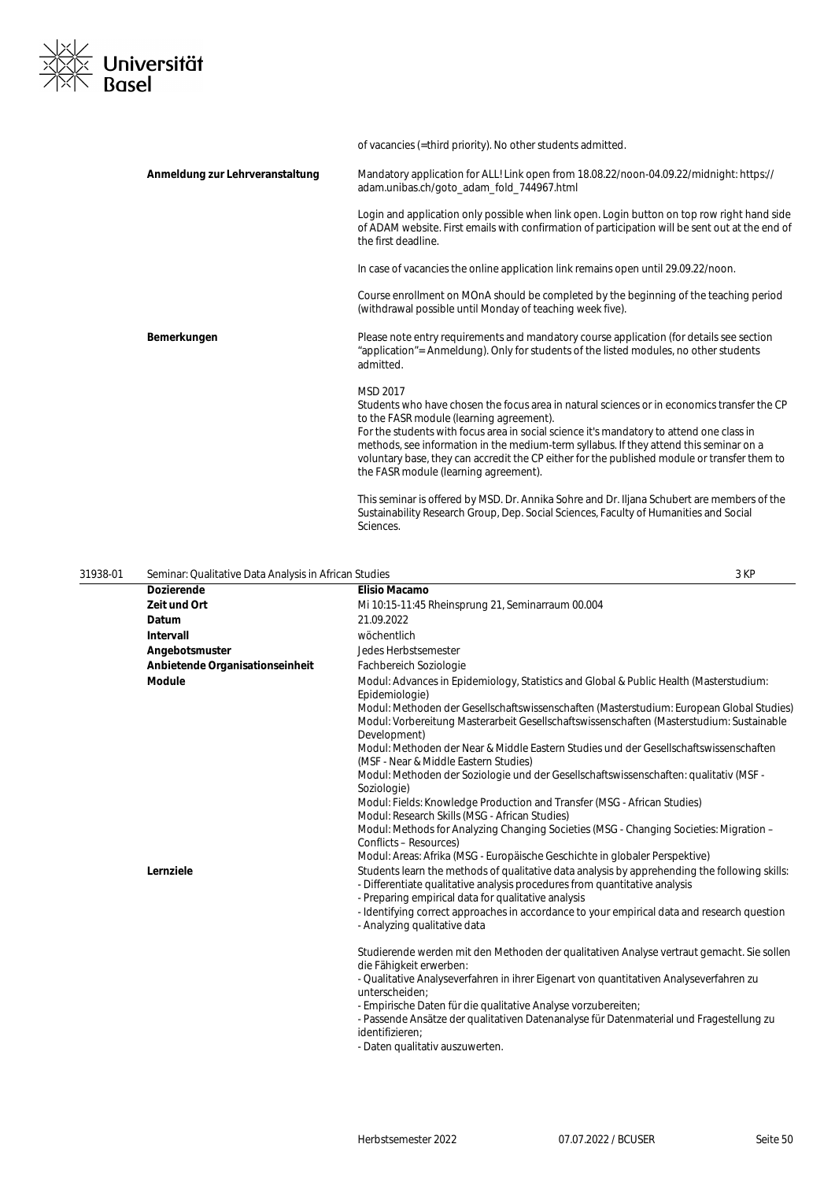| | |
|---|---|
| | of vacancies (=third priority). No other students admitted. |
| **Anmeldung zur Lehrveranstaltung** | Mandatory application for ALL! Link open from 18.08.22/noon-04.09.22/midnight: https://adam.unibas.ch/goto_adam_fold_744967.html<br><br>Login and application only possible when link open. Login button on top row right hand side of ADAM website. First emails with confirmation of participation will be sent out at the end of the first deadline.<br><br>In case of vacancies the online application link remains open until 29.09.22/noon.<br><br>Course enrollment on MOnA should be completed by the beginning of the teaching period (withdrawal possible until Monday of teaching week five). |
| **Bemerkungen** | Please note entry requirements and mandatory course application (for details see section "application"= Anmeldung). Only for students of the listed modules, no other students admitted.<br><br>MSD 2017<br>Students who have chosen the focus area in natural sciences or in economics transfer the CP to the FASR module (learning agreement).<br>For the students with focus area in social science it's mandatory to attend one class in methods, see information in the medium-term syllabus. If they attend this seminar on a voluntary base, they can accredit the CP either for the published module or transfer them to the FASR module (learning agreement).<br><br>This seminar is offered by MSD. Dr. Annika Sohre and Dr. Iljana Schubert are members of the Sustainability Research Group, Dep. Social Sciences, Faculty of Humanities and Social Sciences. |

## 31938-01 Seminar: Qualitative Data Analysis in African Studies — 3 KP

| | |
|---|---|
| **Dozierende** | **Elisio Macamo** |
| **Zeit und Ort** | Mi 10:15-11:45 Rheinsprung 21, Seminarraum 00.004 |
| **Datum** | 21.09.2022 |
| **Intervall** | wöchentlich |
| **Angebotsmuster** | Jedes Herbstsemester |
| **Anbietende Organisationseinheit** | Fachbereich Soziologie |
| **Module** | Modul: Advances in Epidemiology, Statistics and Global & Public Health (Masterstudium: Epidemiologie)<br>Modul: Methoden der Gesellschaftswissenschaften (Masterstudium: European Global Studies)<br>Modul: Vorbereitung Masterarbeit Gesellschaftswissenschaften (Masterstudium: Sustainable Development)<br>Modul: Methoden der Near & Middle Eastern Studies und der Gesellschaftswissenschaften (MSF - Near & Middle Eastern Studies)<br>Modul: Methoden der Soziologie und der Gesellschaftswissenschaften: qualitativ (MSF - Soziologie)<br>Modul: Fields: Knowledge Production and Transfer (MSG - African Studies)<br>Modul: Research Skills (MSG - African Studies)<br>Modul: Methods for Analyzing Changing Societies (MSG - Changing Societies: Migration – Conflicts – Resources)<br>Modul: Areas: Afrika (MSG - Europäische Geschichte in globaler Perspektive) |
| **Lernziele** | Students learn the methods of qualitative data analysis by apprehending the following skills:<br>- Differentiate qualitative analysis procedures from quantitative analysis<br>- Preparing empirical data for qualitative analysis<br>- Identifying correct approaches in accordance to your empirical data and research question<br>- Analyzing qualitative data<br><br>Studierende werden mit den Methoden der qualitativen Analyse vertraut gemacht. Sie sollen die Fähigkeit erwerben:<br>- Qualitative Analyseverfahren in ihrer Eigenart von quantitativen Analyseverfahren zu unterscheiden;<br>- Empirische Daten für die qualitative Analyse vorzubereiten;<br>- Passende Ansätze der qualitativen Datenanalyse für Datenmaterial und Fragestellung zu identifizieren;<br>- Daten qualitativ auszuwerten. |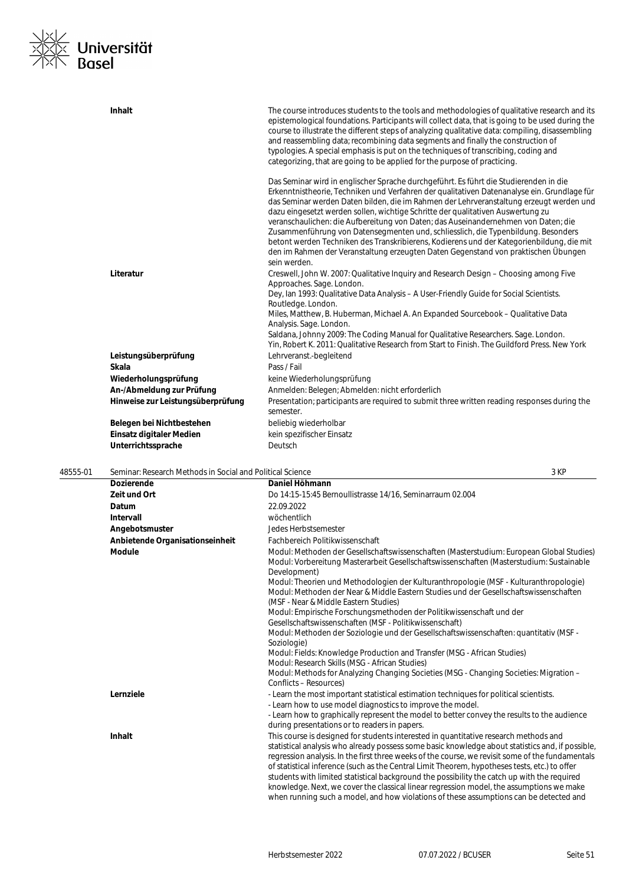| | |
|---|---|
| **Inhalt** | The course introduces students to the tools and methodologies of qualitative research and its epistemological foundations. Participants will collect data, that is going to be used during the course to illustrate the different steps of analyzing qualitative data: compiling, disassembling and reassembling data; recombining data segments and finally the construction of typologies. A special emphasis is put on the techniques of transcribing, coding and categorizing, that are going to be applied for the purpose of practicing.<br><br>Das Seminar wird in englischer Sprache durchgeführt. Es führt die Studierenden in die Erkenntnistheorie, Techniken und Verfahren der qualitativen Datenanalyse ein. Grundlage für das Seminar werden Daten bilden, die im Rahmen der Lehrveranstaltung erzeugt werden und dazu eingesetzt werden sollen, wichtige Schritte der qualitativen Auswertung zu veranschaulichen: die Aufbereitung von Daten; das Auseinandernehmen von Daten; die Zusammenführung von Datensegmenten und, schliesslich, die Typenbildung. Besonders betont werden Techniken des Transkribierens, Kodierens und der Kategorienbildung, die mit den im Rahmen der Veranstaltung erzeugten Daten Gegenstand von praktischen Übungen sein werden. |
| **Literatur** | Creswell, John W. 2007: Qualitative Inquiry and Research Design – Choosing among Five Approaches. Sage. London.<br>Dey, Ian 1993: Qualitative Data Analysis – A User-Friendly Guide for Social Scientists. Routledge. London.<br>Miles, Matthew, B. Huberman, Michael A. An Expanded Sourcebook – Qualitative Data Analysis. Sage. London.<br>Saldana, Johnny 2009: The Coding Manual for Qualitative Researchers. Sage. London.<br>Yin, Robert K. 2011: Qualitative Research from Start to Finish. The Guildford Press. New York |
| **Leistungsüberprüfung** | Lehrveranst.-begleitend |
| **Skala** | Pass / Fail |
| **Wiederholungsprüfung** | keine Wiederholungsprüfung |
| **An-/Abmeldung zur Prüfung** | Anmelden: Belegen; Abmelden: nicht erforderlich |
| **Hinweise zur Leistungsüberprüfung** | Presentation; participants are required to submit three written reading responses during the semester. |
| **Belegen bei Nichtbestehen** | beliebig wiederholbar |
| **Einsatz digitaler Medien** | kein spezifischer Einsatz |
| **Unterrichtssprache** | Deutsch |

## 48555-01 Seminar: Research Methods in Social and Political Science — 3 KP

| | |
|---|---|
| **Dozierende** | **Daniel Höhmann** |
| **Zeit und Ort** | Do 14:15-15:45 Bernoullistrasse 14/16, Seminarraum 02.004 |
| **Datum** | 22.09.2022 |
| **Intervall** | wöchentlich |
| **Angebotsmuster** | Jedes Herbstsemester |
| **Anbietende Organisationseinheit** | Fachbereich Politikwissenschaft |
| **Module** | Modul: Methoden der Gesellschaftswissenschaften (Masterstudium: European Global Studies)<br>Modul: Vorbereitung Masterarbeit Gesellschaftswissenschaften (Masterstudium: Sustainable Development)<br>Modul: Theorien und Methodologien der Kulturanthropologie (MSF - Kulturanthropologie)<br>Modul: Methoden der Near & Middle Eastern Studies und der Gesellschaftswissenschaften (MSF - Near & Middle Eastern Studies)<br>Modul: Empirische Forschungsmethoden der Politikwissenschaft und der Gesellschaftswissenschaften (MSF - Politikwissenschaft)<br>Modul: Methoden der Soziologie und der Gesellschaftswissenschaften: quantitativ (MSF - Soziologie)<br>Modul: Fields: Knowledge Production and Transfer (MSG - African Studies)<br>Modul: Research Skills (MSG - African Studies)<br>Modul: Methods for Analyzing Changing Societies (MSG - Changing Societies: Migration – Conflicts – Resources) |
| **Lernziele** | - Learn the most important statistical estimation techniques for political scientists.<br>- Learn how to use model diagnostics to improve the model.<br>- Learn how to graphically represent the model to better convey the results to the audience during presentations or to readers in papers. |
| **Inhalt** | This course is designed for students interested in quantitative research methods and statistical analysis who already possess some basic knowledge about statistics and, if possible, regression analysis. In the first three weeks of the course, we revisit some of the fundamentals of statistical inference (such as the Central Limit Theorem, hypotheses tests, etc.) to offer students with limited statistical background the possibility the catch up with the required knowledge. Next, we cover the classical linear regression model, the assumptions we make when running such a model, and how violations of these assumptions can be detected and |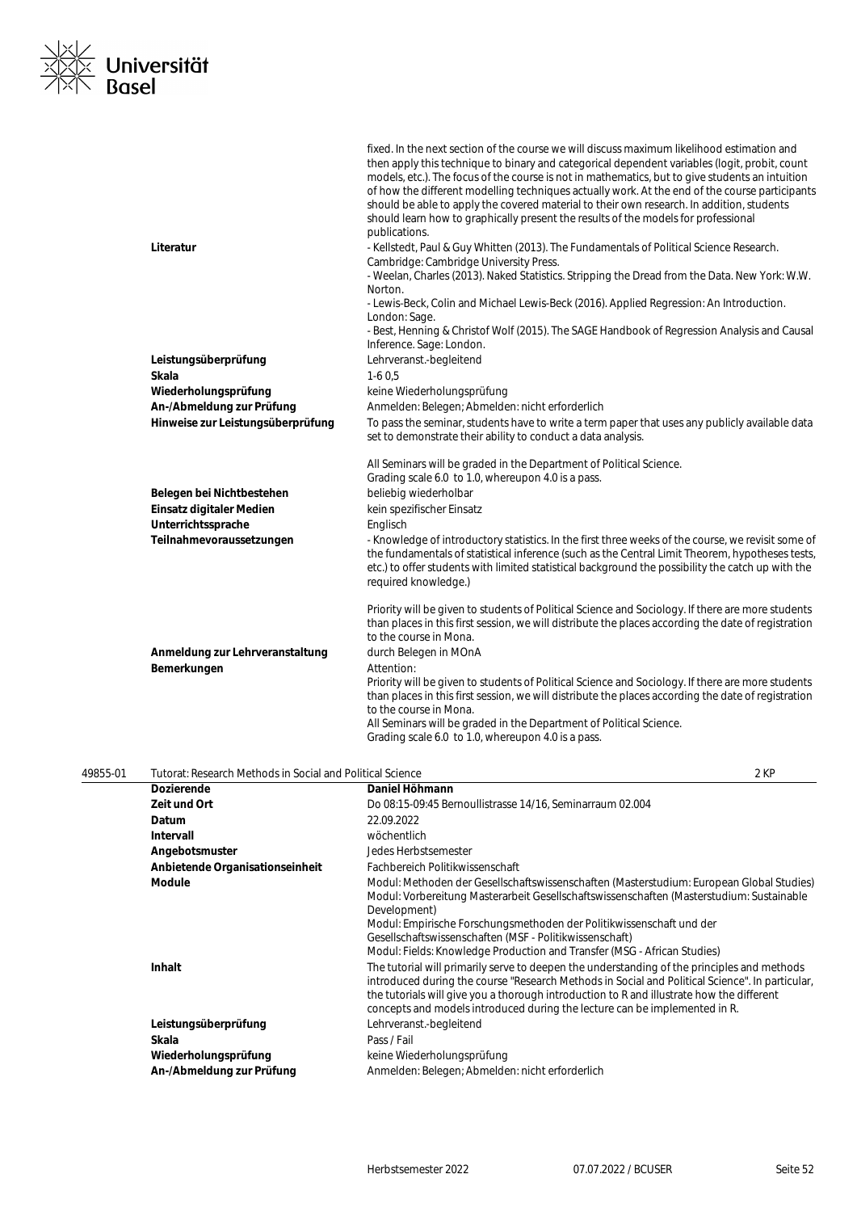| | |
|---|---|
| | fixed. In the next section of the course we will discuss maximum likelihood estimation and then apply this technique to binary and categorical dependent variables (logit, probit, count models, etc.). The focus of the course is not in mathematics, but to give students an intuition of how the different modelling techniques actually work. At the end of the course participants should be able to apply the covered material to their own research. In addition, students should learn how to graphically present the results of the models for professional publications. |
| **Literatur** | - Kellstedt, Paul & Guy Whitten (2013). The Fundamentals of Political Science Research. Cambridge: Cambridge University Press.<br>- Weelan, Charles (2013). Naked Statistics. Stripping the Dread from the Data. New York: W.W. Norton.<br>- Lewis-Beck, Colin and Michael Lewis-Beck (2016). Applied Regression: An Introduction. London: Sage.<br>- Best, Henning & Christof Wolf (2015). The SAGE Handbook of Regression Analysis and Causal Inference. Sage: London. |
| **Leistungsüberprüfung** | Lehrveranst.-begleitend |
| **Skala** | 1-6 0,5 |
| **Wiederholungsprüfung** | keine Wiederholungsprüfung |
| **An-/Abmeldung zur Prüfung** | Anmelden: Belegen; Abmelden: nicht erforderlich |
| **Hinweise zur Leistungsüberprüfung** | To pass the seminar, students have to write a term paper that uses any publicly available data set to demonstrate their ability to conduct a data analysis.<br><br>All Seminars will be graded in the Department of Political Science.<br>Grading scale 6.0 to 1.0, whereupon 4.0 is a pass. |
| **Belegen bei Nichtbestehen** | beliebig wiederholbar |
| **Einsatz digitaler Medien** | kein spezifischer Einsatz |
| **Unterrichtssprache** | Englisch |
| **Teilnahmevoraussetzungen** | - Knowledge of introductory statistics. In the first three weeks of the course, we revisit some of the fundamentals of statistical inference (such as the Central Limit Theorem, hypotheses tests, etc.) to offer students with limited statistical background the possibility the catch up with the required knowledge.)<br><br>Priority will be given to students of Political Science and Sociology. If there are more students than places in this first session, we will distribute the places according the date of registration to the course in Mona. |
| **Anmeldung zur Lehrveranstaltung** | durch Belegen in MOnA |
| **Bemerkungen** | Attention:<br>Priority will be given to students of Political Science and Sociology. If there are more students than places in this first session, we will distribute the places according the date of registration to the course in Mona.<br>All Seminars will be graded in the Department of Political Science.<br>Grading scale 6.0 to 1.0, whereupon 4.0 is a pass. |

**49855-01 Tutorat: Research Methods in Social and Political Science — 2 KP**

| | |
|---|---|
| **Dozierende** | **Daniel Höhmann** |
| **Zeit und Ort** | Do 08:15-09:45 Bernoullistrasse 14/16, Seminarraum 02.004 |
| **Datum** | 22.09.2022 |
| **Intervall** | wöchentlich |
| **Angebotsmuster** | Jedes Herbstsemester |
| **Anbietende Organisationseinheit** | Fachbereich Politikwissenschaft |
| **Module** | Modul: Methoden der Gesellschaftswissenschaften (Masterstudium: European Global Studies)<br>Modul: Vorbereitung Masterarbeit Gesellschaftswissenschaften (Masterstudium: Sustainable Development)<br>Modul: Empirische Forschungsmethoden der Politikwissenschaft und der Gesellschaftswissenschaften (MSF - Politikwissenschaft)<br>Modul: Fields: Knowledge Production and Transfer (MSG - African Studies) |
| **Inhalt** | The tutorial will primarily serve to deepen the understanding of the principles and methods introduced during the course "Research Methods in Social and Political Science". In particular, the tutorials will give you a thorough introduction to R and illustrate how the different concepts and models introduced during the lecture can be implemented in R. |
| **Leistungsüberprüfung** | Lehrveranst.-begleitend |
| **Skala** | Pass / Fail |
| **Wiederholungsprüfung** | keine Wiederholungsprüfung |
| **An-/Abmeldung zur Prüfung** | Anmelden: Belegen; Abmelden: nicht erforderlich |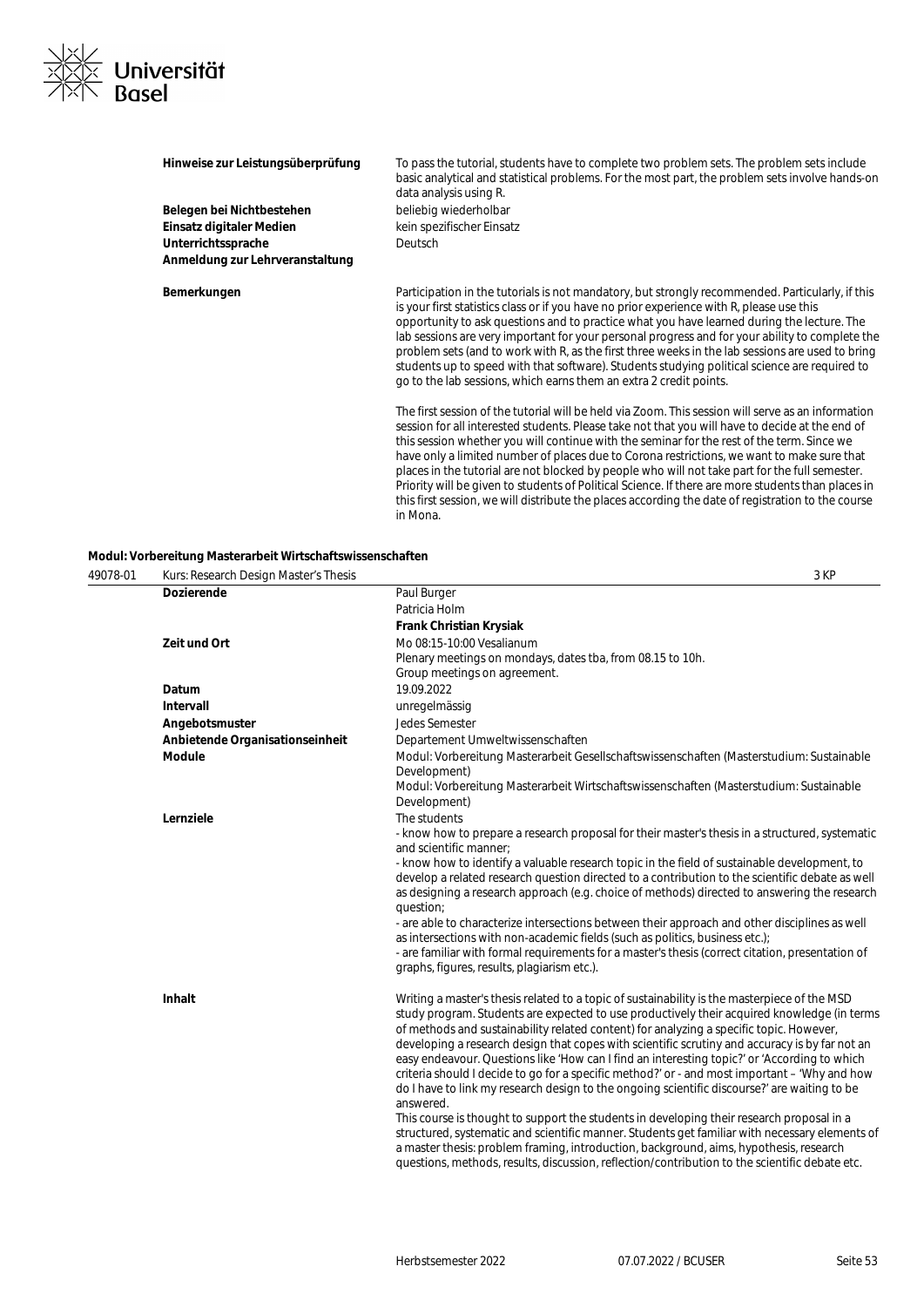| | |
|---|---|
| **Hinweise zur Leistungsüberprüfung** | To pass the tutorial, students have to complete two problem sets. The problem sets include basic analytical and statistical problems. For the most part, the problem sets involve hands-on data analysis using R. |
| **Belegen bei Nichtbestehen** | beliebig wiederholbar |
| **Einsatz digitaler Medien** | kein spezifischer Einsatz |
| **Unterrichtssprache** | Deutsch |
| **Anmeldung zur Lehrveranstaltung** | |
| **Bemerkungen** | Participation in the tutorials is not mandatory, but strongly recommended. Particularly, if this is your first statistics class or if you have no prior experience with R, please use this opportunity to ask questions and to practice what you have learned during the lecture. The lab sessions are very important for your personal progress and for your ability to complete the problem sets (and to work with R, as the first three weeks in the lab sessions are used to bring students up to speed with that software). Students studying political science are required to go to the lab sessions, which earns them an extra 2 credit points.<br><br>The first session of the tutorial will be held via Zoom. This session will serve as an information session for all interested students. Please take not that you will have to decide at the end of this session whether you will continue with the seminar for the rest of the term. Since we have only a limited number of places due to Corona restrictions, we want to make sure that places in the tutorial are not blocked by people who will not take part for the full semester. Priority will be given to students of Political Science. If there are more students than places in this first session, we will distribute the places according the date of registration to the course in Mona. |

**Modul: Vorbereitung Masterarbeit Wirtschaftswissenschaften**

| 49078-01 | Kurs: Research Design Master's Thesis | 3 KP |
|---|---|---|
| | **Dozierende** | Paul Burger<br>Patricia Holm<br>**Frank Christian Krysiak** |
| | **Zeit und Ort** | Mo 08:15-10:00 Vesalianum<br>Plenary meetings on mondays, dates tba, from 08.15 to 10h.<br>Group meetings on agreement. |
| | **Datum** | 19.09.2022 |
| | **Intervall** | unregelmässig |
| | **Angebotsmuster** | Jedes Semester |
| | **Anbietende Organisationseinheit** | Departement Umweltwissenschaften |
| | **Module** | Modul: Vorbereitung Masterarbeit Gesellschaftswissenschaften (Masterstudium: Sustainable Development)<br>Modul: Vorbereitung Masterarbeit Wirtschaftswissenschaften (Masterstudium: Sustainable Development) |
| | **Lernziele** | The students<br>- know how to prepare a research proposal for their master's thesis in a structured, systematic and scientific manner;<br>- know how to identify a valuable research topic in the field of sustainable development, to develop a related research question directed to a contribution to the scientific debate as well as designing a research approach (e.g. choice of methods) directed to answering the research question;<br>- are able to characterize intersections between their approach and other disciplines as well as intersections with non-academic fields (such as politics, business etc.);<br>- are familiar with formal requirements for a master's thesis (correct citation, presentation of graphs, figures, results, plagiarism etc.). |
| | **Inhalt** | Writing a master's thesis related to a topic of sustainability is the masterpiece of the MSD study program. Students are expected to use productively their acquired knowledge (in terms of methods and sustainability related content) for analyzing a specific topic. However, developing a research design that copes with scientific scrutiny and accuracy is by far not an easy endeavour. Questions like 'How can I find an interesting topic?' or 'According to which criteria should I decide to go for a specific method?' or - and most important – 'Why and how do I have to link my research design to the ongoing scientific discourse?' are waiting to be answered.<br>This course is thought to support the students in developing their research proposal in a structured, systematic and scientific manner. Students get familiar with necessary elements of a master thesis: problem framing, introduction, background, aims, hypothesis, research questions, methods, results, discussion, reflection/contribution to the scientific debate etc. |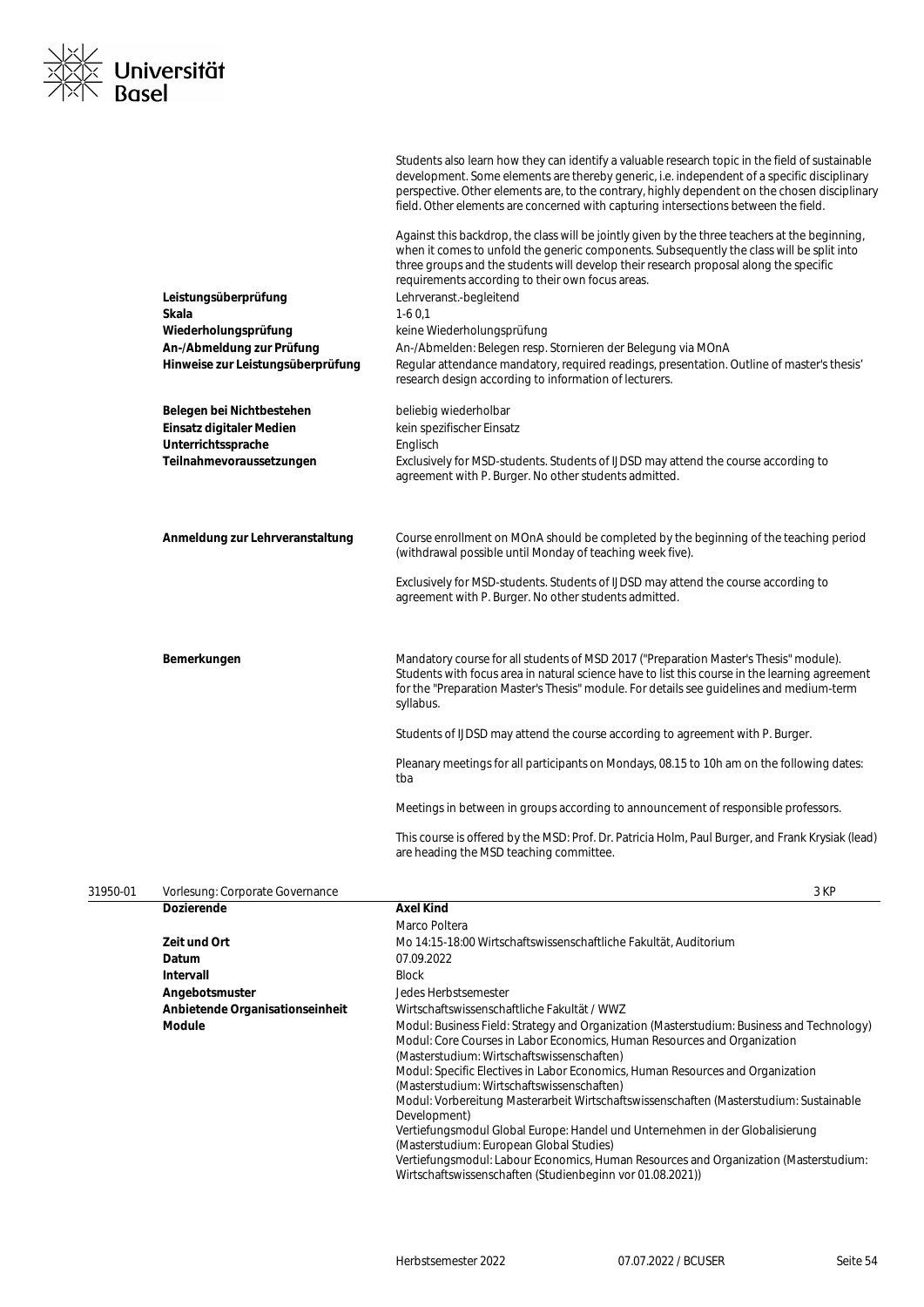Students also learn how they can identify a valuable research topic in the field of sustainable development. Some elements are thereby generic, i.e. independent of a specific disciplinary perspective. Other elements are, to the contrary, highly dependent on the chosen disciplinary field. Other elements are concerned with capturing intersections between the field.

Against this backdrop, the class will be jointly given by the three teachers at the beginning, when it comes to unfold the generic components. Subsequently the class will be split into three groups and the students will develop their research proposal along the specific requirements according to their own focus areas.

| | |
|---|---|
| **Leistungsüberprüfung** | Lehrveranst.-begleitend |
| **Skala** | 1-6 0,1 |
| **Wiederholungsprüfung** | keine Wiederholungsprüfung |
| **An-/Abmeldung zur Prüfung** | An-/Abmelden: Belegen resp. Stornieren der Belegung via MOnA |
| **Hinweise zur Leistungsüberprüfung** | Regular attendance mandatory, required readings, presentation. Outline of master's thesis' research design according to information of lecturers. |
| **Belegen bei Nichtbestehen** | beliebig wiederholbar |
| **Einsatz digitaler Medien** | kein spezifischer Einsatz |
| **Unterrichtssprache** | Englisch |
| **Teilnahmevoraussetzungen** | Exclusively for MSD-students. Students of IJDSD may attend the course according to agreement with P. Burger. No other students admitted. |
| **Anmeldung zur Lehrveranstaltung** | Course enrollment on MOnA should be completed by the beginning of the teaching period (withdrawal possible until Monday of teaching week five).<br><br>Exclusively for MSD-students. Students of IJDSD may attend the course according to agreement with P. Burger. No other students admitted. |
| **Bemerkungen** | Mandatory course for all students of MSD 2017 ("Preparation Master's Thesis" module). Students with focus area in natural science have to list this course in the learning agreement for the "Preparation Master's Thesis" module. For details see guidelines and medium-term syllabus.<br><br>Students of IJDSD may attend the course according to agreement with P. Burger.<br><br>Pleanary meetings for all participants on Mondays, 08.15 to 10h am on the following dates: tba<br><br>Meetings in between in groups according to announcement of responsible professors.<br><br>This course is offered by the MSD: Prof. Dr. Patricia Holm, Paul Burger, and Frank Krysiak (lead) are heading the MSD teaching committee. |

## 31950-01 Vorlesung: Corporate Governance — 3 KP

| | |
|---|---|
| **Dozierende** | **Axel Kind**<br>Marco Poltera |
| **Zeit und Ort** | Mo 14:15-18:00 Wirtschaftswissenschaftliche Fakultät, Auditorium |
| **Datum** | 07.09.2022 |
| **Intervall** | Block |
| **Angebotsmuster** | Jedes Herbstsemester |
| **Anbietende Organisationseinheit** | Wirtschaftswissenschaftliche Fakultät / WWZ |
| **Module** | Modul: Business Field: Strategy and Organization (Masterstudium: Business and Technology)<br>Modul: Core Courses in Labor Economics, Human Resources and Organization (Masterstudium: Wirtschaftswissenschaften)<br>Modul: Specific Electives in Labor Economics, Human Resources and Organization (Masterstudium: Wirtschaftswissenschaften)<br>Modul: Vorbereitung Masterarbeit Wirtschaftswissenschaften (Masterstudium: Sustainable Development)<br>Vertiefungsmodul Global Europe: Handel und Unternehmen in der Globalisierung (Masterstudium: European Global Studies)<br>Vertiefungsmodul: Labour Economics, Human Resources and Organization (Masterstudium: Wirtschaftswissenschaften (Studienbeginn vor 01.08.2021)) |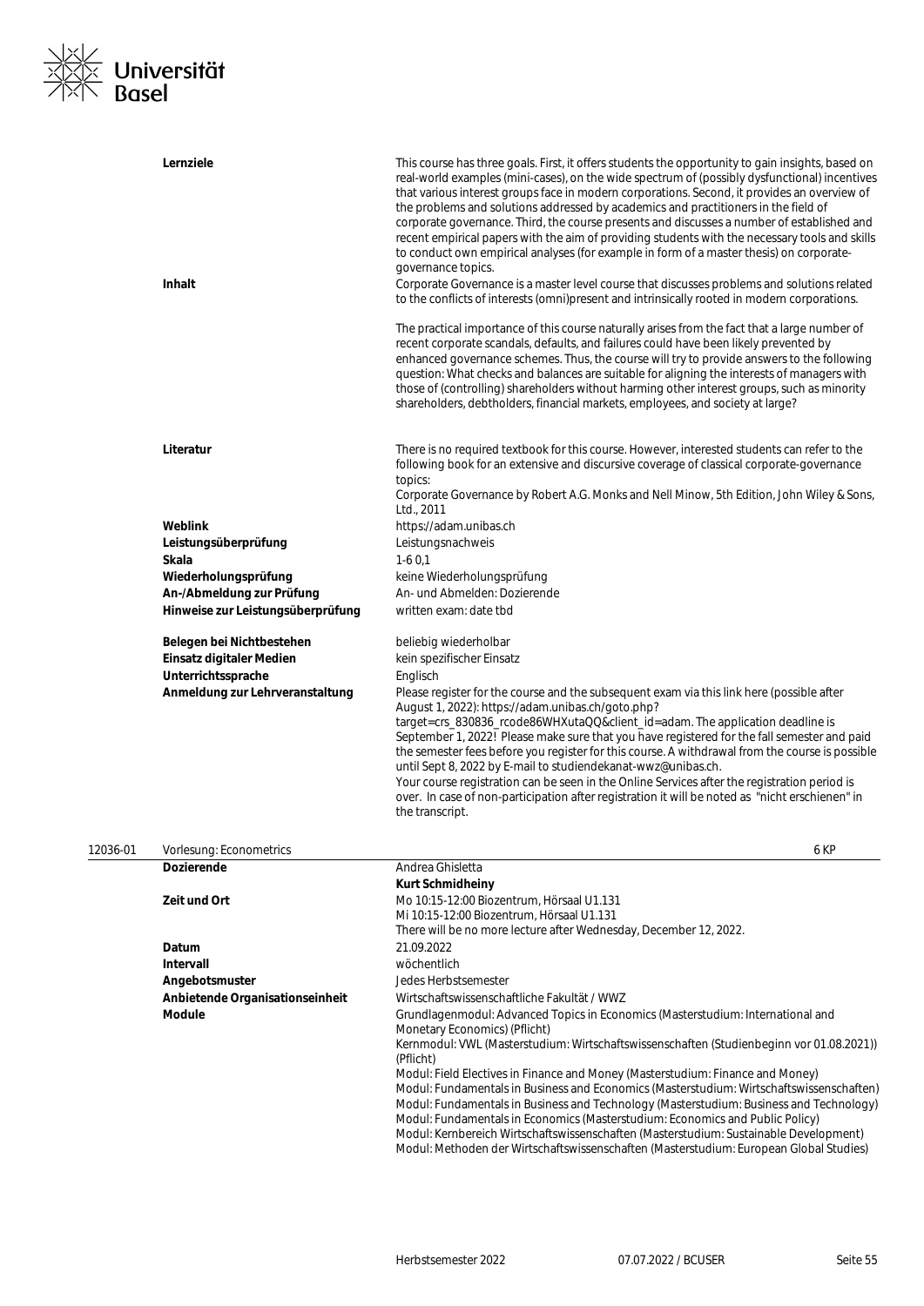| | |
|---|---|
| **Lernziele** | This course has three goals. First, it offers students the opportunity to gain insights, based on real-world examples (mini-cases), on the wide spectrum of (possibly dysfunctional) incentives that various interest groups face in modern corporations. Second, it provides an overview of the problems and solutions addressed by academics and practitioners in the field of corporate governance. Third, the course presents and discusses a number of established and recent empirical papers with the aim of providing students with the necessary tools and skills to conduct own empirical analyses (for example in form of a master thesis) on corporate-governance topics. |
| **Inhalt** | Corporate Governance is a master level course that discusses problems and solutions related to the conflicts of interests (omni)present and intrinsically rooted in modern corporations.<br><br>The practical importance of this course naturally arises from the fact that a large number of recent corporate scandals, defaults, and failures could have been likely prevented by enhanced governance schemes. Thus, the course will try to provide answers to the following question: What checks and balances are suitable for aligning the interests of managers with those of (controlling) shareholders without harming other interest groups, such as minority shareholders, debtholders, financial markets, employees, and society at large? |
| **Literatur** | There is no required textbook for this course. However, interested students can refer to the following book for an extensive and discursive coverage of classical corporate-governance topics:<br>Corporate Governance by Robert A.G. Monks and Nell Minow, 5th Edition, John Wiley & Sons, Ltd., 2011 |
| **Weblink** | https://adam.unibas.ch |
| **Leistungsüberprüfung** | Leistungsnachweis |
| **Skala** | 1-6 0,1 |
| **Wiederholungsprüfung** | keine Wiederholungsprüfung |
| **An-/Abmeldung zur Prüfung** | An- und Abmelden: Dozierende |
| **Hinweise zur Leistungsüberprüfung** | written exam: date tbd |
| **Belegen bei Nichtbestehen** | beliebig wiederholbar |
| **Einsatz digitaler Medien** | kein spezifischer Einsatz |
| **Unterrichtssprache** | Englisch |
| **Anmeldung zur Lehrveranstaltung** | Please register for the course and the subsequent exam via this link here (possible after August 1, 2022): https://adam.unibas.ch/goto.php?target=crs_830836_rcode86WHXutaQQ&client_id=adam. The application deadline is September 1, 2022! Please make sure that you have registered for the fall semester and paid the semester fees before you register for this course. A withdrawal from the course is possible until Sept 8, 2022 by E-mail to studiendekanat-wwz@unibas.ch.<br>Your course registration can be seen in the Online Services after the registration period is over. In case of non-participation after registration it will be noted as "nicht erschienen" in the transcript. |

## 12036-01 Vorlesung: Econometrics — 6 KP

| | |
|---|---|
| **Dozierende** | Andrea Ghisletta<br>**Kurt Schmidheiny** |
| **Zeit und Ort** | Mo 10:15-12:00 Biozentrum, Hörsaal U1.131<br>Mi 10:15-12:00 Biozentrum, Hörsaal U1.131<br>There will be no more lecture after Wednesday, December 12, 2022. |
| **Datum** | 21.09.2022 |
| **Intervall** | wöchentlich |
| **Angebotsmuster** | Jedes Herbstsemester |
| **Anbietende Organisationseinheit** | Wirtschaftswissenschaftliche Fakultät / WWZ |
| **Module** | Grundlagenmodul: Advanced Topics in Economics (Masterstudium: International and Monetary Economics) (Pflicht)<br>Kernmodul: VWL (Masterstudium: Wirtschaftswissenschaften (Studienbeginn vor 01.08.2021)) (Pflicht)<br>Modul: Field Electives in Finance and Money (Masterstudium: Finance and Money)<br>Modul: Fundamentals in Business and Economics (Masterstudium: Wirtschaftswissenschaften)<br>Modul: Fundamentals in Business and Technology (Masterstudium: Business and Technology)<br>Modul: Fundamentals in Economics (Masterstudium: Economics and Public Policy)<br>Modul: Kernbereich Wirtschaftswissenschaften (Masterstudium: Sustainable Development)<br>Modul: Methoden der Wirtschaftswissenschaften (Masterstudium: European Global Studies) |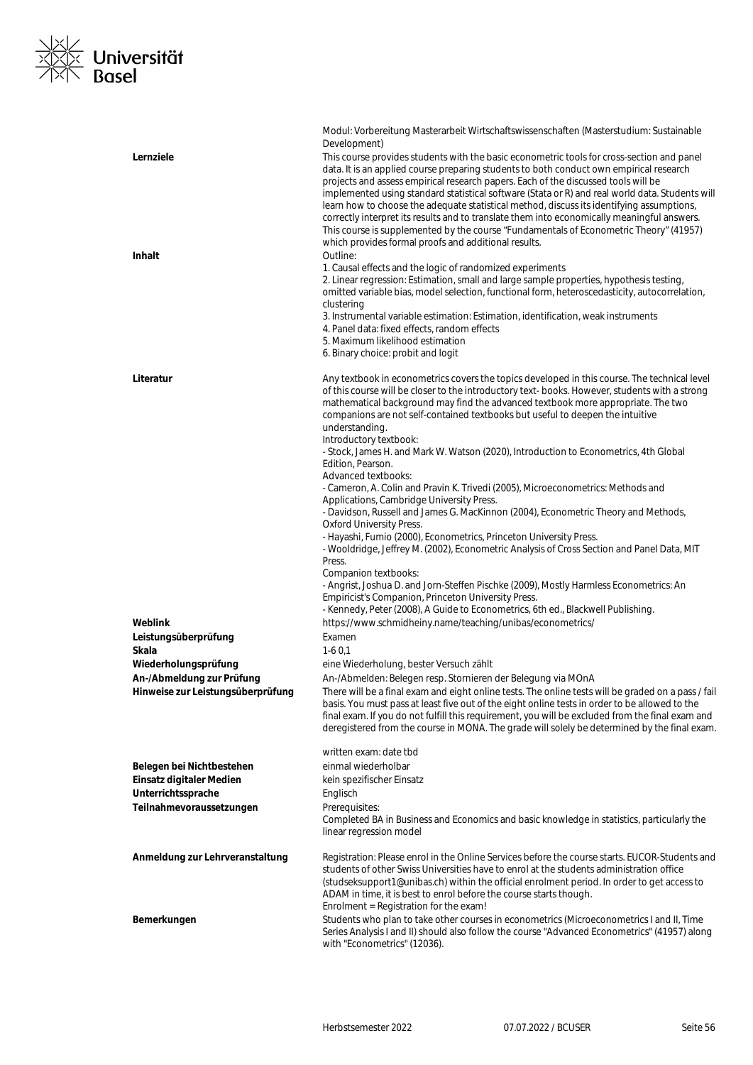Modul: Vorbereitung Masterarbeit Wirtschaftswissenschaften (Masterstudium: Sustainable Development)

**Lernziele**

This course provides students with the basic econometric tools for cross-section and panel data. It is an applied course preparing students to both conduct own empirical research projects and assess empirical research papers. Each of the discussed tools will be implemented using standard statistical software (Stata or R) and real world data. Students will learn how to choose the adequate statistical method, discuss its identifying assumptions, correctly interpret its results and to translate them into economically meaningful answers. This course is supplemented by the course "Fundamentals of Econometric Theory" (41957) which provides formal proofs and additional results.

**Inhalt**

Outline:
1. Causal effects and the logic of randomized experiments
2. Linear regression: Estimation, small and large sample properties, hypothesis testing, omitted variable bias, model selection, functional form, heteroscedasticity, autocorrelation, clustering
3. Instrumental variable estimation: Estimation, identification, weak instruments
4. Panel data: fixed effects, random effects
5. Maximum likelihood estimation
6. Binary choice: probit and logit

**Literatur**

Any textbook in econometrics covers the topics developed in this course. The technical level of this course will be closer to the introductory text- books. However, students with a strong mathematical background may find the advanced textbook more appropriate. The two companions are not self-contained textbooks but useful to deepen the intuitive understanding.
Introductory textbook:
- Stock, James H. and Mark W. Watson (2020), Introduction to Econometrics, 4th Global Edition, Pearson.
Advanced textbooks:
- Cameron, A. Colin and Pravin K. Trivedi (2005), Microeconometrics: Methods and Applications, Cambridge University Press.
- Davidson, Russell and James G. MacKinnon (2004), Econometric Theory and Methods, Oxford University Press.
- Hayashi, Fumio (2000), Econometrics, Princeton University Press.
- Wooldridge, Jeffrey M. (2002), Econometric Analysis of Cross Section and Panel Data, MIT Press.
Companion textbooks:
- Angrist, Joshua D. and Jorn-Steffen Pischke (2009), Mostly Harmless Econometrics: An Empiricist's Companion, Princeton University Press.
- Kennedy, Peter (2008), A Guide to Econometrics, 6th ed., Blackwell Publishing.

**Weblink** https://www.schmidheiny.name/teaching/unibas/econometrics/

**Leistungsüberprüfung** Examen

**Skala** 1-6 0,1

**Wiederholungsprüfung** eine Wiederholung, bester Versuch zählt

**An-/Abmeldung zur Prüfung** An-/Abmelden: Belegen resp. Stornieren der Belegung via MOnA

**Hinweise zur Leistungsüberprüfung**

There will be a final exam and eight online tests. The online tests will be graded on a pass / fail basis. You must pass at least five out of the eight online tests in order to be allowed to the final exam. If you do not fulfill this requirement, you will be excluded from the final exam and deregistered from the course in MONA. The grade will solely be determined by the final exam.

written exam: date tbd

**Belegen bei Nichtbestehen** einmal wiederholbar

**Einsatz digitaler Medien** kein spezifischer Einsatz

**Unterrichtssprache** Englisch

**Teilnahmevoraussetzungen**

Prerequisites:
Completed BA in Business and Economics and basic knowledge in statistics, particularly the linear regression model

**Anmeldung zur Lehrveranstaltung**

Registration: Please enrol in the Online Services before the course starts. EUCOR-Students and students of other Swiss Universities have to enrol at the students administration office (studseksupport1@unibas.ch) within the official enrolment period. In order to get access to ADAM in time, it is best to enrol before the course starts though.
Enrolment = Registration for the exam!

**Bemerkungen**

Students who plan to take other courses in econometrics (Microeconometrics I and II, Time Series Analysis I and II) should also follow the course "Advanced Econometrics" (41957) along with "Econometrics" (12036).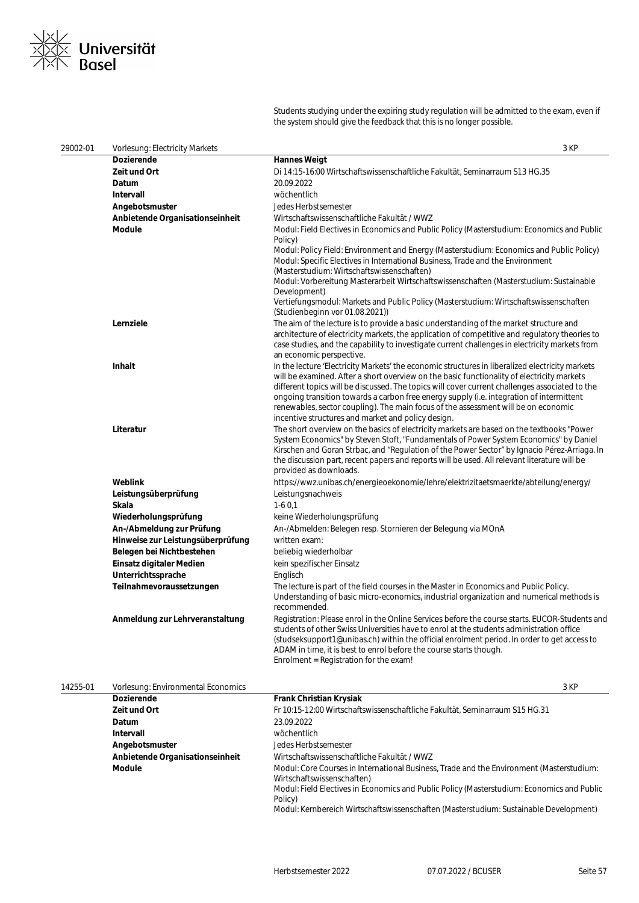Students studying under the expiring study regulation will be admitted to the exam, even if the system should give the feedback that this is no longer possible.

| 29002-01 | Vorlesung: Electricity Markets | 3 KP |
|---|---|---|
| | **Dozierende** | **Hannes Weigt** |
| | **Zeit und Ort** | Di 14:15-16:00 Wirtschaftswissenschaftliche Fakultät, Seminarraum S13 HG.35 |
| | **Datum** | 20.09.2022 |
| | **Intervall** | wöchentlich |
| | **Angebotsmuster** | Jedes Herbstsemester |
| | **Anbietende Organisationseinheit** | Wirtschaftswissenschaftliche Fakultät / WWZ |
| | **Module** | Modul: Field Electives in Economics and Public Policy (Masterstudium: Economics and Public Policy)<br>Modul: Policy Field: Environment and Energy (Masterstudium: Economics and Public Policy)<br>Modul: Specific Electives in International Business, Trade and the Environment (Masterstudium: Wirtschaftswissenschaften)<br>Modul: Vorbereitung Masterarbeit Wirtschaftswissenschaften (Masterstudium: Sustainable Development)<br>Vertiefungsmodul: Markets and Public Policy (Masterstudium: Wirtschaftswissenschaften (Studienbeginn vor 01.08.2021)) |
| | **Lernziele** | The aim of the lecture is to provide a basic understanding of the market structure and architecture of electricity markets, the application of competitive and regulatory theories to case studies, and the capability to investigate current challenges in electricity markets from an economic perspective. |
| | **Inhalt** | In the lecture 'Electricity Markets' the economic structures in liberalized electricity markets will be examined. After a short overview on the basic functionality of electricity markets different topics will be discussed. The topics will cover current challenges associated to the ongoing transition towards a carbon free energy supply (i.e. integration of intermittent renewables, sector coupling). The main focus of the assessment will be on economic incentive structures and market and policy design. |
| | **Literatur** | The short overview on the basics of electricity markets are based on the textbooks "Power System Economics" by Steven Stoft, "Fundamentals of Power System Economics" by Daniel Kirschen and Goran Strbac, and "Regulation of the Power Sector" by Ignacio Pérez-Arriaga. In the discussion part, recent papers and reports will be used. All relevant literature will be provided as downloads. |
| | **Weblink** | https://wwz.unibas.ch/energieoekonomie/lehre/elektrizitaetsmaerkte/abteilung/energy/ |
| | **Leistungsüberprüfung** | Leistungsnachweis |
| | **Skala** | 1-6 0,1 |
| | **Wiederholungsprüfung** | keine Wiederholungsprüfung |
| | **An-/Abmeldung zur Prüfung** | An-/Abmelden: Belegen resp. Stornieren der Belegung via MOnA |
| | **Hinweise zur Leistungsüberprüfung** | written exam: |
| | **Belegen bei Nichtbestehen** | beliebig wiederholbar |
| | **Einsatz digitaler Medien** | kein spezifischer Einsatz |
| | **Unterrichtssprache** | Englisch |
| | **Teilnahmevoraussetzungen** | The lecture is part of the field courses in the Master in Economics and Public Policy. Understanding of basic micro-economics, industrial organization and numerical methods is recommended. |
| | **Anmeldung zur Lehrveranstaltung** | Registration: Please enrol in the Online Services before the course starts. EUCOR-Students and students of other Swiss Universities have to enrol at the students administration office (studseksupport1@unibas.ch) within the official enrolment period. In order to get access to ADAM in time, it is best to enrol before the course starts though.<br>Enrolment = Registration for the exam! |

| 14255-01 | Vorlesung: Environmental Economics | 3 KP |
|---|---|---|
| | **Dozierende** | **Frank Christian Krysiak** |
| | **Zeit und Ort** | Fr 10:15-12:00 Wirtschaftswissenschaftliche Fakultät, Seminarraum S15 HG.31 |
| | **Datum** | 23.09.2022 |
| | **Intervall** | wöchentlich |
| | **Angebotsmuster** | Jedes Herbstsemester |
| | **Anbietende Organisationseinheit** | Wirtschaftswissenschaftliche Fakultät / WWZ |
| | **Module** | Modul: Core Courses in International Business, Trade and the Environment (Masterstudium: Wirtschaftswissenschaften)<br>Modul: Field Electives in Economics and Public Policy (Masterstudium: Economics and Public Policy)<br>Modul: Kernbereich Wirtschaftswissenschaften (Masterstudium: Sustainable Development) |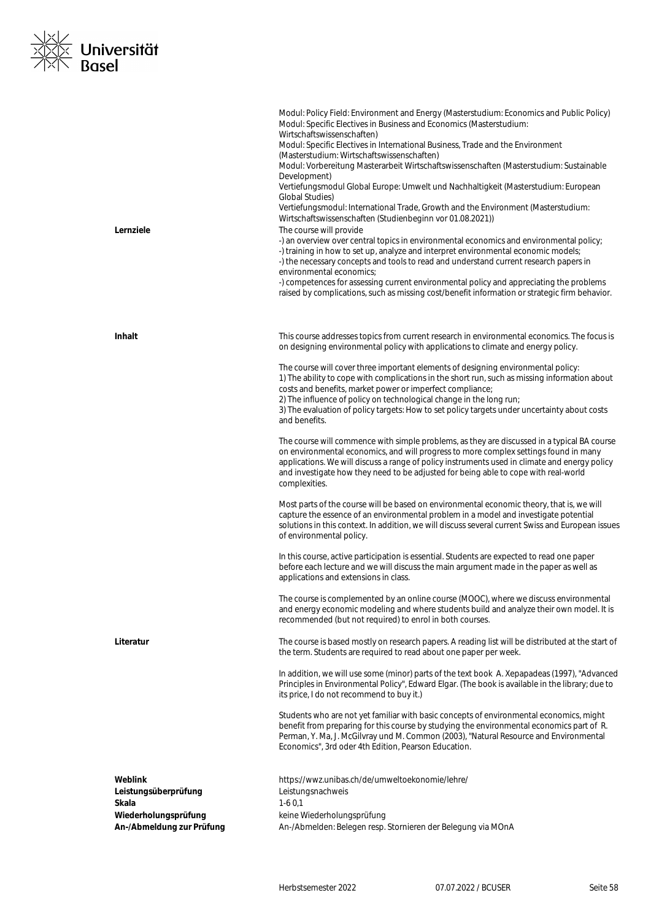Modul: Policy Field: Environment and Energy (Masterstudium: Economics and Public Policy)
Modul: Specific Electives in Business and Economics (Masterstudium: Wirtschaftswissenschaften)
Modul: Specific Electives in International Business, Trade and the Environment (Masterstudium: Wirtschaftswissenschaften)
Modul: Vorbereitung Masterarbeit Wirtschaftswissenschaften (Masterstudium: Sustainable Development)
Vertiefungsmodul Global Europe: Umwelt und Nachhaltigkeit (Masterstudium: European Global Studies)
Vertiefungsmodul: International Trade, Growth and the Environment (Masterstudium: Wirtschaftswissenschaften (Studienbeginn vor 01.08.2021))

**Lernziele**

The course will provide
-) an overview over central topics in environmental economics and environmental policy;
-) training in how to set up, analyze and interpret environmental economic models;
-) the necessary concepts and tools to read and understand current research papers in environmental economics;
-) competences for assessing current environmental policy and appreciating the problems raised by complications, such as missing cost/benefit information or strategic firm behavior.

**Inhalt**

This course addresses topics from current research in environmental economics. The focus is on designing environmental policy with applications to climate and energy policy.

The course will cover three important elements of designing environmental policy:
1) The ability to cope with complications in the short run, such as missing information about costs and benefits, market power or imperfect compliance;
2) The influence of policy on technological change in the long run;
3) The evaluation of policy targets: How to set policy targets under uncertainty about costs and benefits.

The course will commence with simple problems, as they are discussed in a typical BA course on environmental economics, and will progress to more complex settings found in many applications. We will discuss a range of policy instruments used in climate and energy policy and investigate how they need to be adjusted for being able to cope with real-world complexities.

Most parts of the course will be based on environmental economic theory, that is, we will capture the essence of an environmental problem in a model and investigate potential solutions in this context. In addition, we will discuss several current Swiss and European issues of environmental policy.

In this course, active participation is essential. Students are expected to read one paper before each lecture and we will discuss the main argument made in the paper as well as applications and extensions in class.

The course is complemented by an online course (MOOC), where we discuss environmental and energy economic modeling and where students build and analyze their own model. It is recommended (but not required) to enrol in both courses.

**Literatur**

The course is based mostly on research papers. A reading list will be distributed at the start of the term. Students are required to read about one paper per week.

In addition, we will use some (minor) parts of the text book A. Xepapadeas (1997), "Advanced Principles in Environmental Policy", Edward Elgar. (The book is available in the library; due to its price, I do not recommend to buy it.)

Students who are not yet familiar with basic concepts of environmental economics, might benefit from preparing for this course by studying the environmental economics part of R. Perman, Y. Ma, J. McGilvray und M. Common (2003), "Natural Resource and Environmental Economics", 3rd oder 4th Edition, Pearson Education.

**Weblink** https://wwz.unibas.ch/de/umweltoekonomie/lehre/
**Leistungsüberprüfung** Leistungsnachweis
**Skala** 1-6 0,1
**Wiederholungsprüfung** keine Wiederholungsprüfung
**An-/Abmeldung zur Prüfung** An-/Abmelden: Belegen resp. Stornieren der Belegung via MOnA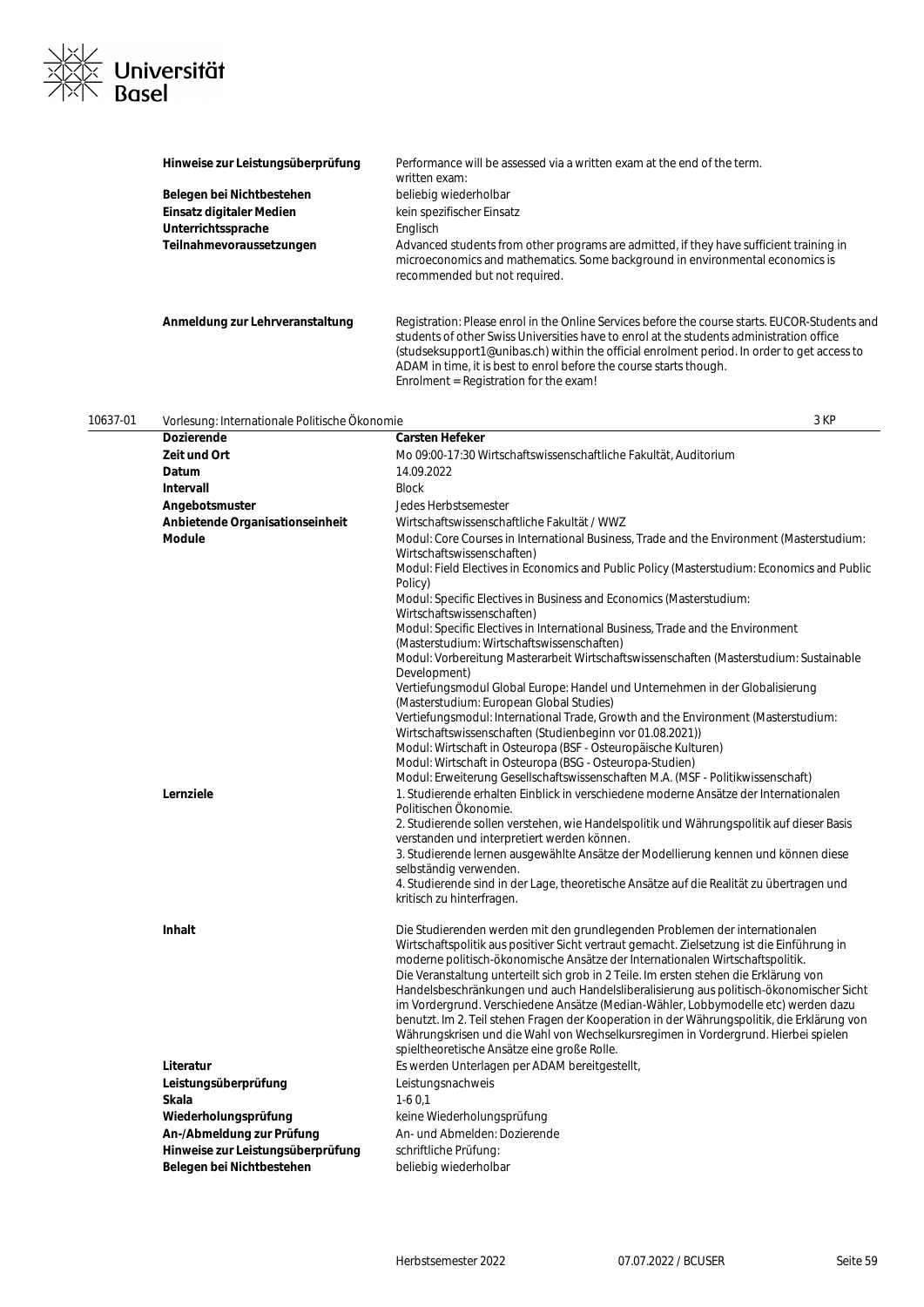| | |
|---|---|
| **Hinweise zur Leistungsüberprüfung** | Performance will be assessed via a written exam at the end of the term. written exam: |
| **Belegen bei Nichtbestehen** | beliebig wiederholbar |
| **Einsatz digitaler Medien** | kein spezifischer Einsatz |
| **Unterrichtssprache** | Englisch |
| **Teilnahmevoraussetzungen** | Advanced students from other programs are admitted, if they have sufficient training in microeconomics and mathematics. Some background in environmental economics is recommended but not required. |
| **Anmeldung zur Lehrveranstaltung** | Registration: Please enrol in the Online Services before the course starts. EUCOR-Students and students of other Swiss Universities have to enrol at the students administration office (studseksupport1@unibas.ch) within the official enrolment period. In order to get access to ADAM in time, it is best to enrol before the course starts though. Enrolment = Registration for the exam! |

## 10637-01 Vorlesung: Internationale Politische Ökonomie — 3 KP

| | |
|---|---|
| **Dozierende** | **Carsten Hefeker** |
| **Zeit und Ort** | Mo 09:00-17:30 Wirtschaftswissenschaftliche Fakultät, Auditorium |
| **Datum** | 14.09.2022 |
| **Intervall** | Block |
| **Angebotsmuster** | Jedes Herbstsemester |
| **Anbietende Organisationseinheit** | Wirtschaftswissenschaftliche Fakultät / WWZ |
| **Module** | Modul: Core Courses in International Business, Trade and the Environment (Masterstudium: Wirtschaftswissenschaften)<br>Modul: Field Electives in Economics and Public Policy (Masterstudium: Economics and Public Policy)<br>Modul: Specific Electives in Business and Economics (Masterstudium: Wirtschaftswissenschaften)<br>Modul: Specific Electives in International Business, Trade and the Environment (Masterstudium: Wirtschaftswissenschaften)<br>Modul: Vorbereitung Masterarbeit Wirtschaftswissenschaften (Masterstudium: Sustainable Development)<br>Vertiefungsmodul Global Europe: Handel und Unternehmen in der Globalisierung (Masterstudium: European Global Studies)<br>Vertiefungsmodul: International Trade, Growth and the Environment (Masterstudium: Wirtschaftswissenschaften (Studienbeginn vor 01.08.2021))<br>Modul: Wirtschaft in Osteuropa (BSF - Osteuropäische Kulturen)<br>Modul: Wirtschaft in Osteuropa (BSG - Osteuropa-Studien)<br>Modul: Erweiterung Gesellschaftswissenschaften M.A. (MSF - Politikwissenschaft) |
| **Lernziele** | 1. Studierende erhalten Einblick in verschiedene moderne Ansätze der Internationalen Politischen Ökonomie.<br>2. Studierende sollen verstehen, wie Handelspolitik und Währungspolitik auf dieser Basis verstanden und interpretiert werden können.<br>3. Studierende lernen ausgewählte Ansätze der Modellierung kennen und können diese selbständig verwenden.<br>4. Studierende sind in der Lage, theoretische Ansätze auf die Realität zu übertragen und kritisch zu hinterfragen. |
| **Inhalt** | Die Studierenden werden mit den grundlegenden Problemen der internationalen Wirtschaftspolitik aus positiver Sicht vertraut gemacht. Zielsetzung ist die Einführung in moderne politisch-ökonomische Ansätze der Internationalen Wirtschaftspolitik.<br>Die Veranstaltung unterteilt sich grob in 2 Teile. Im ersten stehen die Erklärung von Handelsbeschränkungen und auch Handelsliberalisierung aus politisch-ökonomischer Sicht im Vordergrund. Verschiedene Ansätze (Median-Wähler, Lobbymodelle etc) werden dazu benutzt. Im 2. Teil stehen Fragen der Kooperation in der Währungspolitik, die Erklärung von Währungskrisen und die Wahl von Wechselkursregimen in Vordergrund. Hierbei spielen spieltheoretische Ansätze eine große Rolle. |
| **Literatur** | Es werden Unterlagen per ADAM bereitgestellt, |
| **Leistungsüberprüfung** | Leistungsnachweis |
| **Skala** | 1-6 0,1 |
| **Wiederholungsprüfung** | keine Wiederholungsprüfung |
| **An-/Abmeldung zur Prüfung** | An- und Abmelden: Dozierende |
| **Hinweise zur Leistungsüberprüfung** | schriftliche Prüfung: |
| **Belegen bei Nichtbestehen** | beliebig wiederholbar |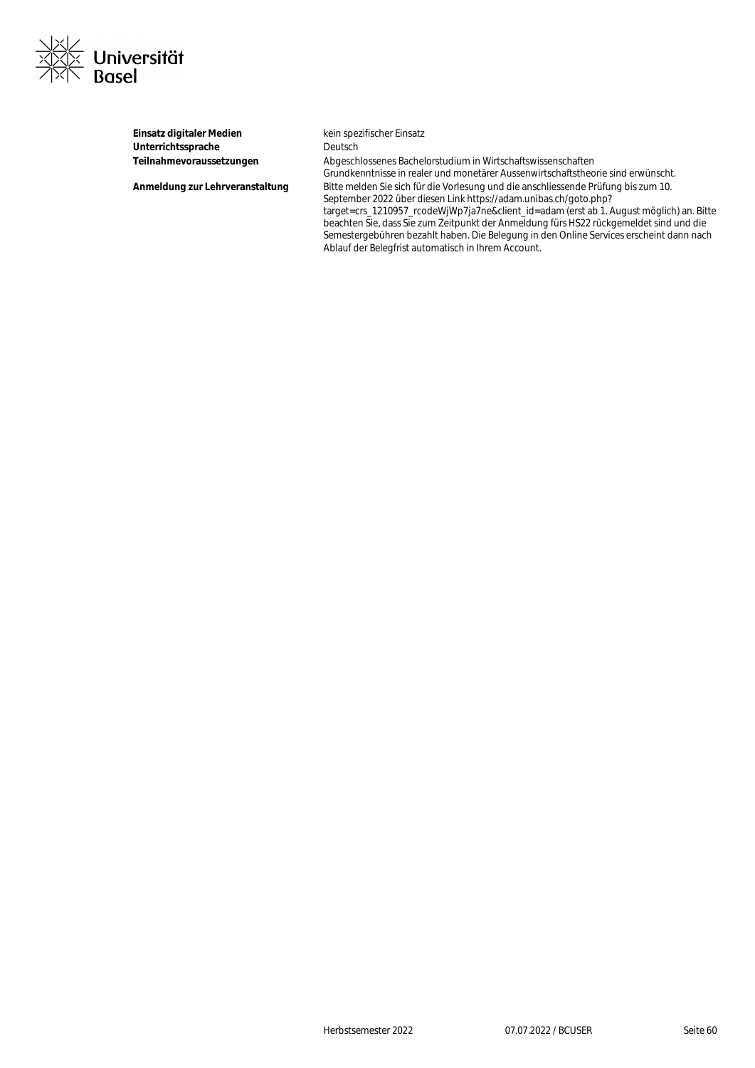| | |
|---|---|
| **Einsatz digitaler Medien** | kein spezifischer Einsatz |
| **Unterrichtssprache** | Deutsch |
| **Teilnahmevoraussetzungen** | Abgeschlossenes Bachelorstudium in Wirtschaftswissenschaften<br>Grundkenntnisse in realer und monetärer Aussenwirtschaftstheorie sind erwünscht. |
| **Anmeldung zur Lehrveranstaltung** | Bitte melden Sie sich für die Vorlesung und die anschliessende Prüfung bis zum 10. September 2022 über diesen Link https://adam.unibas.ch/goto.php?target=crs_1210957_rcodeWjWp7ja7ne&client_id=adam (erst ab 1. August möglich) an. Bitte beachten Sie, dass Sie zum Zeitpunkt der Anmeldung fürs HS22 rückgemeldet sind und die Semestergebühren bezahlt haben. Die Belegung in den Online Services erscheint dann nach Ablauf der Belegfrist automatisch in Ihrem Account. |